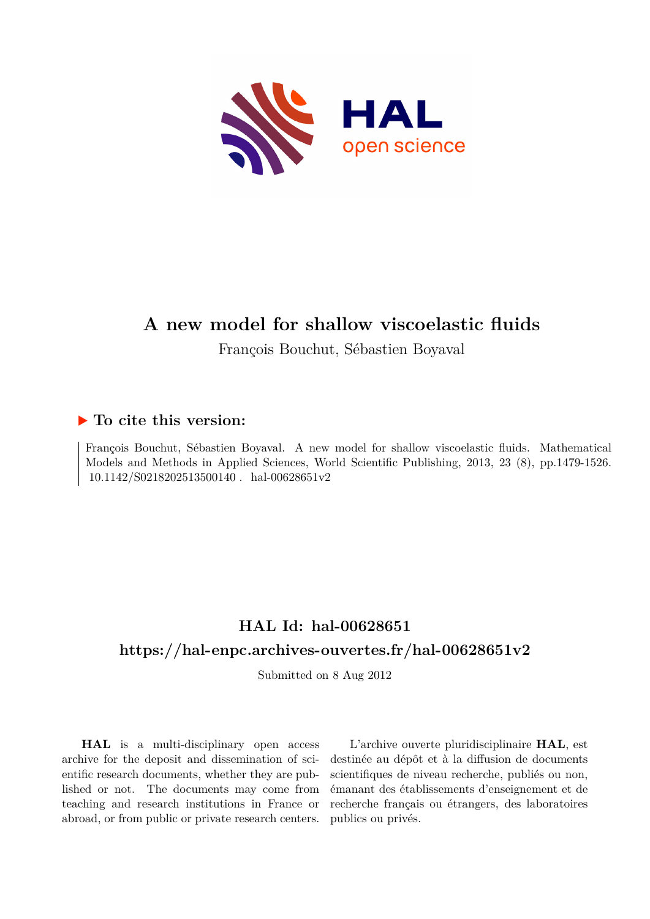# A new model for shallow viscoelastic fluids

François Bouchut, Sébastien Boyaval

## ▶ To cite this version:

François Bouchut, Sébastien Boyaval. A new model for shallow viscoelastic fluids. Mathematical Models and Methods in Applied Sciences, World Scientific Publishing, 2013, 23 (8), pp.1479-1526. 10.1142/S0218202513500140 . hal-00628651v2

## HAL Id: hal-00628651

## https://hal-enpc.archives-ouvertes.fr/hal-00628651v2

Submitted on 8 Aug 2012

**HAL** is a multi-disciplinary open access archive for the deposit and dissemination of scientific research documents, whether they are published or not. The documents may come from teaching and research institutions in France or abroad, or from public or private research centers.

L'archive ouverte pluridisciplinaire **HAL**, est destinée au dépôt et à la diffusion de documents scientifiques de niveau recherche, publiés ou non, émanant des établissements d'enseignement et de recherche français ou étrangers, des laboratoires publics ou privés.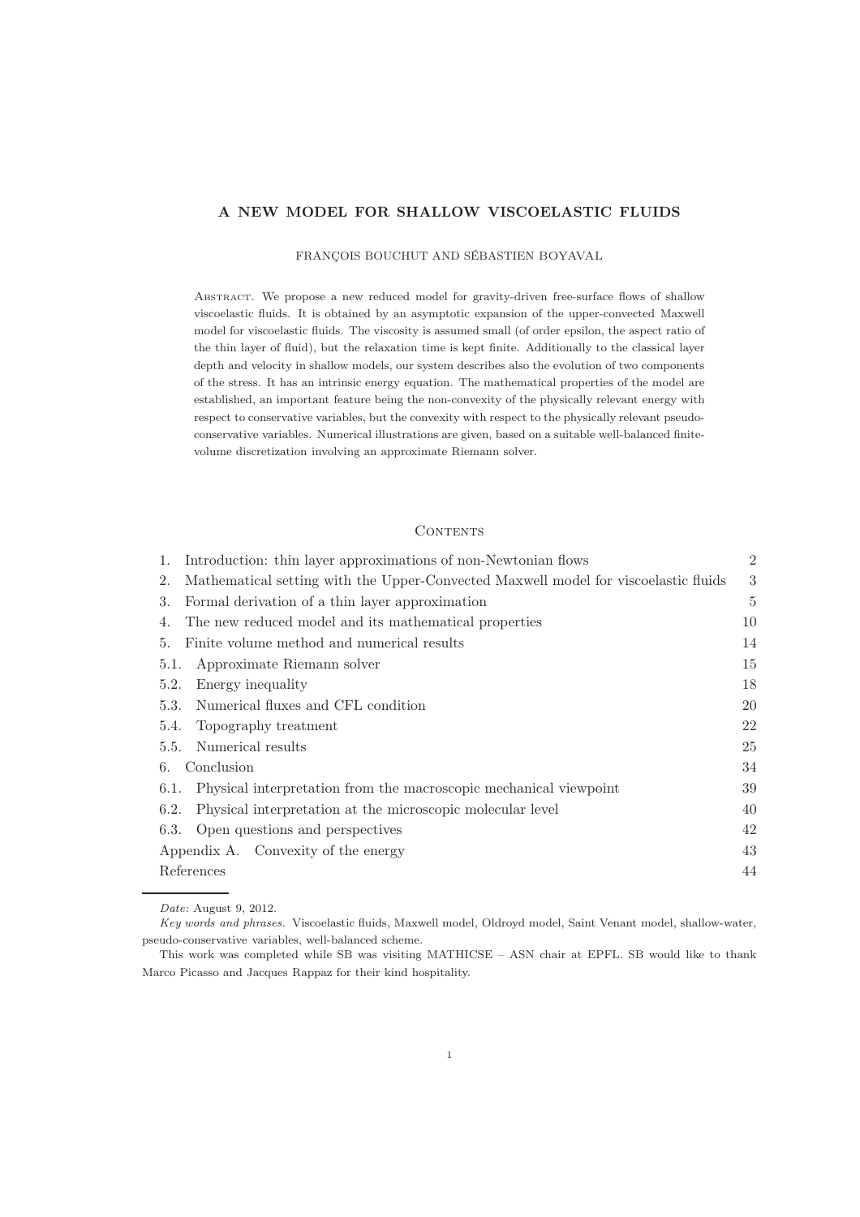# A NEW MODEL FOR SHALLOW VISCOELASTIC FLUIDS

FRANÇOIS BOUCHUT AND SÉBASTIEN BOYAVAL

Abstract. We propose a new reduced model for gravity-driven free-surface flows of shallow viscoelastic fluids. It is obtained by an asymptotic expansion of the upper-convected Maxwell model for viscoelastic fluids. The viscosity is assumed small (of order epsilon, the aspect ratio of the thin layer of fluid), but the relaxation time is kept finite. Additionally to the classical layer depth and velocity in shallow models, our system describes also the evolution of two components of the stress. It has an intrinsic energy equation. The mathematical properties of the model are established, an important feature being the non-convexity of the physically relevant energy with respect to conservative variables, but the convexity with respect to the physically relevant pseudo-conservative variables. Numerical illustrations are given, based on a suitable well-balanced finite-volume discretization involving an approximate Riemann solver.

## Contents

| | |
|---|---|
| 1. Introduction: thin layer approximations of non-Newtonian flows | 2 |
| 2. Mathematical setting with the Upper-Convected Maxwell model for viscoelastic fluids | 3 |
| 3. Formal derivation of a thin layer approximation | 5 |
| 4. The new reduced model and its mathematical properties | 10 |
| 5. Finite volume method and numerical results | 14 |
| 5.1. Approximate Riemann solver | 15 |
| 5.2. Energy inequality | 18 |
| 5.3. Numerical fluxes and CFL condition | 20 |
| 5.4. Topography treatment | 22 |
| 5.5. Numerical results | 25 |
| 6. Conclusion | 34 |
| 6.1. Physical interpretation from the macroscopic mechanical viewpoint | 39 |
| 6.2. Physical interpretation at the microscopic molecular level | 40 |
| 6.3. Open questions and perspectives | 42 |
| Appendix A. Convexity of the energy | 43 |
| References | 44 |

*Date*: August 9, 2012.

*Key words and phrases.* Viscoelastic fluids, Maxwell model, Oldroyd model, Saint Venant model, shallow-water, pseudo-conservative variables, well-balanced scheme.

This work was completed while SB was visiting MATHICSE – ASN chair at EPFL. SB would like to thank Marco Picasso and Jacques Rappaz for their kind hospitality.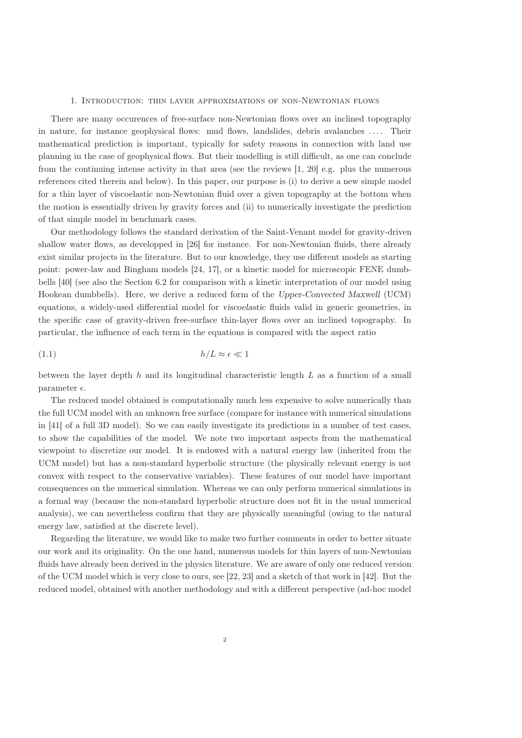## 1. Introduction: thin layer approximations of non-Newtonian flows

There are many occurences of free-surface non-Newtonian flows over an inclined topography in nature, for instance geophysical flows: mud flows, landslides, debris avalanches .... Their mathematical prediction is important, typically for safety reasons in connection with land use planning in the case of geophysical flows. But their modelling is still difficult, as one can conclude from the continuing intense activity in that area (see the reviews [1, 20] e.g. plus the numerous references cited therein and below). In this paper, our purpose is (i) to derive a new simple model for a thin layer of viscoelastic non-Newtonian fluid over a given topography at the bottom when the motion is essentially driven by gravity forces and (ii) to numerically investigate the prediction of that simple model in benchmark cases.

Our methodology follows the standard derivation of the Saint-Venant model for gravity-driven shallow water flows, as developped in [26] for instance. For non-Newtonian fluids, there already exist similar projects in the literature. But to our knowledge, they use different models as starting point: power-law and Bingham models [24, 17], or a kinetic model for microscopic FENE dumbbells [40] (see also the Section 6.2 for comparison with a kinetic interpretation of our model using Hookean dumbbells). Here, we derive a reduced form of the *Upper-Convected Maxwell* (UCM) equations, a widely-used differential model for *viscoelastic* fluids valid in generic geometries, in the specific case of gravity-driven free-surface thin-layer flows over an inclined topography. In particular, the influence of each term in the equations is compared with the aspect ratio

$$h/L \approx \epsilon \ll 1 \tag{1.1}$$

between the layer depth $h$ and its longitudinal characteristic length $L$ as a function of a small parameter $\epsilon$.

The reduced model obtained is computationally much less expensive to solve numerically than the full UCM model with an unknown free surface (compare for instance with numerical simulations in [41] of a full 3D model). So we can easily investigate its predictions in a number of test cases, to show the capabilities of the model. We note two important aspects from the mathematical viewpoint to discretize our model. It is endowed with a natural energy law (inherited from the UCM model) but has a non-standard hyperbolic structure (the physically relevant energy is not convex with respect to the conservative variables). These features of our model have important consequences on the numerical simulation. Whereas we can only perform numerical simulations in a formal way (because the non-standard hyperbolic structure does not fit in the usual numerical analysis), we can nevertheless confirm that they are physically meaningful (owing to the natural energy law, satisfied at the discrete level).

Regarding the literature, we would like to make two further comments in order to better situate our work and its originality. On the one hand, numerous models for thin layers of non-Newtonian fluids have already been derived in the physics literature. We are aware of only one reduced version of the UCM model which is very close to ours, see [22, 23] and a sketch of that work in [42]. But the reduced model, obtained with another methodology and with a different perspective (ad-hoc model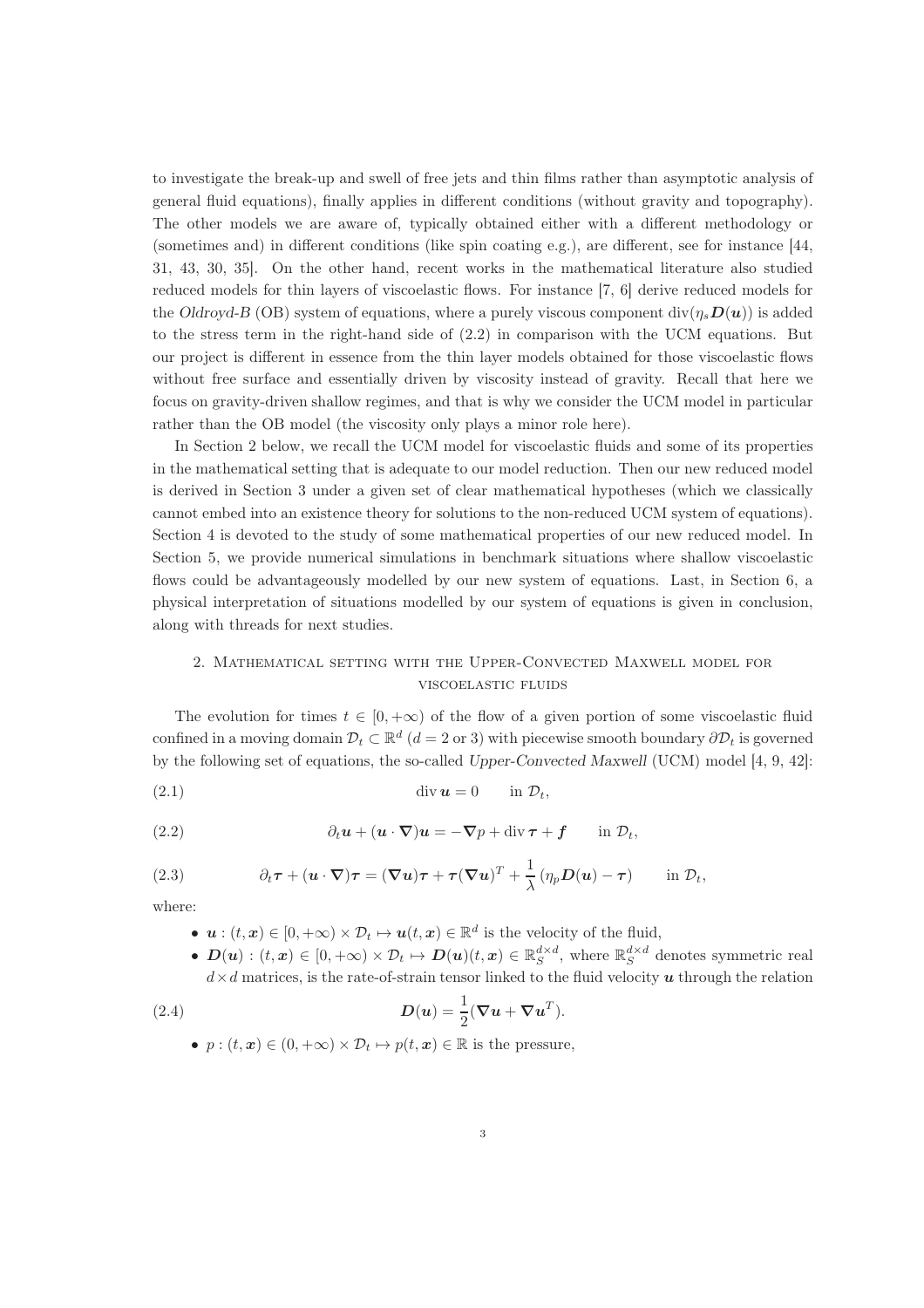to investigate the break-up and swell of free jets and thin films rather than asymptotic analysis of general fluid equations), finally applies in different conditions (without gravity and topography). The other models we are aware of, typically obtained either with a different methodology or (sometimes and) in different conditions (like spin coating e.g.), are different, see for instance [44, 31, 43, 30, 35]. On the other hand, recent works in the mathematical literature also studied reduced models for thin layers of viscoelastic flows. For instance [7, 6] derive reduced models for the *Oldroyd-B* (OB) system of equations, where a purely viscous component $\operatorname{div}(\eta_s \boldsymbol{D}(\boldsymbol{u}))$ is added to the stress term in the right-hand side of (2.2) in comparison with the UCM equations. But our project is different in essence from the thin layer models obtained for those viscoelastic flows without free surface and essentially driven by viscosity instead of gravity. Recall that here we focus on gravity-driven shallow regimes, and that is why we consider the UCM model in particular rather than the OB model (the viscosity only plays a minor role here).

In Section 2 below, we recall the UCM model for viscoelastic fluids and some of its properties in the mathematical setting that is adequate to our model reduction. Then our new reduced model is derived in Section 3 under a given set of clear mathematical hypotheses (which we classically cannot embed into an existence theory for solutions to the non-reduced UCM system of equations). Section 4 is devoted to the study of some mathematical properties of our new reduced model. In Section 5, we provide numerical simulations in benchmark situations where shallow viscoelastic flows could be advantageously modelled by our new system of equations. Last, in Section 6, a physical interpretation of situations modelled by our system of equations is given in conclusion, along with threads for next studies.

## 2. Mathematical setting with the Upper-Convected Maxwell model for viscoelastic fluids

The evolution for times $t \in [0, +\infty)$ of the flow of a given portion of some viscoelastic fluid confined in a moving domain $\mathcal{D}_t \subset \mathbb{R}^d$ ($d = 2$ or 3) with piecewise smooth boundary $\partial\mathcal{D}_t$ is governed by the following set of equations, the so-called *Upper-Convected Maxwell* (UCM) model [4, 9, 42]:

$$\operatorname{div} \boldsymbol{u} = 0 \qquad \text{in } \mathcal{D}_t, \tag{2.1}$$

$$\partial_t \boldsymbol{u} + (\boldsymbol{u} \cdot \boldsymbol{\nabla})\boldsymbol{u} = -\boldsymbol{\nabla} p + \operatorname{div} \boldsymbol{\tau} + \boldsymbol{f} \qquad \text{in } \mathcal{D}_t, \tag{2.2}$$

$$\partial_t \boldsymbol{\tau} + (\boldsymbol{u} \cdot \boldsymbol{\nabla})\boldsymbol{\tau} = (\boldsymbol{\nabla} \boldsymbol{u})\boldsymbol{\tau} + \boldsymbol{\tau}(\boldsymbol{\nabla} \boldsymbol{u})^T + \frac{1}{\lambda}\left(\eta_p \boldsymbol{D}(\boldsymbol{u}) - \boldsymbol{\tau}\right) \qquad \text{in } \mathcal{D}_t, \tag{2.3}$$

where:

- $\boldsymbol{u} : (t, \boldsymbol{x}) \in [0, +\infty) \times \mathcal{D}_t \mapsto \boldsymbol{u}(t, \boldsymbol{x}) \in \mathbb{R}^d$ is the velocity of the fluid,
- $\boldsymbol{D}(\boldsymbol{u}) : (t, \boldsymbol{x}) \in [0, +\infty) \times \mathcal{D}_t \mapsto \boldsymbol{D}(\boldsymbol{u})(t, \boldsymbol{x}) \in \mathbb{R}^{d \times d}_S$, where $\mathbb{R}^{d \times d}_S$ denotes symmetric real $d \times d$ matrices, is the rate-of-strain tensor linked to the fluid velocity $\boldsymbol{u}$ through the relation

$$\boldsymbol{D}(\boldsymbol{u}) = \frac{1}{2}(\boldsymbol{\nabla} \boldsymbol{u} + \boldsymbol{\nabla} \boldsymbol{u}^T). \tag{2.4}$$

- $p : (t, \boldsymbol{x}) \in (0, +\infty) \times \mathcal{D}_t \mapsto p(t, \boldsymbol{x}) \in \mathbb{R}$ is the pressure,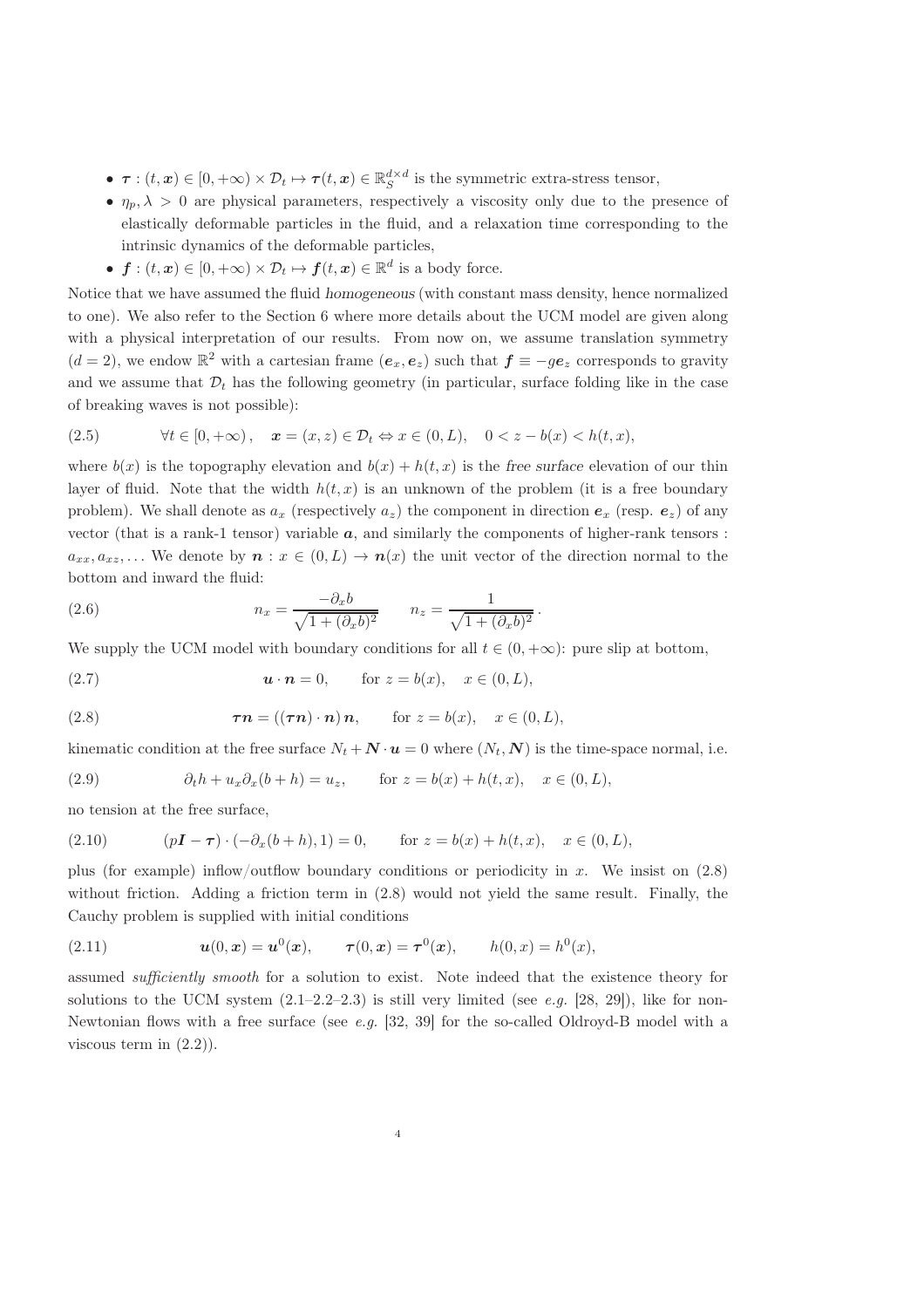- $\boldsymbol{\tau} : (t, \boldsymbol{x}) \in [0, +\infty) \times \mathcal{D}_t \mapsto \boldsymbol{\tau}(t, \boldsymbol{x}) \in \mathbb{R}^{d\times d}_S$ is the symmetric extra-stress tensor,
- $\eta_p, \lambda > 0$ are physical parameters, respectively a viscosity only due to the presence of elastically deformable particles in the fluid, and a relaxation time corresponding to the intrinsic dynamics of the deformable particles,
- $\boldsymbol{f} : (t, \boldsymbol{x}) \in [0, +\infty) \times \mathcal{D}_t \mapsto \boldsymbol{f}(t, \boldsymbol{x}) \in \mathbb{R}^d$ is a body force.

Notice that we have assumed the fluid *homogeneous* (with constant mass density, hence normalized to one). We also refer to the Section 6 where more details about the UCM model are given along with a physical interpretation of our results. From now on, we assume translation symmetry ($d = 2$), we endow $\mathbb{R}^2$ with a cartesian frame $(\boldsymbol{e}_x, \boldsymbol{e}_z)$ such that $\boldsymbol{f} \equiv -g\boldsymbol{e}_z$ corresponds to gravity and we assume that $\mathcal{D}_t$ has the following geometry (in particular, surface folding like in the case of breaking waves is not possible):

$$\forall t \in [0, +\infty), \quad \boldsymbol{x} = (x, z) \in \mathcal{D}_t \Leftrightarrow x \in (0, L), \quad 0 < z - b(x) < h(t, x), \tag{2.5}$$

where $b(x)$ is the topography elevation and $b(x) + h(t, x)$ is the *free surface* elevation of our thin layer of fluid. Note that the width $h(t, x)$ is an unknown of the problem (it is a free boundary problem). We shall denote as $a_x$ (respectively $a_z$) the component in direction $\boldsymbol{e}_x$ (resp. $\boldsymbol{e}_z$) of any vector (that is a rank-1 tensor) variable $\boldsymbol{a}$, and similarly the components of higher-rank tensors : $a_{xx}, a_{xz}, \ldots$ We denote by $\boldsymbol{n} : x \in (0, L) \to \boldsymbol{n}(x)$ the unit vector of the direction normal to the bottom and inward the fluid:

$$n_x = \frac{-\partial_x b}{\sqrt{1 + (\partial_x b)^2}} \qquad n_z = \frac{1}{\sqrt{1 + (\partial_x b)^2}} \,. \tag{2.6}$$

We supply the UCM model with boundary conditions for all $t \in (0, +\infty)$: pure slip at bottom,

$$\boldsymbol{u} \cdot \boldsymbol{n} = 0, \qquad \text{for } z = b(x), \quad x \in (0, L), \tag{2.7}$$

$$\boldsymbol{\tau n} = ((\boldsymbol{\tau n}) \cdot \boldsymbol{n})\, \boldsymbol{n}, \qquad \text{for } z = b(x), \quad x \in (0, L), \tag{2.8}$$

kinematic condition at the free surface $N_t + \boldsymbol{N} \cdot \boldsymbol{u} = 0$ where $(N_t, \boldsymbol{N})$ is the time-space normal, i.e.

$$\partial_t h + u_x \partial_x (b + h) = u_z, \qquad \text{for } z = b(x) + h(t, x), \quad x \in (0, L), \tag{2.9}$$

no tension at the free surface,

$$(p\boldsymbol{I} - \boldsymbol{\tau}) \cdot (-\partial_x (b + h), 1) = 0, \qquad \text{for } z = b(x) + h(t, x), \quad x \in (0, L), \tag{2.10}$$

plus (for example) inflow/outflow boundary conditions or periodicity in $x$. We insist on (2.8) without friction. Adding a friction term in (2.8) would not yield the same result. Finally, the Cauchy problem is supplied with initial conditions

$$\boldsymbol{u}(0, \boldsymbol{x}) = \boldsymbol{u}^0(\boldsymbol{x}), \qquad \boldsymbol{\tau}(0, \boldsymbol{x}) = \boldsymbol{\tau}^0(\boldsymbol{x}), \qquad h(0, x) = h^0(x), \tag{2.11}$$

assumed *sufficiently smooth* for a solution to exist. Note indeed that the existence theory for solutions to the UCM system (2.1–2.2–2.3) is still very limited (see *e.g.* [28, 29]), like for non-Newtonian flows with a free surface (see *e.g.* [32, 39] for the so-called Oldroyd-B model with a viscous term in (2.2)).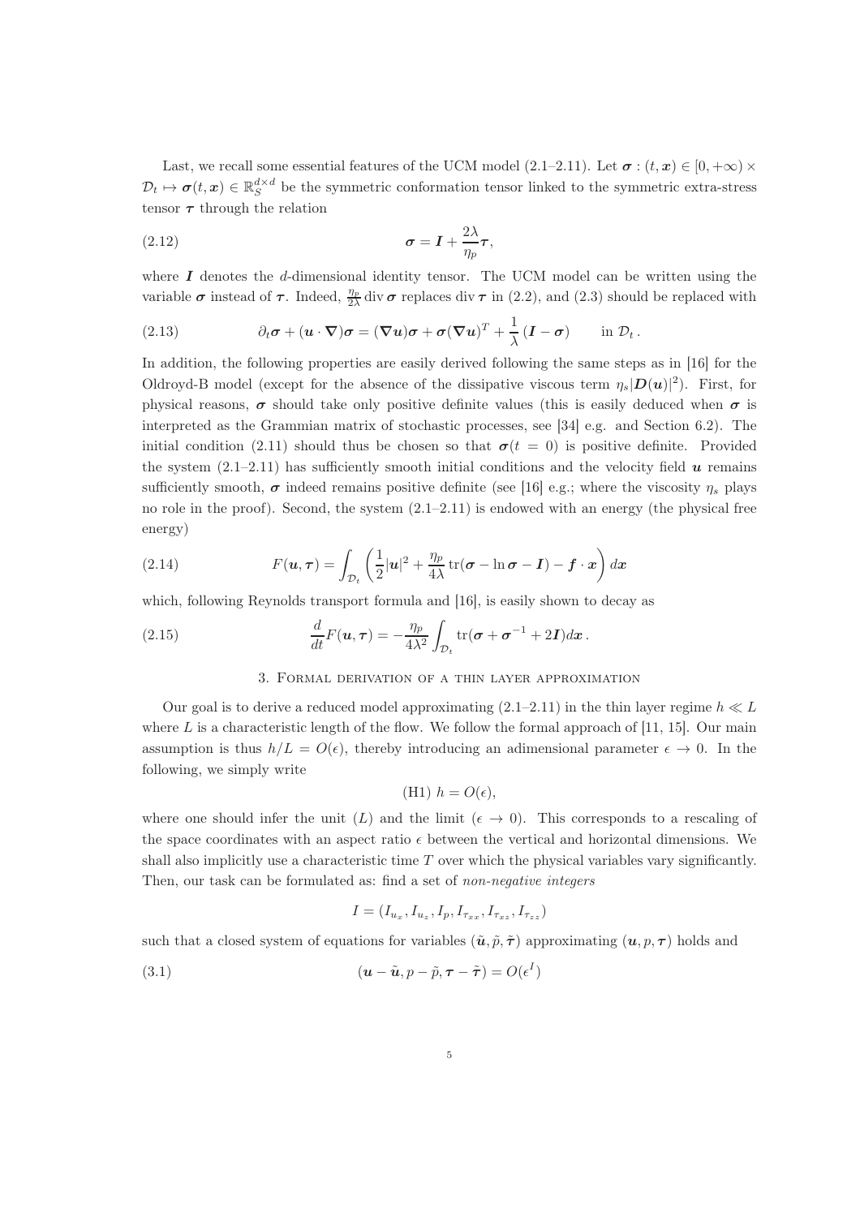Last, we recall some essential features of the UCM model (2.1–2.11). Let $\boldsymbol{\sigma} : (t, \boldsymbol{x}) \in [0, +\infty) \times \mathcal{D}_t \mapsto \boldsymbol{\sigma}(t, \boldsymbol{x}) \in \mathbb{R}_S^{d\times d}$ be the symmetric conformation tensor linked to the symmetric extra-stress tensor $\boldsymbol{\tau}$ through the relation

$$\boldsymbol{\sigma} = \boldsymbol{I} + \frac{2\lambda}{\eta_p}\boldsymbol{\tau}, \tag{2.12}$$

where $\boldsymbol{I}$ denotes the $d$-dimensional identity tensor. The UCM model can be written using the variable $\boldsymbol{\sigma}$ instead of $\boldsymbol{\tau}$. Indeed, $\frac{\eta_p}{2\lambda} \operatorname{div} \boldsymbol{\sigma}$ replaces $\operatorname{div} \boldsymbol{\tau}$ in (2.2), and (2.3) should be replaced with

$$\partial_t \boldsymbol{\sigma} + (\boldsymbol{u} \cdot \boldsymbol{\nabla})\boldsymbol{\sigma} = (\boldsymbol{\nabla u})\boldsymbol{\sigma} + \boldsymbol{\sigma}(\boldsymbol{\nabla u})^T + \frac{1}{\lambda}(\boldsymbol{I} - \boldsymbol{\sigma}) \qquad \text{in } \mathcal{D}_t\,. \tag{2.13}$$

In addition, the following properties are easily derived following the same steps as in [16] for the Oldroyd-B model (except for the absence of the dissipative viscous term $\eta_s|\boldsymbol{D}(\boldsymbol{u})|^2$). First, for physical reasons, $\boldsymbol{\sigma}$ should take only positive definite values (this is easily deduced when $\boldsymbol{\sigma}$ is interpreted as the Grammian matrix of stochastic processes, see [34] e.g. and Section 6.2). The initial condition (2.11) should thus be chosen so that $\boldsymbol{\sigma}(t = 0)$ is positive definite. Provided the system (2.1–2.11) has sufficiently smooth initial conditions and the velocity field $\boldsymbol{u}$ remains sufficiently smooth, $\boldsymbol{\sigma}$ indeed remains positive definite (see [16] e.g.; where the viscosity $\eta_s$ plays no role in the proof). Second, the system (2.1–2.11) is endowed with an energy (the physical free energy)

$$F(\boldsymbol{u}, \boldsymbol{\tau}) = \int_{\mathcal{D}_t} \left( \frac{1}{2}|\boldsymbol{u}|^2 + \frac{\eta_p}{4\lambda} \operatorname{tr}(\boldsymbol{\sigma} - \ln \boldsymbol{\sigma} - \boldsymbol{I}) - \boldsymbol{f} \cdot \boldsymbol{x} \right) d\boldsymbol{x} \tag{2.14}$$

which, following Reynolds transport formula and [16], is easily shown to decay as

$$\frac{d}{dt} F(\boldsymbol{u}, \boldsymbol{\tau}) = -\frac{\eta_p}{4\lambda^2} \int_{\mathcal{D}_t} \operatorname{tr}(\boldsymbol{\sigma} + \boldsymbol{\sigma}^{-1} + 2\boldsymbol{I}) d\boldsymbol{x}\,. \tag{2.15}$$

## 3. Formal derivation of a thin layer approximation

Our goal is to derive a reduced model approximating (2.1–2.11) in the thin layer regime $h \ll L$ where $L$ is a characteristic length of the flow. We follow the formal approach of [11, 15]. Our main assumption is thus $h/L = O(\epsilon)$, thereby introducing an adimensional parameter $\epsilon \to 0$. In the following, we simply write

$$\text{(H1) } h = O(\epsilon),$$

where one should infer the unit ($L$) and the limit ($\epsilon \to 0$). This corresponds to a rescaling of the space coordinates with an aspect ratio $\epsilon$ between the vertical and horizontal dimensions. We shall also implicitly use a characteristic time $T$ over which the physical variables vary significantly. Then, our task can be formulated as: find a set of *non-negative integers*

$$I = (I_{u_x}, I_{u_z}, I_p, I_{\tau_{xx}}, I_{\tau_{xz}}, I_{\tau_{zz}})$$

such that a closed system of equations for variables $(\tilde{\boldsymbol{u}}, \tilde{p}, \tilde{\boldsymbol{\tau}})$ approximating $(\boldsymbol{u}, p, \boldsymbol{\tau})$ holds and

$$(\boldsymbol{u} - \tilde{\boldsymbol{u}}, p - \tilde{p}, \boldsymbol{\tau} - \tilde{\boldsymbol{\tau}}) = O(\epsilon^I) \tag{3.1}$$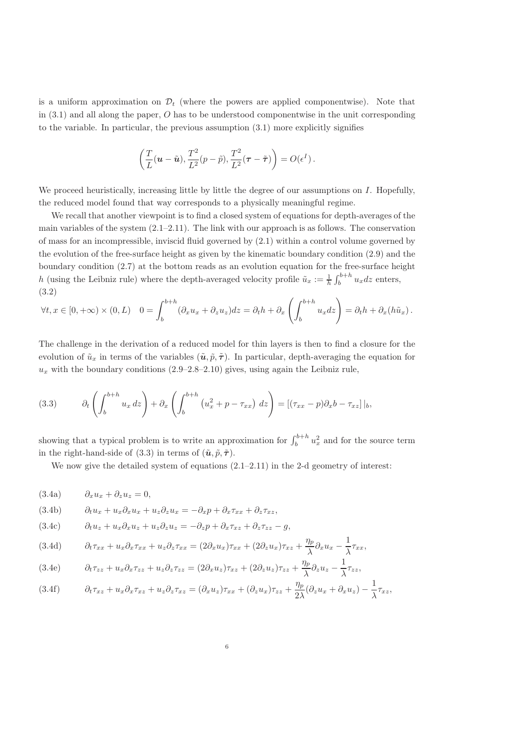is a uniform approximation on $\mathcal{D}_t$ (where the powers are applied componentwise). Note that in (3.1) and all along the paper, $O$ has to be understood componentwise in the unit corresponding to the variable. In particular, the previous assumption (3.1) more explicitly signifies

$$\left(\frac{T}{L}(\boldsymbol{u}-\tilde{\boldsymbol{u}}), \frac{T^2}{L^2}(p-\tilde{p}), \frac{T^2}{L^2}(\boldsymbol{\tau}-\tilde{\boldsymbol{\tau}})\right) = O(\epsilon^I)\,.$$

We proceed heuristically, increasing little by little the degree of our assumptions on $I$. Hopefully, the reduced model found that way corresponds to a physically meaningful regime.

We recall that another viewpoint is to find a closed system of equations for depth-averages of the main variables of the system (2.1–2.11). The link with our approach is as follows. The conservation of mass for an incompressible, inviscid fluid governed by (2.1) within a control volume governed by the evolution of the free-surface height as given by the kinematic boundary condition (2.9) and the boundary condition (2.7) at the bottom reads as an evolution equation for the free-surface height $h$ (using the Leibniz rule) where the depth-averaged velocity profile $\tilde{u}_x := \frac{1}{h}\int_b^{b+h} u_x dz$ enters,
(3.2)

$$\forall t, x \in [0,+\infty)\times(0,L) \quad 0 = \int_b^{b+h}(\partial_x u_x + \partial_z u_z)dz = \partial_t h + \partial_x\left(\int_b^{b+h} u_x dz\right) = \partial_t h + \partial_x(h\tilde{u}_x)\,.$$

The challenge in the derivation of a reduced model for thin layers is then to find a closure for the evolution of $\tilde{u}_x$ in terms of the variables $(\tilde{\boldsymbol{u}}, \tilde{p}, \tilde{\boldsymbol{\tau}})$. In particular, depth-averaging the equation for $u_x$ with the boundary conditions (2.9–2.8–2.10) gives, using again the Leibniz rule,

$$\partial_t\left(\int_b^{b+h} u_x\, dz\right) + \partial_x\left(\int_b^{b+h}\left(u_x^2 + p - \tau_{xx}\right)\, dz\right) = \left[(\tau_{xx}-p)\partial_x b - \tau_{xz}\right]|_b, \tag{3.3}$$

showing that a typical problem is to write an approximation for $\int_b^{b+h} u_x^2$ and for the source term in the right-hand-side of (3.3) in terms of $(\tilde{\boldsymbol{u}}, \tilde{p}, \tilde{\boldsymbol{\tau}})$.

We now give the detailed system of equations (2.1–2.11) in the 2-d geometry of interest:

$$\partial_x u_x + \partial_z u_z = 0, \tag{3.4a}$$

$$\partial_t u_x + u_x\partial_x u_x + u_z\partial_z u_x = -\partial_x p + \partial_x\tau_{xx} + \partial_z\tau_{xz}, \tag{3.4b}$$

$$\partial_t u_z + u_x\partial_x u_z + u_z\partial_z u_z = -\partial_z p + \partial_x\tau_{xz} + \partial_z\tau_{zz} - g, \tag{3.4c}$$

$$\partial_t\tau_{xx} + u_x\partial_x\tau_{xx} + u_z\partial_z\tau_{xx} = (2\partial_x u_x)\tau_{xx} + (2\partial_z u_x)\tau_{xz} + \frac{\eta_p}{\lambda}\partial_x u_x - \frac{1}{\lambda}\tau_{xx}, \tag{3.4d}$$

$$\partial_t\tau_{zz} + u_x\partial_x\tau_{zz} + u_z\partial_z\tau_{zz} = (2\partial_x u_z)\tau_{xz} + (2\partial_z u_z)\tau_{zz} + \frac{\eta_p}{\lambda}\partial_z u_z - \frac{1}{\lambda}\tau_{zz}, \tag{3.4e}$$

$$\partial_t\tau_{xz} + u_x\partial_x\tau_{xz} + u_z\partial_z\tau_{xz} = (\partial_x u_z)\tau_{xx} + (\partial_z u_x)\tau_{zz} + \frac{\eta_p}{2\lambda}(\partial_z u_x + \partial_x u_z) - \frac{1}{\lambda}\tau_{xz}, \tag{3.4f}$$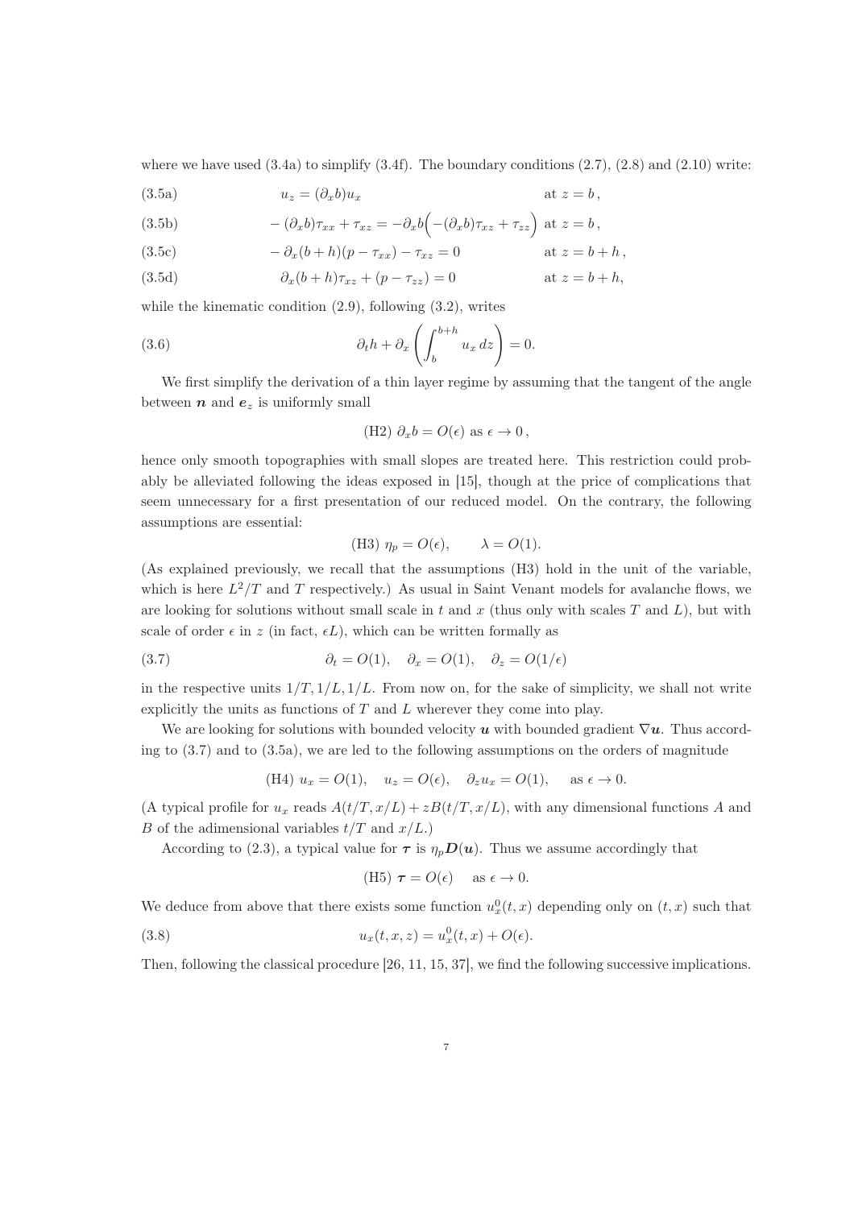where we have used (3.4a) to simplify (3.4f). The boundary conditions (2.7), (2.8) and (2.10) write:

$$
\begin{aligned}
&(3.5a) && u_z = (\partial_x b) u_x && \text{at } z = b\,,\\
&(3.5b) && -(\partial_x b)\tau_{xx} + \tau_{xz} = -\partial_x b\Big(-(\partial_x b)\tau_{xz} + \tau_{zz}\Big) && \text{at } z = b\,,\\
&(3.5c) && -\partial_x (b+h)(p - \tau_{xx}) - \tau_{xz} = 0 && \text{at } z = b+h\,,\\
&(3.5d) && \partial_x (b+h)\tau_{xz} + (p - \tau_{zz}) = 0 && \text{at } z = b+h,
\end{aligned}
$$

while the kinematic condition (2.9), following (3.2), writes

$$
\partial_t h + \partial_x \left( \int_b^{b+h} u_x \, dz \right) = 0. \tag{3.6}
$$

We first simplify the derivation of a thin layer regime by assuming that the tangent of the angle between $\boldsymbol{n}$ and $\boldsymbol{e}_z$ is uniformly small

$$
\text{(H2) } \partial_x b = O(\epsilon) \text{ as } \epsilon \to 0\,,
$$

hence only smooth topographies with small slopes are treated here. This restriction could probably be alleviated following the ideas exposed in [15], though at the price of complications that seem unnecessary for a first presentation of our reduced model. On the contrary, the following assumptions are essential:

$$
\text{(H3) } \eta_p = O(\epsilon), \qquad \lambda = O(1).
$$

(As explained previously, we recall that the assumptions (H3) hold in the unit of the variable, which is here $L^2/T$ and $T$ respectively.) As usual in Saint Venant models for avalanche flows, we are looking for solutions without small scale in $t$ and $x$ (thus only with scales $T$ and $L$), but with scale of order $\epsilon$ in $z$ (in fact, $\epsilon L$), which can be written formally as

$$
\partial_t = O(1), \quad \partial_x = O(1), \quad \partial_z = O(1/\epsilon) \tag{3.7}
$$

in the respective units $1/T, 1/L, 1/L$. From now on, for the sake of simplicity, we shall not write explicitly the units as functions of $T$ and $L$ wherever they come into play.

We are looking for solutions with bounded velocity $\boldsymbol{u}$ with bounded gradient $\nabla \boldsymbol{u}$. Thus according to (3.7) and to (3.5a), we are led to the following assumptions on the orders of magnitude

$$
\text{(H4) } u_x = O(1), \quad u_z = O(\epsilon), \quad \partial_z u_x = O(1), \quad \text{as } \epsilon \to 0.
$$

(A typical profile for $u_x$ reads $A(t/T, x/L) + zB(t/T, x/L)$, with any dimensional functions $A$ and $B$ of the adimensional variables $t/T$ and $x/L$.)

According to (2.3), a typical value for $\boldsymbol{\tau}$ is $\eta_p \boldsymbol{D}(\boldsymbol{u})$. Thus we assume accordingly that

$$
\text{(H5) } \boldsymbol{\tau} = O(\epsilon) \quad \text{as } \epsilon \to 0.
$$

We deduce from above that there exists some function $u_x^0(t,x)$ depending only on $(t,x)$ such that

$$
u_x(t,x,z) = u_x^0(t,x) + O(\epsilon). \tag{3.8}
$$

Then, following the classical procedure [26, 11, 15, 37], we find the following successive implications.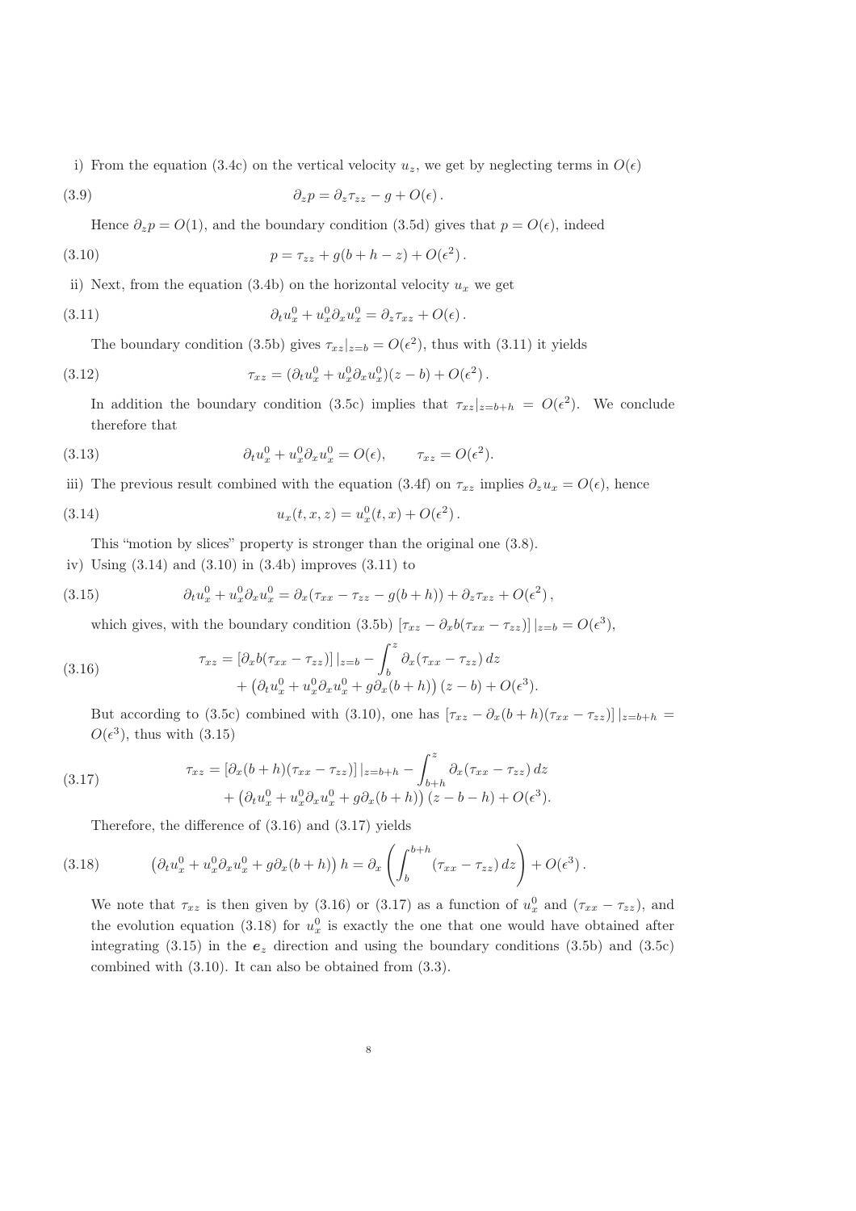i) From the equation (3.4c) on the vertical velocity $u_z$, we get by neglecting terms in $O(\epsilon)$

$$\partial_z p = \partial_z \tau_{zz} - g + O(\epsilon)\,. \tag{3.9}$$

Hence $\partial_z p = O(1)$, and the boundary condition (3.5d) gives that $p = O(\epsilon)$, indeed

$$p = \tau_{zz} + g(b + h - z) + O(\epsilon^2)\,. \tag{3.10}$$

ii) Next, from the equation (3.4b) on the horizontal velocity $u_x$ we get

$$\partial_t u_x^0 + u_x^0 \partial_x u_x^0 = \partial_z \tau_{xz} + O(\epsilon)\,. \tag{3.11}$$

The boundary condition (3.5b) gives $\tau_{xz}|_{z=b} = O(\epsilon^2)$, thus with (3.11) it yields

$$\tau_{xz} = (\partial_t u_x^0 + u_x^0 \partial_x u_x^0)(z - b) + O(\epsilon^2)\,. \tag{3.12}$$

In addition the boundary condition (3.5c) implies that $\tau_{xz}|_{z=b+h} = O(\epsilon^2)$. We conclude therefore that

$$\partial_t u_x^0 + u_x^0 \partial_x u_x^0 = O(\epsilon), \qquad \tau_{xz} = O(\epsilon^2). \tag{3.13}$$

iii) The previous result combined with the equation (3.4f) on $\tau_{xz}$ implies $\partial_z u_x = O(\epsilon)$, hence

$$u_x(t, x, z) = u_x^0(t, x) + O(\epsilon^2)\,. \tag{3.14}$$

This "motion by slices" property is stronger than the original one (3.8).

iv) Using (3.14) and (3.10) in (3.4b) improves (3.11) to

$$\partial_t u_x^0 + u_x^0 \partial_x u_x^0 = \partial_x(\tau_{xx} - \tau_{zz} - g(b + h)) + \partial_z \tau_{xz} + O(\epsilon^2)\,, \tag{3.15}$$

which gives, with the boundary condition (3.5b) $[\tau_{xz} - \partial_x b(\tau_{xx} - \tau_{zz})]\,|_{z=b} = O(\epsilon^3)$,

$$\begin{aligned}\tau_{xz} = {} & [\partial_x b(\tau_{xx} - \tau_{zz})]\,|_{z=b} - \int_b^z \partial_x(\tau_{xx} - \tau_{zz})\,dz \\ & + \left(\partial_t u_x^0 + u_x^0 \partial_x u_x^0 + g\partial_x(b + h)\right)(z - b) + O(\epsilon^3).\end{aligned} \tag{3.16}$$

But according to (3.5c) combined with (3.10), one has $[\tau_{xz} - \partial_x(b + h)(\tau_{xx} - \tau_{zz})]\,|_{z=b+h} = O(\epsilon^3)$, thus with (3.15)

$$\begin{aligned}\tau_{xz} = {} & [\partial_x(b + h)(\tau_{xx} - \tau_{zz})]\,|_{z=b+h} - \int_{b+h}^z \partial_x(\tau_{xx} - \tau_{zz})\,dz \\ & + \left(\partial_t u_x^0 + u_x^0 \partial_x u_x^0 + g\partial_x(b + h)\right)(z - b - h) + O(\epsilon^3).\end{aligned} \tag{3.17}$$

Therefore, the difference of (3.16) and (3.17) yields

$$\left(\partial_t u_x^0 + u_x^0 \partial_x u_x^0 + g\partial_x(b + h)\right) h = \partial_x \left( \int_b^{b+h} (\tau_{xx} - \tau_{zz})\,dz \right) + O(\epsilon^3)\,. \tag{3.18}$$

We note that $\tau_{xz}$ is then given by (3.16) or (3.17) as a function of $u_x^0$ and $(\tau_{xx} - \tau_{zz})$, and the evolution equation (3.18) for $u_x^0$ is exactly the one that one would have obtained after integrating (3.15) in the $\boldsymbol{e}_z$ direction and using the boundary conditions (3.5b) and (3.5c) combined with (3.10). It can also be obtained from (3.3).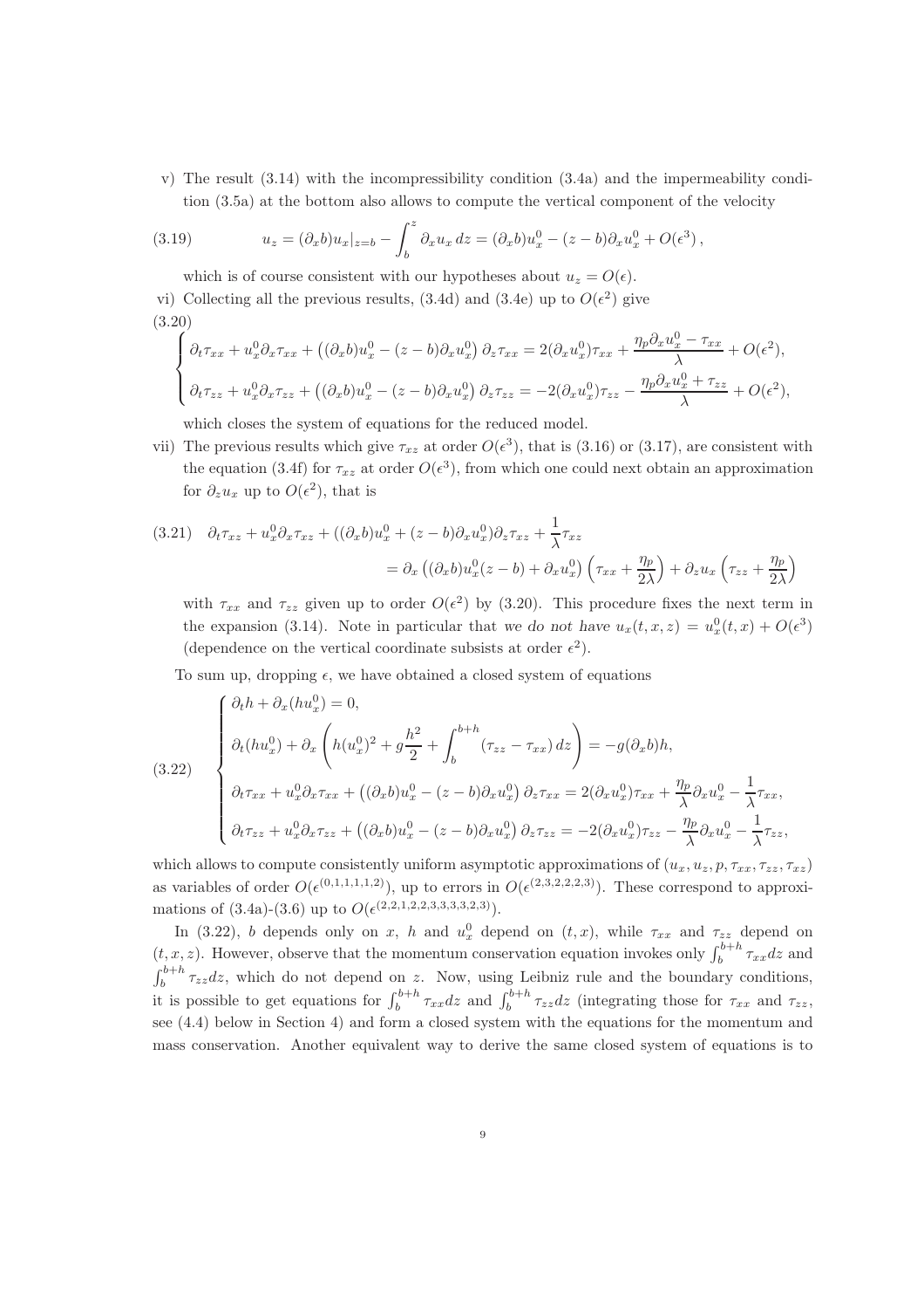v) The result (3.14) with the incompressibility condition (3.4a) and the impermeability condition (3.5a) at the bottom also allows to compute the vertical component of the velocity

$$
u_z = (\partial_x b) u_x|_{z=b} - \int_b^z \partial_x u_x \, dz = (\partial_x b) u_x^0 - (z-b) \partial_x u_x^0 + O(\epsilon^3) \,, \tag{3.19}
$$

which is of course consistent with our hypotheses about $u_z = O(\epsilon)$.

vi) Collecting all the previous results, (3.4d) and (3.4e) up to $O(\epsilon^2)$ give

$$
\begin{cases}
\partial_t \tau_{xx} + u_x^0 \partial_x \tau_{xx} + \left( (\partial_x b) u_x^0 - (z-b) \partial_x u_x^0 \right) \partial_z \tau_{xx} = 2 (\partial_x u_x^0) \tau_{xx} + \dfrac{\eta_p \partial_x u_x^0 - \tau_{xx}}{\lambda} + O(\epsilon^2), \\
\partial_t \tau_{zz} + u_x^0 \partial_x \tau_{zz} + \left( (\partial_x b) u_x^0 - (z-b) \partial_x u_x^0 \right) \partial_z \tau_{zz} = -2 (\partial_x u_x^0) \tau_{zz} - \dfrac{\eta_p \partial_x u_x^0 + \tau_{zz}}{\lambda} + O(\epsilon^2),
\end{cases} \tag{3.20}
$$

which closes the system of equations for the reduced model.

vii) The previous results which give $\tau_{xz}$ at order $O(\epsilon^3)$, that is (3.16) or (3.17), are consistent with the equation (3.4f) for $\tau_{xz}$ at order $O(\epsilon^3)$, from which one could next obtain an approximation for $\partial_z u_x$ up to $O(\epsilon^2)$, that is

$$
\begin{aligned}
\partial_t \tau_{xz} + u_x^0 \partial_x \tau_{xz} + ((\partial_x b) u_x^0 + (z-b) \partial_x u_x^0) \partial_z \tau_{xz} + \frac{1}{\lambda} \tau_{xz} \\
= \partial_x \left( (\partial_x b) u_x^0 (z-b) + \partial_x u_x^0 \right) \left( \tau_{xx} + \frac{\eta_p}{2\lambda} \right) + \partial_z u_x \left( \tau_{zz} + \frac{\eta_p}{2\lambda} \right)
\end{aligned} \tag{3.21}
$$

with $\tau_{xx}$ and $\tau_{zz}$ given up to order $O(\epsilon^2)$ by (3.20). This procedure fixes the next term in the expansion (3.14). Note in particular that *we do not have* $u_x(t,x,z) = u_x^0(t,x) + O(\epsilon^3)$ (dependence on the vertical coordinate subsists at order $\epsilon^2$).

To sum up, dropping $\epsilon$, we have obtained a closed system of equations

$$
\begin{cases}
\partial_t h + \partial_x (h u_x^0) = 0, \\
\partial_t (h u_x^0) + \partial_x \left( h (u_x^0)^2 + g \dfrac{h^2}{2} + \displaystyle\int_b^{b+h} (\tau_{zz} - \tau_{xx}) \, dz \right) = -g (\partial_x b) h, \\
\partial_t \tau_{xx} + u_x^0 \partial_x \tau_{xx} + \left( (\partial_x b) u_x^0 - (z-b) \partial_x u_x^0 \right) \partial_z \tau_{xx} = 2 (\partial_x u_x^0) \tau_{xx} + \dfrac{\eta_p}{\lambda} \partial_x u_x^0 - \dfrac{1}{\lambda} \tau_{xx}, \\
\partial_t \tau_{zz} + u_x^0 \partial_x \tau_{zz} + \left( (\partial_x b) u_x^0 - (z-b) \partial_x u_x^0 \right) \partial_z \tau_{zz} = -2 (\partial_x u_x^0) \tau_{zz} - \dfrac{\eta_p}{\lambda} \partial_x u_x^0 - \dfrac{1}{\lambda} \tau_{zz},
\end{cases} \tag{3.22}
$$

which allows to compute consistently uniform asymptotic approximations of $(u_x, u_z, p, \tau_{xx}, \tau_{zz}, \tau_{xz})$ as variables of order $O(\epsilon^{(0,1,1,1,1,2)})$, up to errors in $O(\epsilon^{(2,3,2,2,2,3)})$. These correspond to approximations of (3.4a)-(3.6) up to $O(\epsilon^{(2,2,1,2,2,3,3,3,3,2,3)})$.

In (3.22), $b$ depends only on $x$, $h$ and $u_x^0$ depend on $(t,x)$, while $\tau_{xx}$ and $\tau_{zz}$ depend on $(t,x,z)$. However, observe that the momentum conservation equation invokes only $\int_b^{b+h} \tau_{xx} dz$ and $\int_b^{b+h} \tau_{zz} dz$, which do not depend on $z$. Now, using Leibniz rule and the boundary conditions, it is possible to get equations for $\int_b^{b+h} \tau_{xx} dz$ and $\int_b^{b+h} \tau_{zz} dz$ (integrating those for $\tau_{xx}$ and $\tau_{zz}$, see (4.4) below in Section 4) and form a closed system with the equations for the momentum and mass conservation. Another equivalent way to derive the same closed system of equations is to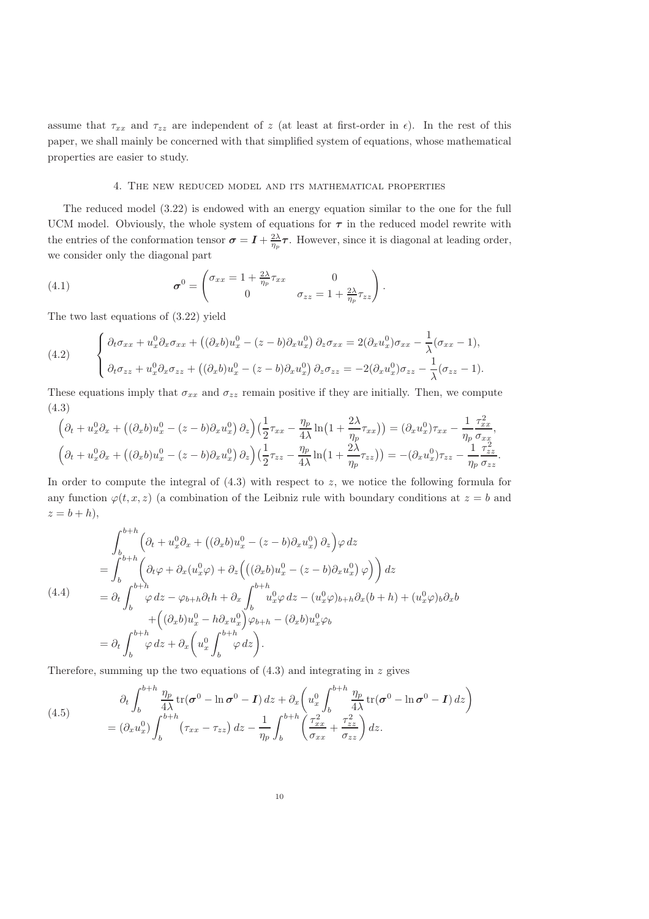assume that $\tau_{xx}$ and $\tau_{zz}$ are independent of $z$ (at least at first-order in $\epsilon$). In the rest of this paper, we shall mainly be concerned with that simplified system of equations, whose mathematical properties are easier to study.

## 4. The new reduced model and its mathematical properties

The reduced model (3.22) is endowed with an energy equation similar to the one for the full UCM model. Obviously, the whole system of equations for $\boldsymbol{\tau}$ in the reduced model rewrite with the entries of the conformation tensor $\boldsymbol{\sigma} = \boldsymbol{I} + \frac{2\lambda}{\eta_p}\boldsymbol{\tau}$. However, since it is diagonal at leading order, we consider only the diagonal part

$$
\boldsymbol{\sigma}^0 = \begin{pmatrix} \sigma_{xx} = 1 + \frac{2\lambda}{\eta_p}\tau_{xx} & 0 \\ 0 & \sigma_{zz} = 1 + \frac{2\lambda}{\eta_p}\tau_{zz} \end{pmatrix}. \tag{4.1}
$$

The two last equations of (3.22) yield

$$
\begin{cases} \partial_t \sigma_{xx} + u_x^0 \partial_x \sigma_{xx} + \left( (\partial_x b) u_x^0 - (z-b)\partial_x u_x^0 \right) \partial_z \sigma_{xx} = 2(\partial_x u_x^0)\sigma_{xx} - \dfrac{1}{\lambda}(\sigma_{xx} - 1), \\[2mm] \partial_t \sigma_{zz} + u_x^0 \partial_x \sigma_{zz} + \left( (\partial_x b) u_x^0 - (z-b)\partial_x u_x^0 \right) \partial_z \sigma_{zz} = -2(\partial_x u_x^0)\sigma_{zz} - \dfrac{1}{\lambda}(\sigma_{zz} - 1). \end{cases} \tag{4.2}
$$

These equations imply that $\sigma_{xx}$ and $\sigma_{zz}$ remain positive if they are initially. Then, we compute

$$
\begin{aligned}
&\Big(\partial_t + u_x^0 \partial_x + \left( (\partial_x b) u_x^0 - (z-b)\partial_x u_x^0 \right) \partial_z \Big)\Big(\frac{1}{2}\tau_{xx} - \frac{\eta_p}{4\lambda}\ln\big(1 + \frac{2\lambda}{\eta_p}\tau_{xx}\big)\Big) = (\partial_x u_x^0)\tau_{xx} - \frac{1}{\eta_p}\frac{\tau_{xx}^2}{\sigma_{xx}}, \\
&\Big(\partial_t + u_x^0 \partial_x + \left( (\partial_x b) u_x^0 - (z-b)\partial_x u_x^0 \right) \partial_z \Big)\Big(\frac{1}{2}\tau_{zz} - \frac{\eta_p}{4\lambda}\ln\big(1 + \frac{2\lambda}{\eta_p}\tau_{zz}\big)\Big) = -(\partial_x u_x^0)\tau_{zz} - \frac{1}{\eta_p}\frac{\tau_{zz}^2}{\sigma_{zz}}.
\end{aligned} \tag{4.3}
$$

In order to compute the integral of (4.3) with respect to $z$, we notice the following formula for any function $\varphi(t,x,z)$ (a combination of the Leibniz rule with boundary conditions at $z = b$ and $z = b + h$),

$$
\begin{aligned}
&\int_b^{b+h} \Big(\partial_t + u_x^0 \partial_x + \left( (\partial_x b) u_x^0 - (z-b)\partial_x u_x^0 \right) \partial_z \Big)\varphi \, dz \\
&= \int_b^{b+h} \bigg(\partial_t \varphi + \partial_x(u_x^0 \varphi) + \partial_z\Big(\left( (\partial_x b) u_x^0 - (z-b)\partial_x u_x^0 \right)\varphi\Big)\bigg) dz \\
&= \partial_t \int_b^{b+h} \varphi \, dz - \varphi_{b+h}\partial_t h + \partial_x \int_b^{b+h} u_x^0 \varphi \, dz - (u_x^0\varphi)_{b+h}\partial_x(b+h) + (u_x^0\varphi)_b \partial_x b \\
&\quad + \Big( (\partial_x b) u_x^0 - h\partial_x u_x^0 \Big)\varphi_{b+h} - (\partial_x b) u_x^0 \varphi_b \\
&= \partial_t \int_b^{b+h} \varphi \, dz + \partial_x \bigg( u_x^0 \int_b^{b+h} \varphi \, dz \bigg).
\end{aligned} \tag{4.4}
$$

Therefore, summing up the two equations of (4.3) and integrating in $z$ gives

$$
\begin{aligned}
&\partial_t \int_b^{b+h} \frac{\eta_p}{4\lambda}\operatorname{tr}(\boldsymbol{\sigma}^0 - \ln \boldsymbol{\sigma}^0 - \boldsymbol{I})\, dz + \partial_x \bigg( u_x^0 \int_b^{b+h} \frac{\eta_p}{4\lambda}\operatorname{tr}(\boldsymbol{\sigma}^0 - \ln \boldsymbol{\sigma}^0 - \boldsymbol{I})\, dz \bigg) \\
&= (\partial_x u_x^0) \int_b^{b+h} \big(\tau_{xx} - \tau_{zz}\big)\, dz - \frac{1}{\eta_p}\int_b^{b+h} \bigg( \frac{\tau_{xx}^2}{\sigma_{xx}} + \frac{\tau_{zz}^2}{\sigma_{zz}} \bigg) dz.
\end{aligned} \tag{4.5}
$$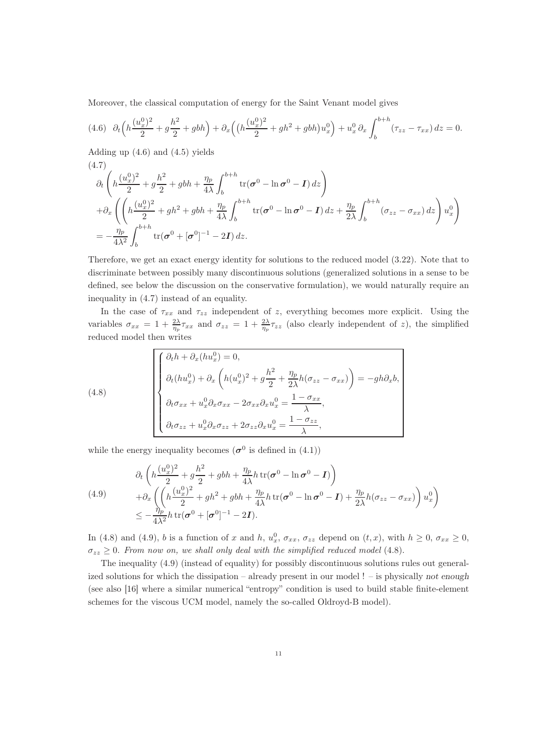Moreover, the classical computation of energy for the Saint Venant model gives

$$\partial_t\Big(h\frac{(u_x^0)^2}{2}+g\frac{h^2}{2}+gbh\Big)+\partial_x\Big(\big(h\frac{(u_x^0)^2}{2}+gh^2+gbh\big)u_x^0\Big)+u_x^0\,\partial_x\int_b^{b+h}(\tau_{zz}-\tau_{xx})\,dz=0. \tag{4.6}$$

Adding up (4.6) and (4.5) yields

$$\begin{aligned}
&\partial_t\left(h\frac{(u_x^0)^2}{2}+g\frac{h^2}{2}+gbh+\frac{\eta_p}{4\lambda}\int_b^{b+h}\mathrm{tr}(\boldsymbol{\sigma}^0-\ln\boldsymbol{\sigma}^0-\boldsymbol{I})\,dz\right)\\
&+\partial_x\left(\left(h\frac{(u_x^0)^2}{2}+gh^2+gbh+\frac{\eta_p}{4\lambda}\int_b^{b+h}\mathrm{tr}(\boldsymbol{\sigma}^0-\ln\boldsymbol{\sigma}^0-\boldsymbol{I})\,dz+\frac{\eta_p}{2\lambda}\int_b^{b+h}(\sigma_{zz}-\sigma_{xx})\,dz\right)u_x^0\right)\\
&=-\frac{\eta_p}{4\lambda^2}\int_b^{b+h}\mathrm{tr}(\boldsymbol{\sigma}^0+[\boldsymbol{\sigma}^0]^{-1}-2\boldsymbol{I})\,dz.
\end{aligned} \tag{4.7}$$

Therefore, we get an exact energy identity for solutions to the reduced model (3.22). Note that to discriminate between possibly many discontinuous solutions (generalized solutions in a sense to be defined, see below the discussion on the conservative formulation), we would naturally require an inequality in (4.7) instead of an equality.

In the case of $\tau_{xx}$ and $\tau_{zz}$ independent of $z$, everything becomes more explicit. Using the variables $\sigma_{xx}=1+\frac{2\lambda}{\eta_p}\tau_{xx}$ and $\sigma_{zz}=1+\frac{2\lambda}{\eta_p}\tau_{zz}$ (also clearly independent of $z$), the simplified reduced model then writes

$$\boxed{\begin{cases}
\partial_t h+\partial_x(hu_x^0)=0,\\
\partial_t(hu_x^0)+\partial_x\left(h(u_x^0)^2+g\dfrac{h^2}{2}+\dfrac{\eta_p}{2\lambda}h(\sigma_{zz}-\sigma_{xx})\right)=-gh\partial_x b,\\
\partial_t\sigma_{xx}+u_x^0\partial_x\sigma_{xx}-2\sigma_{xx}\partial_x u_x^0=\dfrac{1-\sigma_{xx}}{\lambda},\\
\partial_t\sigma_{zz}+u_x^0\partial_x\sigma_{zz}+2\sigma_{zz}\partial_x u_x^0=\dfrac{1-\sigma_{zz}}{\lambda},
\end{cases}} \tag{4.8}$$

while the energy inequality becomes ($\boldsymbol{\sigma}^0$ is defined in (4.1))

$$\begin{aligned}
&\partial_t\left(h\frac{(u_x^0)^2}{2}+g\frac{h^2}{2}+gbh+\frac{\eta_p}{4\lambda}h\,\mathrm{tr}(\boldsymbol{\sigma}^0-\ln\boldsymbol{\sigma}^0-\boldsymbol{I})\right)\\
&+\partial_x\left(\left(h\frac{(u_x^0)^2}{2}+gh^2+gbh+\frac{\eta_p}{4\lambda}h\,\mathrm{tr}(\boldsymbol{\sigma}^0-\ln\boldsymbol{\sigma}^0-\boldsymbol{I})+\frac{\eta_p}{2\lambda}h(\sigma_{zz}-\sigma_{xx})\right)u_x^0\right)\\
&\leq-\frac{\eta_p}{4\lambda^2}h\,\mathrm{tr}(\boldsymbol{\sigma}^0+[\boldsymbol{\sigma}^0]^{-1}-2\boldsymbol{I}).
\end{aligned} \tag{4.9}$$

In (4.8) and (4.9), $b$ is a function of $x$ and $h$, $u_x^0$, $\sigma_{xx}$, $\sigma_{zz}$ depend on $(t,x)$, with $h\geq 0$, $\sigma_{xx}\geq 0$, $\sigma_{zz}\geq 0$. *From now on, we shall only deal with the simplified reduced model* (4.8).

The inequality (4.9) (instead of equality) for possibly discontinuous solutions rules out generalized solutions for which the dissipation – already present in our model ! – is physically *not enough* (see also [16] where a similar numerical "entropy" condition is used to build stable finite-element schemes for the viscous UCM model, namely the so-called Oldroyd-B model).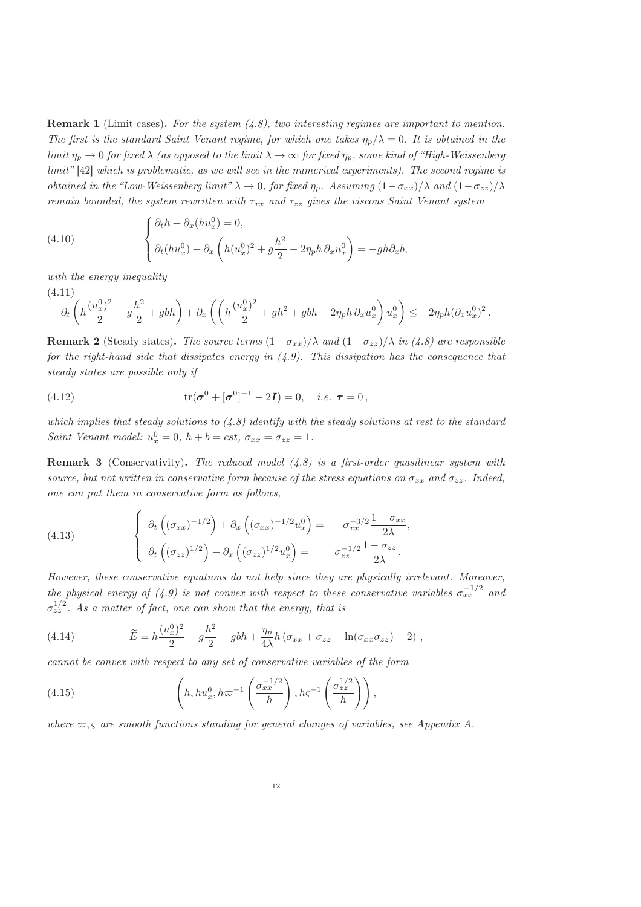**Remark 1** (Limit cases)**.** *For the system (4.8), two interesting regimes are important to mention. The first is the standard Saint Venant regime, for which one takes $\eta_p/\lambda = 0$. It is obtained in the limit $\eta_p \to 0$ for fixed $\lambda$ (as opposed to the limit $\lambda \to \infty$ for fixed $\eta_p$, some kind of "High-Weissenberg limit" [42] which is problematic, as we will see in the numerical experiments). The second regime is obtained in the "Low-Weissenberg limit" $\lambda \to 0$, for fixed $\eta_p$. Assuming $(1-\sigma_{xx})/\lambda$ and $(1-\sigma_{zz})/\lambda$ remain bounded, the system rewritten with $\tau_{xx}$ and $\tau_{zz}$ gives the viscous Saint Venant system*

$$
\begin{cases}
\partial_t h + \partial_x (h u_x^0) = 0, \\
\partial_t (h u_x^0) + \partial_x \left( h (u_x^0)^2 + g \dfrac{h^2}{2} - 2\eta_p h \, \partial_x u_x^0 \right) = -gh \partial_x b,
\end{cases}
\tag{4.10}
$$

*with the energy inequality*

$$
\partial_t \left( h \frac{(u_x^0)^2}{2} + g\frac{h^2}{2} + gbh \right) + \partial_x \left( \left( h\frac{(u_x^0)^2}{2} + gh^2 + gbh - 2\eta_p h \, \partial_x u_x^0 \right) u_x^0 \right) \leq -2\eta_p h (\partial_x u_x^0)^2 \,.
\tag{4.11}
$$

**Remark 2** (Steady states)**.** *The source terms $(1-\sigma_{xx})/\lambda$ and $(1-\sigma_{zz})/\lambda$ in (4.8) are responsible for the right-hand side that dissipates energy in (4.9). This dissipation has the consequence that steady states are possible only if*

$$
\operatorname{tr}(\boldsymbol{\sigma}^0 + [\boldsymbol{\sigma}^0]^{-1} - 2\boldsymbol{I}) = 0, \quad i.e. \ \boldsymbol{\tau} = 0 \,,
\tag{4.12}
$$

*which implies that steady solutions to (4.8) identify with the steady solutions at rest to the standard Saint Venant model: $u_x^0 = 0$, $h + b = cst$, $\sigma_{xx} = \sigma_{zz} = 1$.*

**Remark 3** (Conservativity)**.** *The reduced model (4.8) is a first-order quasilinear system with source, but not written in conservative form because of the stress equations on $\sigma_{xx}$ and $\sigma_{zz}$. Indeed, one can put them in conservative form as follows,*

$$
\begin{cases}
\partial_t \left( (\sigma_{xx})^{-1/2} \right) + \partial_x \left( (\sigma_{xx})^{-1/2} u_x^0 \right) = -\sigma_{xx}^{-3/2} \dfrac{1-\sigma_{xx}}{2\lambda}, \\
\partial_t \left( (\sigma_{zz})^{1/2} \right) + \partial_x \left( (\sigma_{zz})^{1/2} u_x^0 \right) = \sigma_{zz}^{-1/2} \dfrac{1-\sigma_{zz}}{2\lambda}.
\end{cases}
\tag{4.13}
$$

*However, these conservative equations do not help since they are physically irrelevant. Moreover, the physical energy of (4.9) is not convex with respect to these conservative variables $\sigma_{xx}^{-1/2}$ and $\sigma_{zz}^{1/2}$. As a matter of fact, one can show that the energy, that is*

$$
\widetilde{E} = h \frac{(u_x^0)^2}{2} + g\frac{h^2}{2} + gbh + \frac{\eta_p}{4\lambda} h \left( \sigma_{xx} + \sigma_{zz} - \ln(\sigma_{xx}\sigma_{zz}) - 2 \right) \,,
\tag{4.14}
$$

*cannot be convex with respect to any set of conservative variables of the form*

$$
\left( h, h u_x^0, h\varpi^{-1} \left( \frac{\sigma_{xx}^{-1/2}}{h} \right), h\varsigma^{-1} \left( \frac{\sigma_{zz}^{1/2}}{h} \right) \right),
\tag{4.15}
$$

*where $\varpi, \varsigma$ are smooth functions standing for general changes of variables, see Appendix A.*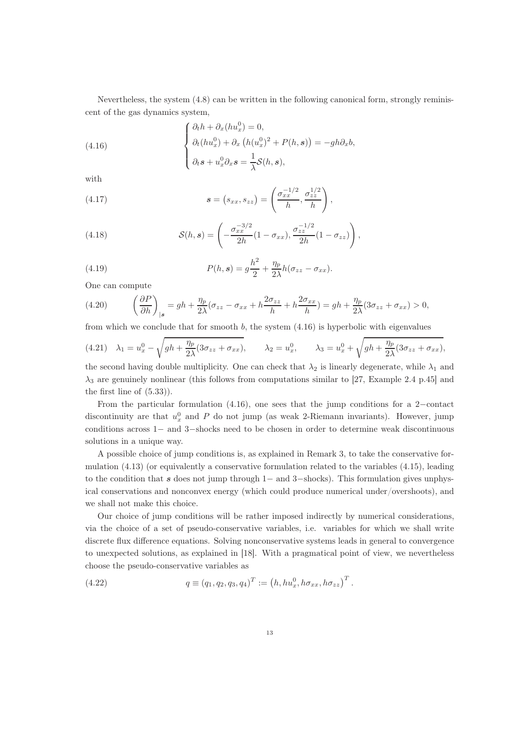Nevertheless, the system (4.8) can be written in the following canonical form, strongly reminiscent of the gas dynamics system,

$$
\begin{cases}
\partial_t h + \partial_x (h u_x^0) = 0, \\
\partial_t (h u_x^0) + \partial_x \left( h (u_x^0)^2 + P(h, \boldsymbol{s}) \right) = -g h \partial_x b, \\
\partial_t \boldsymbol{s} + u_x^0 \partial_x \boldsymbol{s} = \dfrac{1}{\lambda} \mathcal{S}(h, \boldsymbol{s}),
\end{cases}
\tag{4.16}
$$

with

$$
\boldsymbol{s} = \left( s_{xx}, s_{zz} \right) = \left( \frac{\sigma_{xx}^{-1/2}}{h}, \frac{\sigma_{zz}^{1/2}}{h} \right),
\tag{4.17}
$$

$$
\mathcal{S}(h, \boldsymbol{s}) = \left( -\frac{\sigma_{xx}^{-3/2}}{2h} (1 - \sigma_{xx}), \frac{\sigma_{zz}^{-1/2}}{2h} (1 - \sigma_{zz}) \right),
\tag{4.18}
$$

$$
P(h, \boldsymbol{s}) = g \frac{h^2}{2} + \frac{\eta_p}{2\lambda} h (\sigma_{zz} - \sigma_{xx}).
\tag{4.19}
$$

One can compute

$$
\left( \frac{\partial P}{\partial h} \right)_{|\boldsymbol{s}} = g h + \frac{\eta_p}{2\lambda} (\sigma_{zz} - \sigma_{xx} + h \frac{2\sigma_{zz}}{h} + h \frac{2\sigma_{xx}}{h}) = g h + \frac{\eta_p}{2\lambda} (3\sigma_{zz} + \sigma_{xx}) > 0,
\tag{4.20}
$$

from which we conclude that for smooth $b$, the system (4.16) is hyperbolic with eigenvalues

$$
\lambda_1 = u_x^0 - \sqrt{g h + \frac{\eta_p}{2\lambda} (3\sigma_{zz} + \sigma_{xx})}, \qquad \lambda_2 = u_x^0, \qquad \lambda_3 = u_x^0 + \sqrt{g h + \frac{\eta_p}{2\lambda} (3\sigma_{zz} + \sigma_{xx})},
\tag{4.21}
$$

the second having double multiplicity. One can check that $\lambda_2$ is linearly degenerate, while $\lambda_1$ and $\lambda_3$ are genuinely nonlinear (this follows from computations similar to [27, Example 2.4 p.45] and the first line of (5.33)).

From the particular formulation (4.16), one sees that the jump conditions for a 2−contact discontinuity are that $u_x^0$ and $P$ do not jump (as weak 2-Riemann invariants). However, jump conditions across 1− and 3−shocks need to be chosen in order to determine weak discontinuous solutions in a unique way.

A possible choice of jump conditions is, as explained in Remark 3, to take the conservative formulation (4.13) (or equivalently a conservative formulation related to the variables (4.15), leading to the condition that $\boldsymbol{s}$ does not jump through 1− and 3−shocks). This formulation gives unphysical conservations and nonconvex energy (which could produce numerical under/overshoots), and we shall not make this choice.

Our choice of jump conditions will be rather imposed indirectly by numerical considerations, via the choice of a set of pseudo-conservative variables, i.e. variables for which we shall write discrete flux difference equations. Solving nonconservative systems leads in general to convergence to unexpected solutions, as explained in [18]. With a pragmatical point of view, we nevertheless choose the pseudo-conservative variables as

$$
q \equiv (q_1, q_2, q_3, q_4)^T := \left( h, h u_x^0, h \sigma_{xx}, h \sigma_{zz} \right)^T.
\tag{4.22}
$$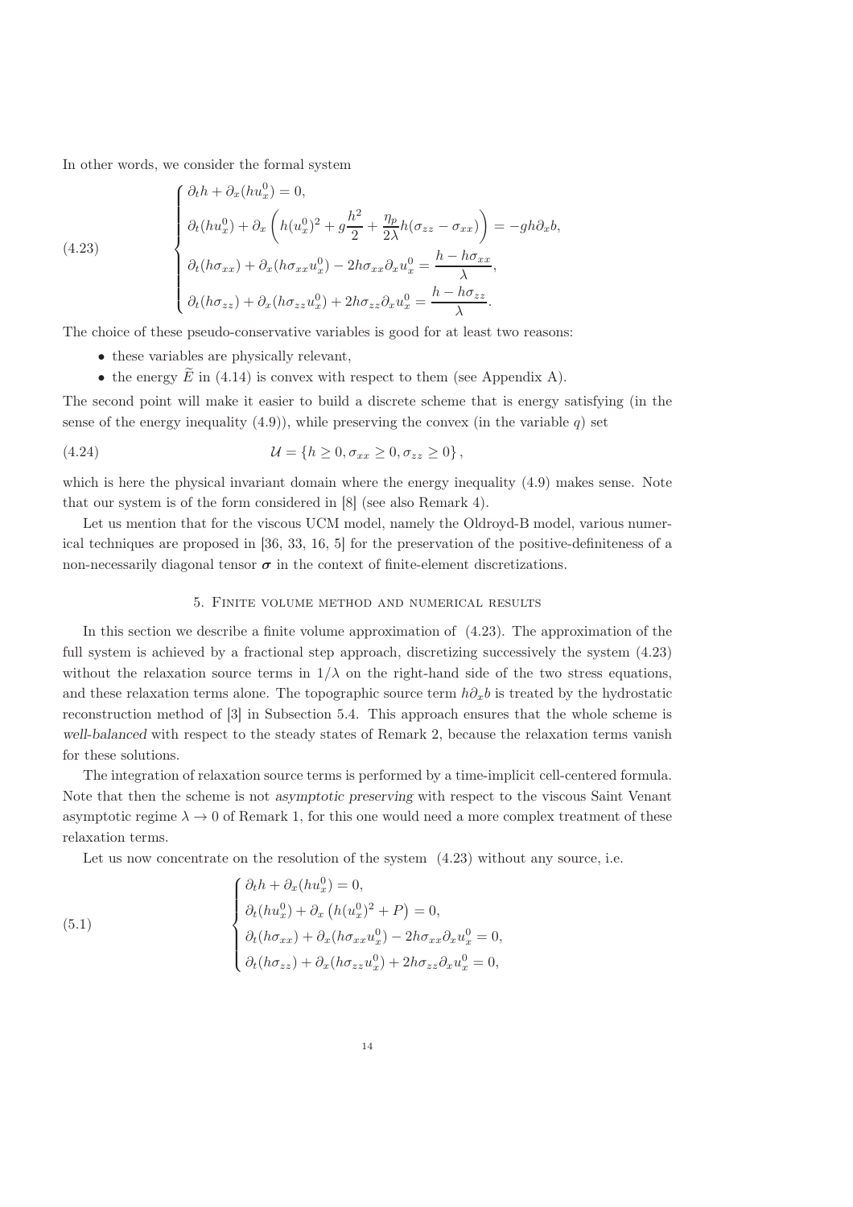In other words, we consider the formal system

$$
(4.23)\qquad \begin{cases}
\partial_t h + \partial_x(h u_x^0) = 0, \\
\partial_t(h u_x^0) + \partial_x\left( h(u_x^0)^2 + g\dfrac{h^2}{2} + \dfrac{\eta_p}{2\lambda} h(\sigma_{zz} - \sigma_{xx}) \right) = -gh\partial_x b, \\
\partial_t(h\sigma_{xx}) + \partial_x(h\sigma_{xx} u_x^0) - 2h\sigma_{xx}\partial_x u_x^0 = \dfrac{h - h\sigma_{xx}}{\lambda}, \\
\partial_t(h\sigma_{zz}) + \partial_x(h\sigma_{zz} u_x^0) + 2h\sigma_{zz}\partial_x u_x^0 = \dfrac{h - h\sigma_{zz}}{\lambda}.
\end{cases}
$$

The choice of these pseudo-conservative variables is good for at least two reasons:

- these variables are physically relevant,
- the energy $\widetilde{E}$ in (4.14) is convex with respect to them (see Appendix A).

The second point will make it easier to build a discrete scheme that is energy satisfying (in the sense of the energy inequality (4.9)), while preserving the convex (in the variable $q$) set

$$
(4.24)\qquad \mathcal{U} = \{h \geq 0, \sigma_{xx} \geq 0, \sigma_{zz} \geq 0\},
$$

which is here the physical invariant domain where the energy inequality (4.9) makes sense. Note that our system is of the form considered in [8] (see also Remark 4).

Let us mention that for the viscous UCM model, namely the Oldroyd-B model, various numerical techniques are proposed in [36, 33, 16, 5] for the preservation of the positive-definiteness of a non-necessarily diagonal tensor $\boldsymbol{\sigma}$ in the context of finite-element discretizations.

## 5. Finite volume method and numerical results

In this section we describe a finite volume approximation of (4.23). The approximation of the full system is achieved by a fractional step approach, discretizing successively the system (4.23) without the relaxation source terms in $1/\lambda$ on the right-hand side of the two stress equations, and these relaxation terms alone. The topographic source term $h\partial_x b$ is treated by the hydrostatic reconstruction method of [3] in Subsection 5.4. This approach ensures that the whole scheme is *well-balanced* with respect to the steady states of Remark 2, because the relaxation terms vanish for these solutions.

The integration of relaxation source terms is performed by a time-implicit cell-centered formula. Note that then the scheme is not *asymptotic preserving* with respect to the viscous Saint Venant asymptotic regime $\lambda \to 0$ of Remark 1, for this one would need a more complex treatment of these relaxation terms.

Let us now concentrate on the resolution of the system (4.23) without any source, i.e.

$$
(5.1)\qquad \begin{cases}
\partial_t h + \partial_x(h u_x^0) = 0, \\
\partial_t(h u_x^0) + \partial_x\left( h(u_x^0)^2 + P \right) = 0, \\
\partial_t(h\sigma_{xx}) + \partial_x(h\sigma_{xx} u_x^0) - 2h\sigma_{xx}\partial_x u_x^0 = 0, \\
\partial_t(h\sigma_{zz}) + \partial_x(h\sigma_{zz} u_x^0) + 2h\sigma_{zz}\partial_x u_x^0 = 0,
\end{cases}
$$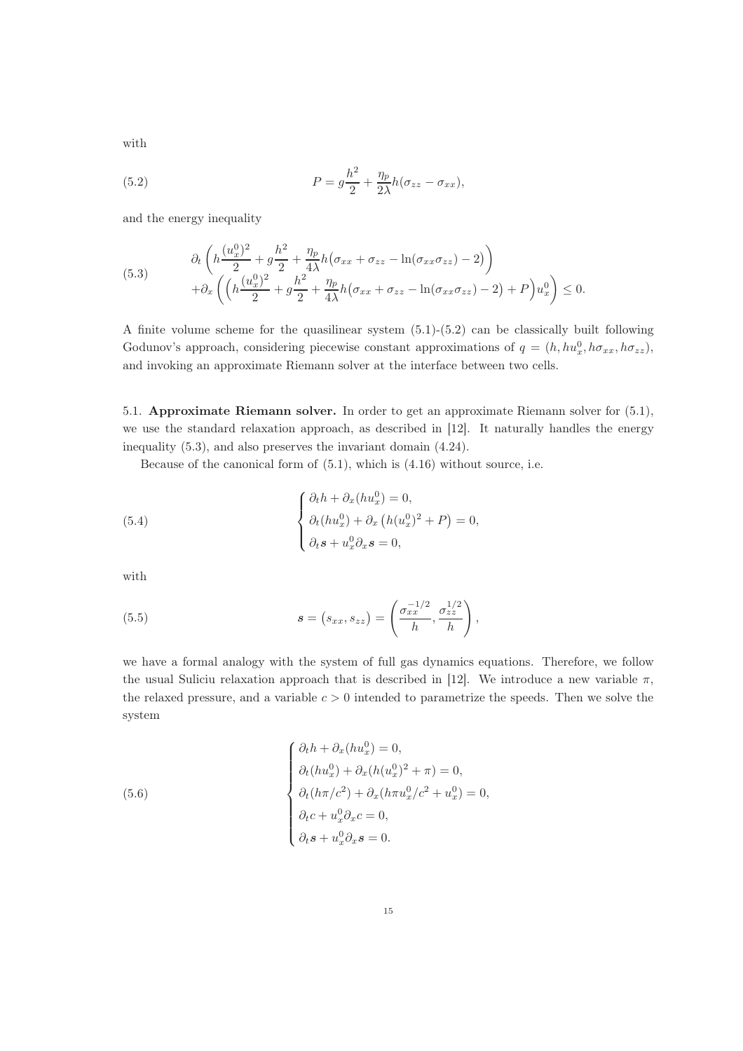with

$$
P = g\frac{h^2}{2} + \frac{\eta_p}{2\lambda}h(\sigma_{zz} - \sigma_{xx}), \tag{5.2}
$$

and the energy inequality

$$
\begin{aligned}
&\partial_t \left( h\frac{(u_x^0)^2}{2} + g\frac{h^2}{2} + \frac{\eta_p}{4\lambda}h\big(\sigma_{xx} + \sigma_{zz} - \ln(\sigma_{xx}\sigma_{zz}) - 2\big) \right) \\
&+\partial_x \left( \Big( h\frac{(u_x^0)^2}{2} + g\frac{h^2}{2} + \frac{\eta_p}{4\lambda}h\big(\sigma_{xx} + \sigma_{zz} - \ln(\sigma_{xx}\sigma_{zz}) - 2\big) + P \Big) u_x^0 \right) \le 0.
\end{aligned} \tag{5.3}
$$

A finite volume scheme for the quasilinear system (5.1)-(5.2) can be classically built following Godunov's approach, considering piecewise constant approximations of $q = (h, hu_x^0, h\sigma_{xx}, h\sigma_{zz})$, and invoking an approximate Riemann solver at the interface between two cells.

## 5.1. Approximate Riemann solver.

In order to get an approximate Riemann solver for (5.1), we use the standard relaxation approach, as described in [12]. It naturally handles the energy inequality (5.3), and also preserves the invariant domain (4.24).

Because of the canonical form of (5.1), which is (4.16) without source, i.e.

$$
\begin{cases}
\partial_t h + \partial_x (h u_x^0) = 0, \\
\partial_t (h u_x^0) + \partial_x \left( h (u_x^0)^2 + P \right) = 0, \\
\partial_t \boldsymbol{s} + u_x^0 \partial_x \boldsymbol{s} = 0,
\end{cases} \tag{5.4}
$$

with

$$
\boldsymbol{s} = \left( s_{xx}, s_{zz} \right) = \left( \frac{\sigma_{xx}^{-1/2}}{h}, \frac{\sigma_{zz}^{1/2}}{h} \right), \tag{5.5}
$$

we have a formal analogy with the system of full gas dynamics equations. Therefore, we follow the usual Suliciu relaxation approach that is described in [12]. We introduce a new variable $\pi$, the relaxed pressure, and a variable $c > 0$ intended to parametrize the speeds. Then we solve the system

$$
\begin{cases}
\partial_t h + \partial_x (h u_x^0) = 0, \\
\partial_t (h u_x^0) + \partial_x (h (u_x^0)^2 + \pi) = 0, \\
\partial_t (h\pi / c^2) + \partial_x (h \pi u_x^0 / c^2 + u_x^0) = 0, \\
\partial_t c + u_x^0 \partial_x c = 0, \\
\partial_t \boldsymbol{s} + u_x^0 \partial_x \boldsymbol{s} = 0.
\end{cases} \tag{5.6}
$$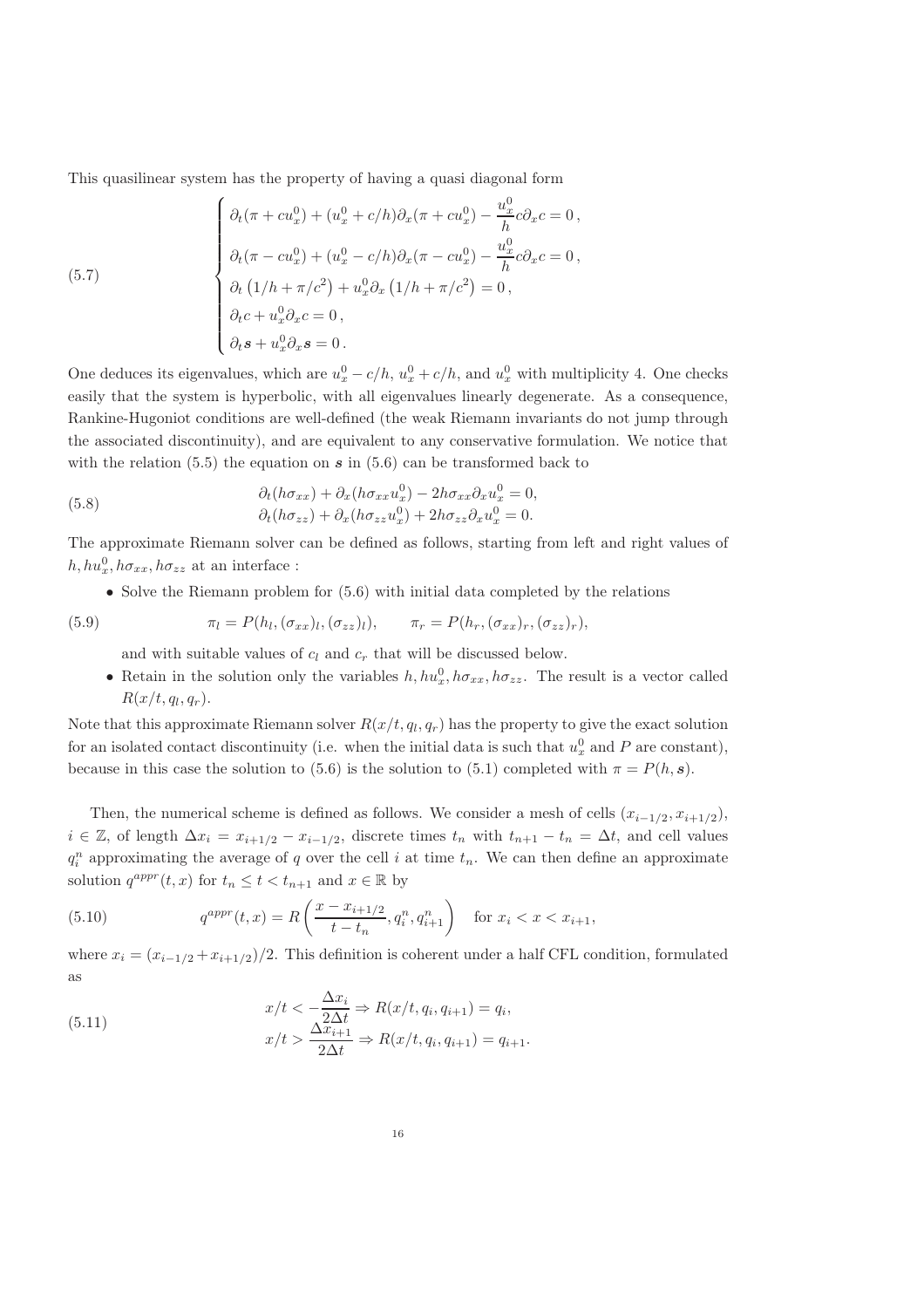This quasilinear system has the property of having a quasi diagonal form

$$
\begin{cases}
\partial_t(\pi + cu_x^0) + (u_x^0 + c/h)\partial_x(\pi + cu_x^0) - \dfrac{u_x^0}{h} c\partial_x c = 0\,,\\
\partial_t(\pi - cu_x^0) + (u_x^0 - c/h)\partial_x(\pi - cu_x^0) - \dfrac{u_x^0}{h} c\partial_x c = 0\,,\\
\partial_t\left(1/h + \pi/c^2\right) + u_x^0 \partial_x\left(1/h + \pi/c^2\right) = 0\,,\\
\partial_t c + u_x^0 \partial_x c = 0\,,\\
\partial_t \boldsymbol{s} + u_x^0 \partial_x \boldsymbol{s} = 0\,.
\end{cases}
\tag{5.7}
$$

One deduces its eigenvalues, which are $u_x^0 - c/h$, $u_x^0 + c/h$, and $u_x^0$ with multiplicity 4. One checks easily that the system is hyperbolic, with all eigenvalues linearly degenerate. As a consequence, Rankine-Hugoniot conditions are well-defined (the weak Riemann invariants do not jump through the associated discontinuity), and are equivalent to any conservative formulation. We notice that with the relation (5.5) the equation on $\boldsymbol{s}$ in (5.6) can be transformed back to

$$
\begin{aligned}
&\partial_t(h\sigma_{xx}) + \partial_x(h\sigma_{xx}u_x^0) - 2h\sigma_{xx}\partial_x u_x^0 = 0,\\
&\partial_t(h\sigma_{zz}) + \partial_x(h\sigma_{zz}u_x^0) + 2h\sigma_{zz}\partial_x u_x^0 = 0.
\end{aligned}
\tag{5.8}
$$

The approximate Riemann solver can be defined as follows, starting from left and right values of $h, hu_x^0, h\sigma_{xx}, h\sigma_{zz}$ at an interface :

- Solve the Riemann problem for (5.6) with initial data completed by the relations

$$
\pi_l = P(h_l, (\sigma_{xx})_l, (\sigma_{zz})_l), \qquad \pi_r = P(h_r, (\sigma_{xx})_r, (\sigma_{zz})_r),
\tag{5.9}
$$

  and with suitable values of $c_l$ and $c_r$ that will be discussed below.
- Retain in the solution only the variables $h, hu_x^0, h\sigma_{xx}, h\sigma_{zz}$. The result is a vector called $R(x/t, q_l, q_r)$.

Note that this approximate Riemann solver $R(x/t, q_l, q_r)$ has the property to give the exact solution for an isolated contact discontinuity (i.e. when the initial data is such that $u_x^0$ and $P$ are constant), because in this case the solution to (5.6) is the solution to (5.1) completed with $\pi = P(h, \boldsymbol{s})$.

Then, the numerical scheme is defined as follows. We consider a mesh of cells $(x_{i-1/2}, x_{i+1/2})$, $i \in \mathbb{Z}$, of length $\Delta x_i = x_{i+1/2} - x_{i-1/2}$, discrete times $t_n$ with $t_{n+1} - t_n = \Delta t$, and cell values $q_i^n$ approximating the average of $q$ over the cell $i$ at time $t_n$. We can then define an approximate solution $q^{appr}(t, x)$ for $t_n \le t < t_{n+1}$ and $x \in \mathbb{R}$ by

$$
q^{appr}(t, x) = R\left(\frac{x - x_{i+1/2}}{t - t_n}, q_i^n, q_{i+1}^n\right) \quad \text{for } x_i < x < x_{i+1},
\tag{5.10}
$$

where $x_i = (x_{i-1/2} + x_{i+1/2})/2$. This definition is coherent under a half CFL condition, formulated as

$$
\begin{aligned}
x/t < -\frac{\Delta x_i}{2\Delta t} &\Rightarrow R(x/t, q_i, q_{i+1}) = q_i,\\
x/t > \frac{\Delta x_{i+1}}{2\Delta t} &\Rightarrow R(x/t, q_i, q_{i+1}) = q_{i+1}.
\end{aligned}
\tag{5.11}
$$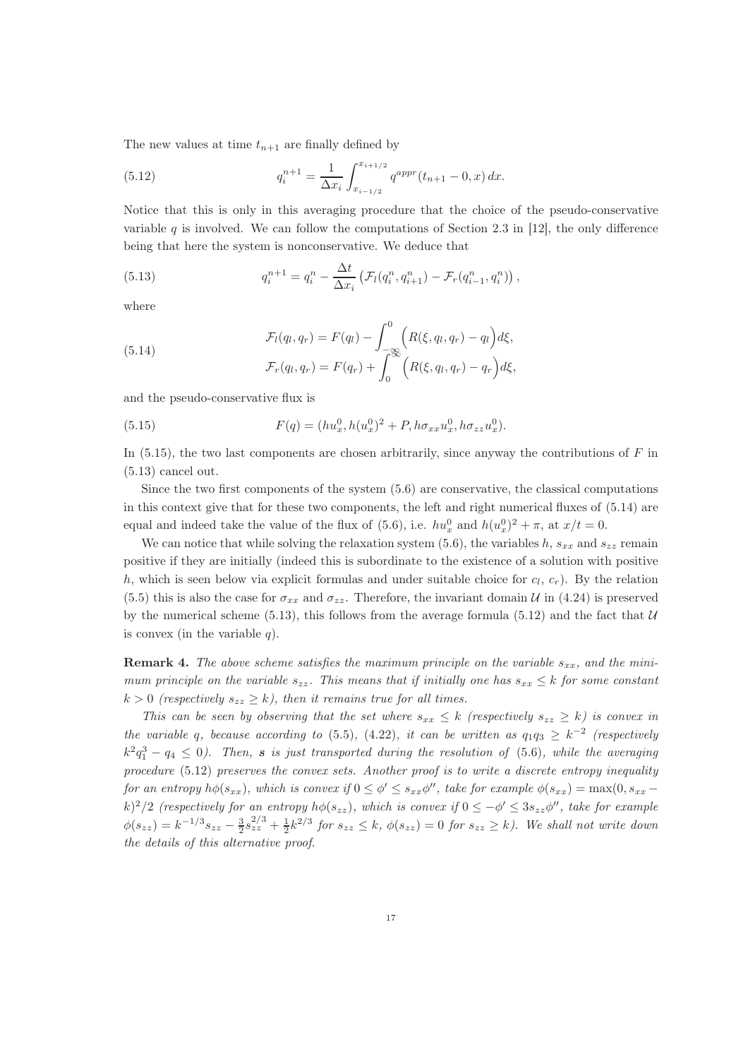The new values at time $t_{n+1}$ are finally defined by

$$q_i^{n+1} = \frac{1}{\Delta x_i} \int_{x_{i-1/2}}^{x_{i+1/2}} q^{appr}(t_{n+1} - 0, x)\, dx. \tag{5.12}$$

Notice that this is only in this averaging procedure that the choice of the pseudo-conservative variable $q$ is involved. We can follow the computations of Section 2.3 in [12], the only difference being that here the system is nonconservative. We deduce that

$$q_i^{n+1} = q_i^n - \frac{\Delta t}{\Delta x_i} \left( \mathcal{F}_l(q_i^n, q_{i+1}^n) - \mathcal{F}_r(q_{i-1}^n, q_i^n) \right), \tag{5.13}$$

where

$$\begin{aligned} \mathcal{F}_l(q_l, q_r) &= F(q_l) - \int_{-\infty}^{0} \Big( R(\xi, q_l, q_r) - q_l \Big) d\xi, \\ \mathcal{F}_r(q_l, q_r) &= F(q_r) + \int_{0}^{\infty} \Big( R(\xi, q_l, q_r) - q_r \Big) d\xi, \end{aligned} \tag{5.14}$$

and the pseudo-conservative flux is

$$F(q) = (hu_x^0, h(u_x^0)^2 + P, h\sigma_{xx}u_x^0, h\sigma_{zz}u_x^0). \tag{5.15}$$

In (5.15), the two last components are chosen arbitrarily, since anyway the contributions of $F$ in (5.13) cancel out.

Since the two first components of the system (5.6) are conservative, the classical computations in this context give that for these two components, the left and right numerical fluxes of (5.14) are equal and indeed take the value of the flux of (5.6), i.e. $hu_x^0$ and $h(u_x^0)^2 + \pi$, at $x/t = 0$.

We can notice that while solving the relaxation system (5.6), the variables $h$, $s_{xx}$ and $s_{zz}$ remain positive if they are initially (indeed this is subordinate to the existence of a solution with positive $h$, which is seen below via explicit formulas and under suitable choice for $c_l$, $c_r$). By the relation (5.5) this is also the case for $\sigma_{xx}$ and $\sigma_{zz}$. Therefore, the invariant domain $\mathcal{U}$ in (4.24) is preserved by the numerical scheme (5.13), this follows from the average formula (5.12) and the fact that $\mathcal{U}$ is convex (in the variable $q$).

**Remark 4.** *The above scheme satisfies the maximum principle on the variable $s_{xx}$, and the minimum principle on the variable $s_{zz}$. This means that if initially one has $s_{xx} \le k$ for some constant $k > 0$ (respectively $s_{zz} \ge k$), then it remains true for all times.*

*This can be seen by observing that the set where $s_{xx} \le k$ (respectively $s_{zz} \ge k$) is convex in the variable $q$, because according to (5.5), (4.22), it can be written as $q_1 q_3 \ge k^{-2}$ (respectively $k^2 q_1^3 - q_4 \le 0$). Then, $\boldsymbol{s}$ is just transported during the resolution of (5.6), while the averaging procedure (5.12) preserves the convex sets. Another proof is to write a discrete entropy inequality for an entropy $h\phi(s_{xx})$, which is convex if $0 \le \phi' \le s_{xx}\phi''$, take for example $\phi(s_{xx}) = \max(0, s_{xx} - k)^2/2$ (respectively for an entropy $h\phi(s_{zz})$, which is convex if $0 \le -\phi' \le 3 s_{zz}\phi''$, take for example $\phi(s_{zz}) = k^{-1/3} s_{zz} - \frac{3}{2} s_{zz}^{2/3} + \frac{1}{2} k^{2/3}$ for $s_{zz} \le k$, $\phi(s_{zz}) = 0$ for $s_{zz} \ge k$). We shall not write down the details of this alternative proof.*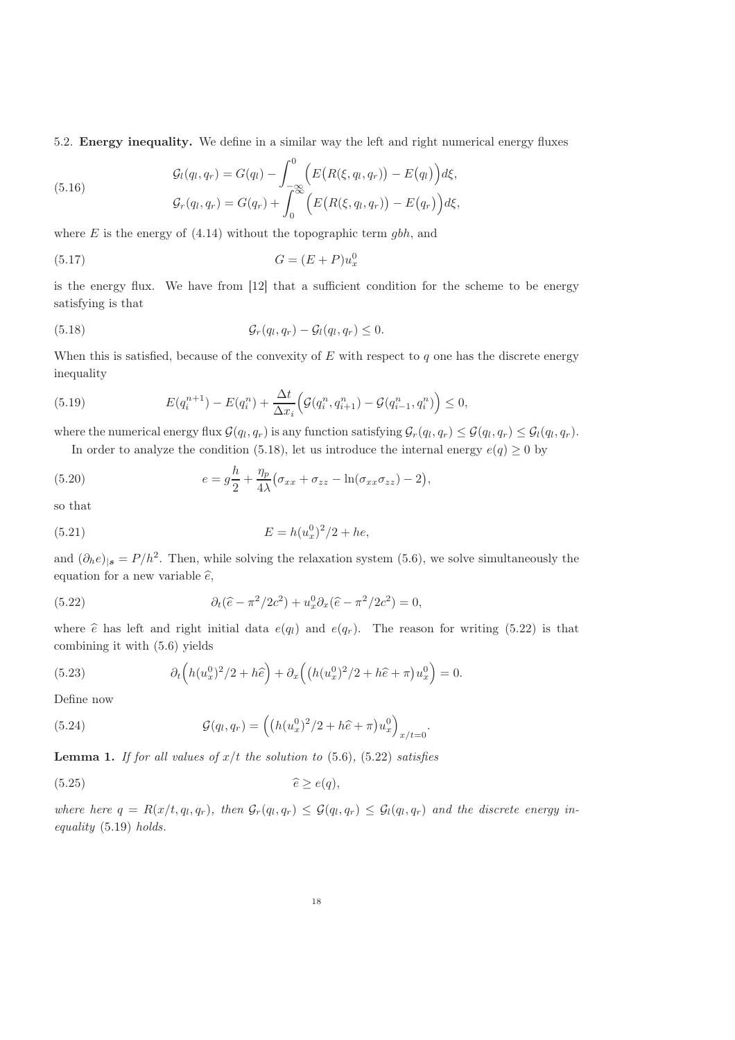5.2. **Energy inequality.** We define in a similar way the left and right numerical energy fluxes

$$
\begin{aligned}
\mathcal{G}_l(q_l,q_r) &= G(q_l) - \int_{-\infty}^{0} \Big( E\big(R(\xi,q_l,q_r)\big) - E\big(q_l\big)\Big) d\xi,\\
\mathcal{G}_r(q_l,q_r) &= G(q_r) + \int_{0}^{\infty} \Big( E\big(R(\xi,q_l,q_r)\big) - E\big(q_r\big)\Big) d\xi,
\end{aligned}
\tag{5.16}
$$

where $E$ is the energy of (4.14) without the topographic term $gbh$, and

$$
G = (E + P) u_x^0 \tag{5.17}
$$

is the energy flux. We have from [12] that a sufficient condition for the scheme to be energy satisfying is that

$$
\mathcal{G}_r(q_l,q_r) - \mathcal{G}_l(q_l,q_r) \leq 0. \tag{5.18}
$$

When this is satisfied, because of the convexity of $E$ with respect to $q$ one has the discrete energy inequality

$$
E(q_i^{n+1}) - E(q_i^n) + \frac{\Delta t}{\Delta x_i}\Big( \mathcal{G}(q_i^n, q_{i+1}^n) - \mathcal{G}(q_{i-1}^n, q_i^n)\Big) \leq 0, \tag{5.19}
$$

where the numerical energy flux $\mathcal{G}(q_l,q_r)$ is any function satisfying $\mathcal{G}_r(q_l,q_r) \leq \mathcal{G}(q_l,q_r) \leq \mathcal{G}_l(q_l,q_r)$.

In order to analyze the condition (5.18), let us introduce the internal energy $e(q) \geq 0$ by

$$
e = g\frac{h}{2} + \frac{\eta_p}{4\lambda}\big(\sigma_{xx} + \sigma_{zz} - \ln(\sigma_{xx}\sigma_{zz}) - 2\big), \tag{5.20}
$$

so that

$$
E = h(u_x^0)^2/2 + he, \tag{5.21}
$$

and $(\partial_h e)_{|\boldsymbol{s}} = P/h^2$. Then, while solving the relaxation system (5.6), we solve simultaneously the equation for a new variable $\widehat{e}$,

$$
\partial_t(\widehat{e} - \pi^2/2c^2) + u_x^0 \partial_x(\widehat{e} - \pi^2/2c^2) = 0, \tag{5.22}
$$

where $\widehat{e}$ has left and right initial data $e(q_l)$ and $e(q_r)$. The reason for writing (5.22) is that combining it with (5.6) yields

$$
\partial_t\Big( h(u_x^0)^2/2 + h\widehat{e}\Big) + \partial_x\Big( \big(h(u_x^0)^2/2 + h\widehat{e} + \pi\big) u_x^0\Big) = 0. \tag{5.23}
$$

Define now

$$
\mathcal{G}(q_l,q_r) = \Big( \big(h(u_x^0)^2/2 + h\widehat{e} + \pi\big) u_x^0\Big)_{x/t=0}. \tag{5.24}
$$

**Lemma 1.** *If for all values of $x/t$ the solution to* (5.6), (5.22) *satisfies*

$$
\widehat{e} \geq e(q), \tag{5.25}
$$

*where here $q = R(x/t, q_l, q_r)$, then $\mathcal{G}_r(q_l,q_r) \leq \mathcal{G}(q_l,q_r) \leq \mathcal{G}_l(q_l,q_r)$ and the discrete energy inequality* (5.19) *holds.*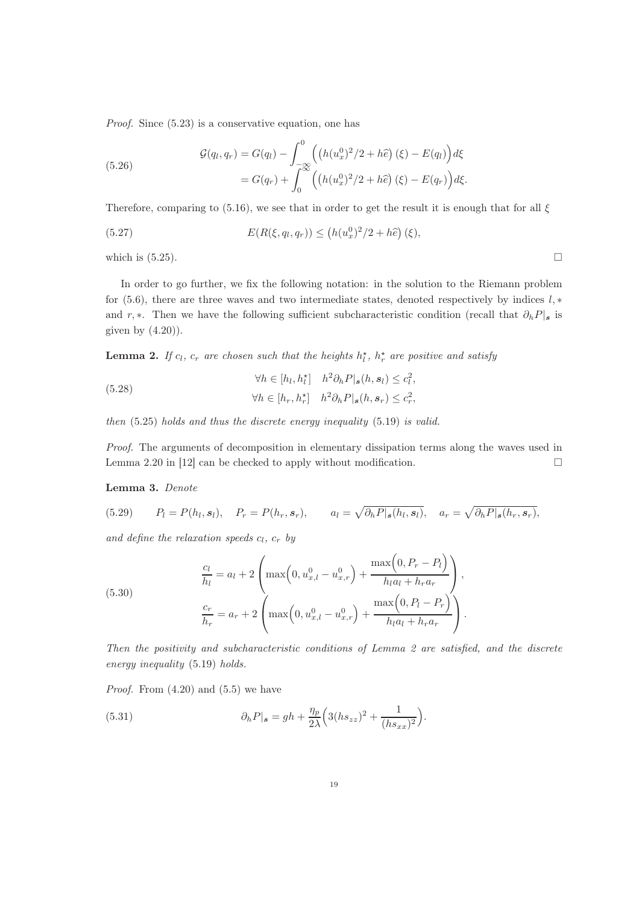*Proof.* Since (5.23) is a conservative equation, one has

$$
\begin{aligned}
\mathcal{G}(q_l, q_r) &= G(q_l) - \int_{-\infty}^{0} \Big( \big(h(u_x^0)^2/2 + h\widehat{e}\big)(\xi) - E(q_l) \Big) d\xi \\
&= G(q_r) + \int_{0}^{\infty} \Big( \big(h(u_x^0)^2/2 + h\widehat{e}\big)(\xi) - E(q_r) \Big) d\xi.
\end{aligned} \tag{5.26}
$$

Therefore, comparing to (5.16), we see that in order to get the result it is enough that for all $\xi$

$$
E(R(\xi, q_l, q_r)) \leq \big(h(u_x^0)^2/2 + h\widehat{e}\big)(\xi), \tag{5.27}
$$

which is (5.25). □

In order to go further, we fix the following notation: in the solution to the Riemann problem for (5.6), there are three waves and two intermediate states, denoted respectively by indices $l, *$ and $r, *$. Then we have the following sufficient subcharacteristic condition (recall that $\partial_h P|_{\boldsymbol{s}}$ is given by (4.20)).

**Lemma 2.** *If $c_l$, $c_r$ are chosen such that the heights $h_l^\star$, $h_r^\star$ are positive and satisfy*

$$
\begin{aligned}
&\forall h \in [h_l, h_l^\star] \quad h^2 \partial_h P|_{\boldsymbol{s}}(h, \boldsymbol{s}_l) \leq c_l^2, \\
&\forall h \in [h_r, h_r^\star] \quad h^2 \partial_h P|_{\boldsymbol{s}}(h, \boldsymbol{s}_r) \leq c_r^2,
\end{aligned} \tag{5.28}
$$

*then (5.25) holds and thus the discrete energy inequality (5.19) is valid.*

*Proof.* The arguments of decomposition in elementary dissipation terms along the waves used in Lemma 2.20 in [12] can be checked to apply without modification. □

**Lemma 3.** *Denote*

$$
P_l = P(h_l, \boldsymbol{s}_l), \quad P_r = P(h_r, \boldsymbol{s}_r), \qquad a_l = \sqrt{\partial_h P|_{\boldsymbol{s}}(h_l, \boldsymbol{s}_l)}, \quad a_r = \sqrt{\partial_h P|_{\boldsymbol{s}}(h_r, \boldsymbol{s}_r)}, \tag{5.29}
$$

*and define the relaxation speeds $c_l$, $c_r$ by*

$$
\begin{aligned}
\frac{c_l}{h_l} &= a_l + 2\left( \max\Big(0, u_{x,l}^0 - u_{x,r}^0\Big) + \frac{\max\Big(0, P_r - P_l\Big)}{h_l a_l + h_r a_r} \right), \\
\frac{c_r}{h_r} &= a_r + 2\left( \max\Big(0, u_{x,l}^0 - u_{x,r}^0\Big) + \frac{\max\Big(0, P_l - P_r\Big)}{h_l a_l + h_r a_r} \right).
\end{aligned} \tag{5.30}
$$

*Then the positivity and subcharacteristic conditions of Lemma 2 are satisfied, and the discrete energy inequality (5.19) holds.*

*Proof.* From (4.20) and (5.5) we have

$$
\partial_h P|_{\boldsymbol{s}} = gh + \frac{\eta_p}{2\lambda}\Big( 3(hs_{zz})^2 + \frac{1}{(hs_{xx})^2} \Big). \tag{5.31}
$$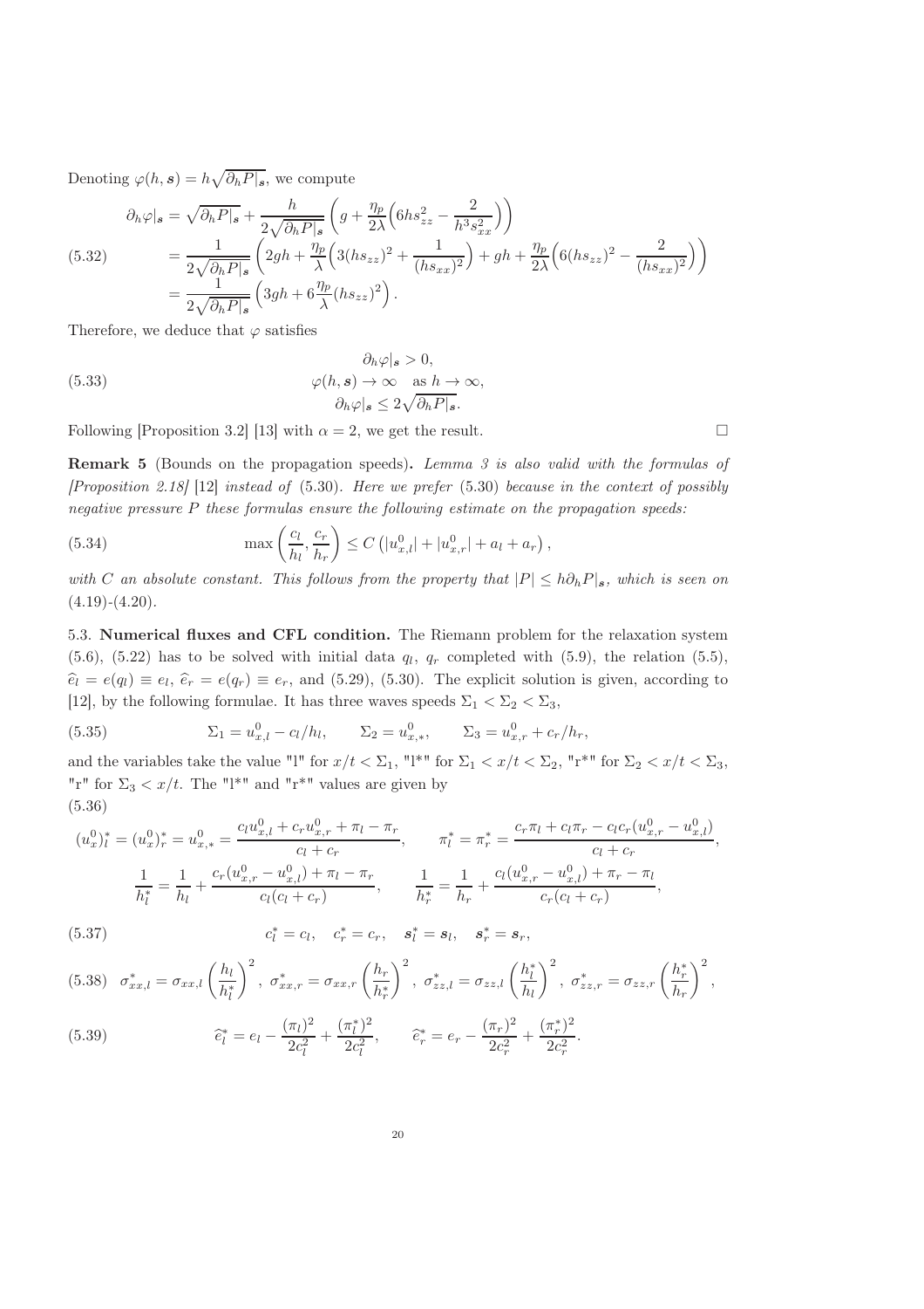Denoting $\varphi(h, \boldsymbol{s}) = h\sqrt{\partial_h P|_{\boldsymbol{s}}}$, we compute

$$
\begin{aligned}
\partial_h \varphi|_{\boldsymbol{s}} &= \sqrt{\partial_h P|_{\boldsymbol{s}}} + \frac{h}{2\sqrt{\partial_h P|_{\boldsymbol{s}}}} \left( g + \frac{\eta_p}{2\lambda}\Big(6hs_{zz}^2 - \frac{2}{h^3 s_{xx}^2}\Big) \right) \\
&= \frac{1}{2\sqrt{\partial_h P|_{\boldsymbol{s}}}} \left( 2gh + \frac{\eta_p}{\lambda}\Big(3(hs_{zz})^2 + \frac{1}{(hs_{xx})^2}\Big) + gh + \frac{\eta_p}{2\lambda}\Big(6(hs_{zz})^2 - \frac{2}{(hs_{xx})^2}\Big) \right) \\
&= \frac{1}{2\sqrt{\partial_h P|_{\boldsymbol{s}}}} \left( 3gh + 6\frac{\eta_p}{\lambda}(hs_{zz})^2 \right).
\end{aligned}
\tag{5.32}
$$

Therefore, we deduce that $\varphi$ satisfies

$$
\begin{gathered}
\partial_h \varphi|_{\boldsymbol{s}} > 0, \\
\varphi(h, \boldsymbol{s}) \to \infty \quad \text{as } h \to \infty, \\
\partial_h \varphi|_{\boldsymbol{s}} \le 2\sqrt{\partial_h P|_{\boldsymbol{s}}}.
\end{gathered}
\tag{5.33}
$$

Following [Proposition 3.2] [13] with $\alpha = 2$, we get the result. □

**Remark 5** (Bounds on the propagation speeds)**.** *Lemma 3 is also valid with the formulas of [Proposition 2.18] [12] instead of (5.30). Here we prefer (5.30) because in the context of possibly negative pressure $P$ these formulas ensure the following estimate on the propagation speeds:*

$$
\max\left(\frac{c_l}{h_l}, \frac{c_r}{h_r}\right) \le C\left(|u_{x,l}^0| + |u_{x,r}^0| + a_l + a_r\right),
\tag{5.34}
$$

*with $C$ an absolute constant. This follows from the property that $|P| \le h\partial_h P|_{\boldsymbol{s}}$, which is seen on (4.19)-(4.20).*

## 5.3. Numerical fluxes and CFL condition.

The Riemann problem for the relaxation system (5.6), (5.22) has to be solved with initial data $q_l$, $q_r$ completed with (5.9), the relation (5.5), $\widehat{e}_l = e(q_l) \equiv e_l$, $\widehat{e}_r = e(q_r) \equiv e_r$, and (5.29), (5.30). The explicit solution is given, according to [12], by the following formulae. It has three waves speeds $\Sigma_1 < \Sigma_2 < \Sigma_3$,

$$
\Sigma_1 = u_{x,l}^0 - c_l/h_l, \qquad \Sigma_2 = u_{x,*}^0, \qquad \Sigma_3 = u_{x,r}^0 + c_r/h_r,
\tag{5.35}
$$

and the variables take the value "l" for $x/t < \Sigma_1$, "l*" for $\Sigma_1 < x/t < \Sigma_2$, "r*" for $\Sigma_2 < x/t < \Sigma_3$, "r" for $\Sigma_3 < x/t$. The "l*" and "r*" values are given by

$$
\begin{gathered}
(u_x^0)_l^* = (u_x^0)_r^* = u_{x,*}^0 = \frac{c_l u_{x,l}^0 + c_r u_{x,r}^0 + \pi_l - \pi_r}{c_l + c_r}, \qquad \pi_l^* = \pi_r^* = \frac{c_r \pi_l + c_l \pi_r - c_l c_r (u_{x,r}^0 - u_{x,l}^0)}{c_l + c_r}, \\
\frac{1}{h_l^*} = \frac{1}{h_l} + \frac{c_r(u_{x,r}^0 - u_{x,l}^0) + \pi_l - \pi_r}{c_l(c_l + c_r)}, \qquad \frac{1}{h_r^*} = \frac{1}{h_r} + \frac{c_l(u_{x,r}^0 - u_{x,l}^0) + \pi_r - \pi_l}{c_r(c_l + c_r)},
\end{gathered}
\tag{5.36}
$$

$$
c_l^* = c_l, \quad c_r^* = c_r, \quad \boldsymbol{s}_l^* = \boldsymbol{s}_l, \quad \boldsymbol{s}_r^* = \boldsymbol{s}_r,
\tag{5.37}
$$

$$
\sigma_{xx,l}^* = \sigma_{xx,l}\left(\frac{h_l}{h_l^*}\right)^2, \ \sigma_{xx,r}^* = \sigma_{xx,r}\left(\frac{h_r}{h_r^*}\right)^2, \ \sigma_{zz,l}^* = \sigma_{zz,l}\left(\frac{h_l^*}{h_l}\right)^2, \ \sigma_{zz,r}^* = \sigma_{zz,r}\left(\frac{h_r^*}{h_r}\right)^2,
\tag{5.38}
$$

$$
\widehat{e}_l^* = e_l - \frac{(\pi_l)^2}{2c_l^2} + \frac{(\pi_l^*)^2}{2c_l^2}, \qquad \widehat{e}_r^* = e_r - \frac{(\pi_r)^2}{2c_r^2} + \frac{(\pi_r^*)^2}{2c_r^2}.
\tag{5.39}
$$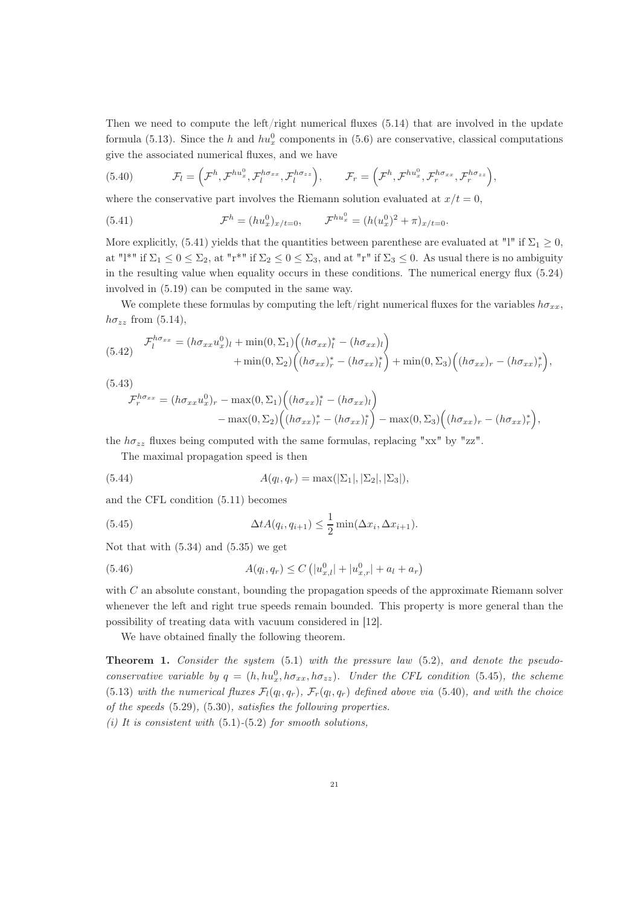Then we need to compute the left/right numerical fluxes (5.14) that are involved in the update formula (5.13). Since the $h$ and $hu_x^0$ components in (5.6) are conservative, classical computations give the associated numerical fluxes, and we have

$$\mathcal{F}_l = \Big(\mathcal{F}^h, \mathcal{F}^{hu_x^0}, \mathcal{F}_l^{h\sigma_{xx}}, \mathcal{F}_l^{h\sigma_{zz}}\Big), \qquad \mathcal{F}_r = \Big(\mathcal{F}^h, \mathcal{F}^{hu_x^0}, \mathcal{F}_r^{h\sigma_{xx}}, \mathcal{F}_r^{h\sigma_{zz}}\Big), \tag{5.40}$$

where the conservative part involves the Riemann solution evaluated at $x/t = 0$,

$$\mathcal{F}^h = (hu_x^0)_{x/t=0}, \qquad \mathcal{F}^{hu_x^0} = (h(u_x^0)^2 + \pi)_{x/t=0}. \tag{5.41}$$

More explicitly, (5.41) yields that the quantities between parenthese are evaluated at "l" if $\Sigma_1 \geq 0$, at "l*" if $\Sigma_1 \leq 0 \leq \Sigma_2$, at "r*" if $\Sigma_2 \leq 0 \leq \Sigma_3$, and at "r" if $\Sigma_3 \leq 0$. As usual there is no ambiguity in the resulting value when equality occurs in these conditions. The numerical energy flux (5.24) involved in (5.19) can be computed in the same way.

We complete these formulas by computing the left/right numerical fluxes for the variables $h\sigma_{xx}$, $h\sigma_{zz}$ from (5.14),

$$\begin{aligned}\mathcal{F}_l^{h\sigma_{xx}} = (h\sigma_{xx}u_x^0)_l &+ \min(0,\Sigma_1)\Big((h\sigma_{xx})_l^* - (h\sigma_{xx})_l\Big)\\ &+ \min(0,\Sigma_2)\Big((h\sigma_{xx})_r^* - (h\sigma_{xx})_l^*\Big) + \min(0,\Sigma_3)\Big((h\sigma_{xx})_r - (h\sigma_{xx})_r^*\Big),\end{aligned} \tag{5.42}$$

$$\begin{aligned}\mathcal{F}_r^{h\sigma_{xx}} = (h\sigma_{xx}u_x^0)_r &- \max(0,\Sigma_1)\Big((h\sigma_{xx})_l^* - (h\sigma_{xx})_l\Big)\\ &- \max(0,\Sigma_2)\Big((h\sigma_{xx})_r^* - (h\sigma_{xx})_l^*\Big) - \max(0,\Sigma_3)\Big((h\sigma_{xx})_r - (h\sigma_{xx})_r^*\Big),\end{aligned} \tag{5.43}$$

the $h\sigma_{zz}$ fluxes being computed with the same formulas, replacing "xx" by "zz".

The maximal propagation speed is then

$$A(q_l, q_r) = \max(|\Sigma_1|, |\Sigma_2|, |\Sigma_3|), \tag{5.44}$$

and the CFL condition (5.11) becomes

$$\Delta t A(q_i, q_{i+1}) \leq \frac{1}{2}\min(\Delta x_i, \Delta x_{i+1}). \tag{5.45}$$

Not that with (5.34) and (5.35) we get

$$A(q_l, q_r) \leq C\left(|u_{x,l}^0| + |u_{x,r}^0| + a_l + a_r\right) \tag{5.46}$$

with $C$ an absolute constant, bounding the propagation speeds of the approximate Riemann solver whenever the left and right true speeds remain bounded. This property is more general than the possibility of treating data with vacuum considered in [12].

We have obtained finally the following theorem.

**Theorem 1.** *Consider the system* (5.1) *with the pressure law* (5.2)*, and denote the pseudo-conservative variable by* $q = (h, hu_x^0, h\sigma_{xx}, h\sigma_{zz})$*. Under the CFL condition* (5.45)*, the scheme* (5.13) *with the numerical fluxes* $\mathcal{F}_l(q_l, q_r)$*,* $\mathcal{F}_r(q_l, q_r)$ *defined above via* (5.40)*, and with the choice of the speeds* (5.29)*,* (5.30)*, satisfies the following properties.*
*(i) It is consistent with* (5.1)*-*(5.2) *for smooth solutions,*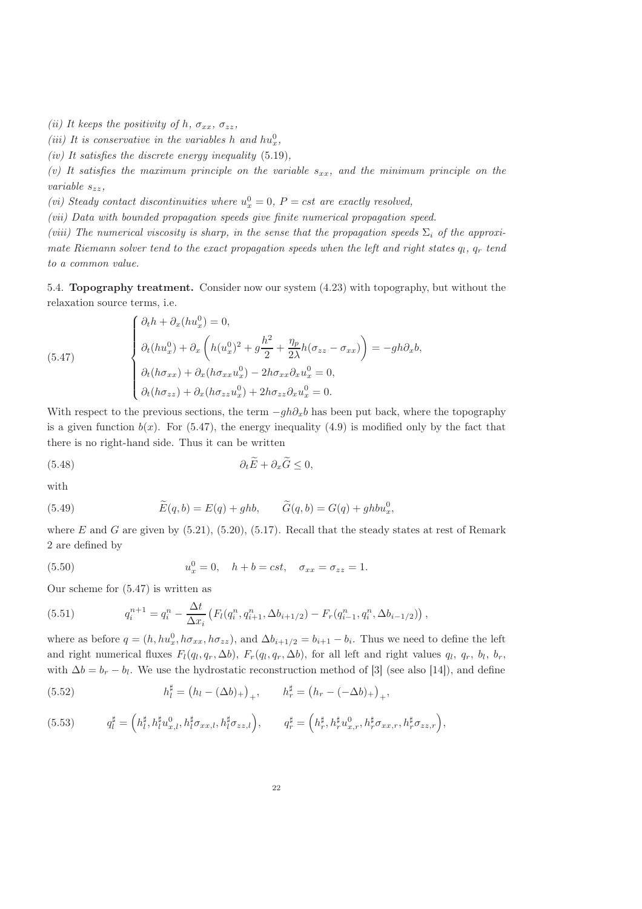*(ii) It keeps the positivity of $h$, $\sigma_{xx}$, $\sigma_{zz}$,*

*(iii) It is conservative in the variables $h$ and $hu_x^0$,*

*(iv) It satisfies the discrete energy inequality* (5.19),

*(v) It satisfies the maximum principle on the variable $s_{xx}$, and the minimum principle on the variable $s_{zz}$,*

*(vi) Steady contact discontinuities where $u_x^0 = 0$, $P = cst$ are exactly resolved,*

*(vii) Data with bounded propagation speeds give finite numerical propagation speed.*

*(viii) The numerical viscosity is sharp, in the sense that the propagation speeds $\Sigma_i$ of the approximate Riemann solver tend to the exact propagation speeds when the left and right states $q_l$, $q_r$ tend to a common value.*

5.4. **Topography treatment.** Consider now our system (4.23) with topography, but without the relaxation source terms, i.e.

$$
(5.47) \qquad \begin{cases}
\partial_t h + \partial_x (h u_x^0) = 0, \\
\partial_t (h u_x^0) + \partial_x \left( h (u_x^0)^2 + g \dfrac{h^2}{2} + \dfrac{\eta_p}{2\lambda} h (\sigma_{zz} - \sigma_{xx}) \right) = -gh \partial_x b, \\
\partial_t (h \sigma_{xx}) + \partial_x (h \sigma_{xx} u_x^0) - 2h \sigma_{xx} \partial_x u_x^0 = 0, \\
\partial_t (h \sigma_{zz}) + \partial_x (h \sigma_{zz} u_x^0) + 2h \sigma_{zz} \partial_x u_x^0 = 0.
\end{cases}
$$

With respect to the previous sections, the term $-gh\partial_x b$ has been put back, where the topography is a given function $b(x)$. For (5.47), the energy inequality (4.9) is modified only by the fact that there is no right-hand side. Thus it can be written

$$
(5.48) \qquad \partial_t \widetilde{E} + \partial_x \widetilde{G} \le 0,
$$

with

$$
(5.49) \qquad \widetilde{E}(q, b) = E(q) + ghb, \qquad \widetilde{G}(q, b) = G(q) + ghbu_x^0,
$$

where $E$ and $G$ are given by (5.21), (5.20), (5.17). Recall that the steady states at rest of Remark 2 are defined by

$$
(5.50) \qquad u_x^0 = 0, \quad h + b = cst, \quad \sigma_{xx} = \sigma_{zz} = 1.
$$

Our scheme for (5.47) is written as

$$
(5.51) \qquad q_i^{n+1} = q_i^n - \frac{\Delta t}{\Delta x_i} \left( F_l(q_i^n, q_{i+1}^n, \Delta b_{i+1/2}) - F_r(q_{i-1}^n, q_i^n, \Delta b_{i-1/2}) \right),
$$

where as before $q = (h, hu_x^0, h\sigma_{xx}, h\sigma_{zz})$, and $\Delta b_{i+1/2} = b_{i+1} - b_i$. Thus we need to define the left and right numerical fluxes $F_l(q_l, q_r, \Delta b)$, $F_r(q_l, q_r, \Delta b)$, for all left and right values $q_l$, $q_r$, $b_l$, $b_r$, with $\Delta b = b_r - b_l$. We use the hydrostatic reconstruction method of [3] (see also [14]), and define

$$
(5.52) \qquad h_l^\sharp = \left( h_l - (\Delta b)_+ \right)_+, \qquad h_r^\sharp = \left( h_r - (-\Delta b)_+ \right)_+,
$$

$$
(5.53) \qquad q_l^\sharp = \left( h_l^\sharp, h_l^\sharp u_{x,l}^0, h_l^\sharp \sigma_{xx,l}, h_l^\sharp \sigma_{zz,l} \right), \qquad q_r^\sharp = \left( h_r^\sharp, h_r^\sharp u_{x,r}^0, h_r^\sharp \sigma_{xx,r}, h_r^\sharp \sigma_{zz,r} \right),
$$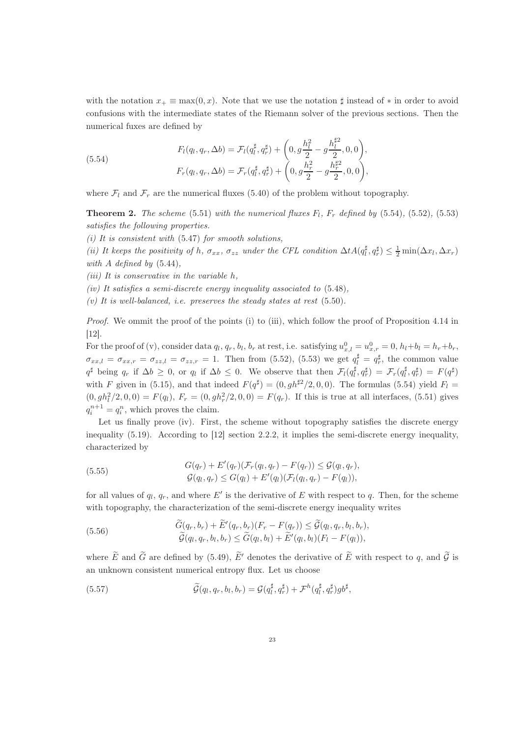with the notation $x_+ \equiv \max(0, x)$. Note that we use the notation $\sharp$ instead of $*$ in order to avoid confusions with the intermediate states of the Riemann solver of the previous sections. Then the numerical fuxes are defined by

$$
\begin{aligned}
F_l(q_l, q_r, \Delta b) &= \mathcal{F}_l(q_l^\sharp, q_r^\sharp) + \left(0, g\frac{h_l^2}{2} - g\frac{h_l^{\sharp 2}}{2}, 0, 0\right), \\
F_r(q_l, q_r, \Delta b) &= \mathcal{F}_r(q_l^\sharp, q_r^\sharp) + \left(0, g\frac{h_r^2}{2} - g\frac{h_r^{\sharp 2}}{2}, 0, 0\right),
\end{aligned}
\tag{5.54}
$$

where $\mathcal{F}_l$ and $\mathcal{F}_r$ are the numerical fluxes (5.40) of the problem without topography.

**Theorem 2.** *The scheme* (5.51) *with the numerical fluxes* $F_l$, $F_r$ *defined by* (5.54), (5.52), (5.53) *satisfies the following properties.*

*(i) It is consistent with* (5.47) *for smooth solutions,*

*(ii) It keeps the positivity of* $h$, $\sigma_{xx}$, $\sigma_{zz}$ *under the CFL condition* $\Delta t A(q_l^\sharp, q_r^\sharp) \leq \frac{1}{2}\min(\Delta x_l, \Delta x_r)$ *with* $A$ *defined by* (5.44),

*(iii) It is conservative in the variable* $h$,

*(iv) It satisfies a semi-discrete energy inequality associated to* (5.48),

*(v) It is well-balanced, i.e. preserves the steady states at rest* (5.50).

*Proof.* We ommit the proof of the points (i) to (iii), which follow the proof of Proposition 4.14 in [12].

For the proof of (v), consider data $q_l$, $q_r$, $b_l$, $b_r$ at rest, i.e. satisfying $u_{x,l}^0 = u_{x,r}^0 = 0$, $h_l + b_l = h_r + b_r$, $\sigma_{xx,l} = \sigma_{xx,r} = \sigma_{zz,l} = \sigma_{zz,r} = 1$. Then from (5.52), (5.53) we get $q_l^\sharp = q_r^\sharp$, the common value $q^\sharp$ being $q_r$ if $\Delta b \geq 0$, or $q_l$ if $\Delta b \leq 0$. We observe that then $\mathcal{F}_l(q_l^\sharp, q_r^\sharp) = \mathcal{F}_r(q_l^\sharp, q_r^\sharp) = F(q^\sharp)$ with $F$ given in (5.15), and that indeed $F(q^\sharp) = (0, gh^{\sharp 2}/2, 0, 0)$. The formulas (5.54) yield $F_l = (0, gh_l^2/2, 0, 0) = F(q_l)$, $F_r = (0, gh_r^2/2, 0, 0) = F(q_r)$. If this is true at all interfaces, (5.51) gives $q_i^{n+1} = q_i^n$, which proves the claim.

Let us finally prove (iv). First, the scheme without topography satisfies the discrete energy inequality (5.19). According to [12] section 2.2.2, it implies the semi-discrete energy inequality, characterized by

$$
\begin{aligned}
G(q_r) + E'(q_r)(\mathcal{F}_r(q_l, q_r) - F(q_r)) &\leq \mathcal{G}(q_l, q_r), \\
\mathcal{G}(q_l, q_r) &\leq G(q_l) + E'(q_l)(\mathcal{F}_l(q_l, q_r) - F(q_l)),
\end{aligned}
\tag{5.55}
$$

for all values of $q_l$, $q_r$, and where $E'$ is the derivative of $E$ with respect to $q$. Then, for the scheme with topography, the characterization of the semi-discrete energy inequality writes

$$
\begin{aligned}
\widetilde{G}(q_r, b_r) + \widetilde{E}'(q_r, b_r)(F_r - F(q_r)) &\leq \widetilde{\mathcal{G}}(q_l, q_r, b_l, b_r), \\
\widetilde{\mathcal{G}}(q_l, q_r, b_l, b_r) &\leq \widetilde{G}(q_l, b_l) + \widetilde{E}'(q_l, b_l)(F_l - F(q_l)),
\end{aligned}
\tag{5.56}
$$

where $\widetilde{E}$ and $\widetilde{G}$ are defined by (5.49), $\widetilde{E}'$ denotes the derivative of $\widetilde{E}$ with respect to $q$, and $\widetilde{\mathcal{G}}$ is an unknown consistent numerical entropy flux. Let us choose

$$
\widetilde{\mathcal{G}}(q_l, q_r, b_l, b_r) = \mathcal{G}(q_l^\sharp, q_r^\sharp) + \mathcal{F}^h(q_l^\sharp, q_r^\sharp) g b^\sharp,
\tag{5.57}
$$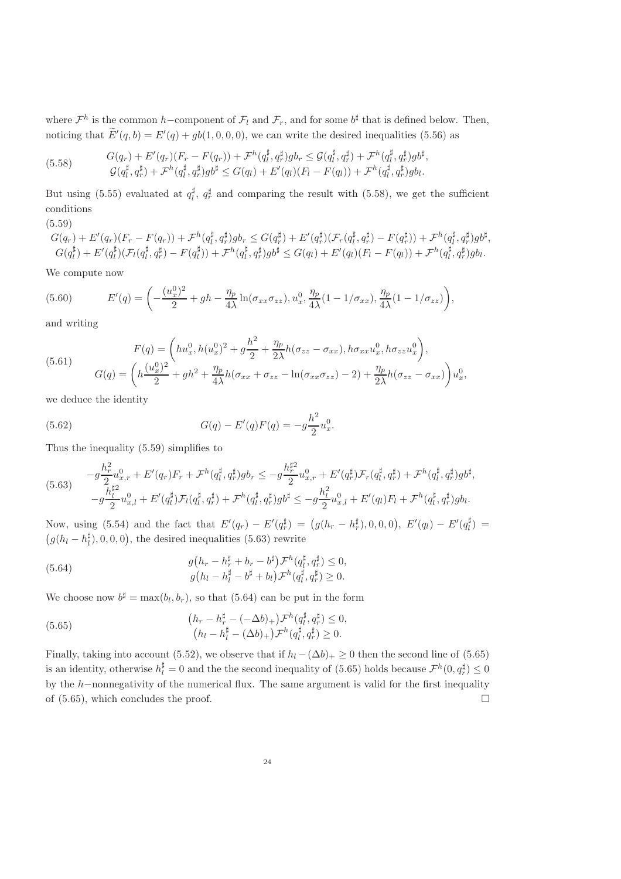where $\mathcal{F}^h$ is the common $h-$component of $\mathcal{F}_l$ and $\mathcal{F}_r$, and for some $b^\sharp$ that is defined below. Then, noticing that $\widetilde{E}'(q,b) = E'(q) + gb(1,0,0,0)$, we can write the desired inequalities (5.56) as

$$
\begin{aligned}
G(q_r) + E'(q_r)(F_r - F(q_r)) + \mathcal{F}^h(q_l^\sharp, q_r^\sharp)gb_r &\leq \mathcal{G}(q_l^\sharp, q_r^\sharp) + \mathcal{F}^h(q_l^\sharp, q_r^\sharp)gb^\sharp, \\
\mathcal{G}(q_l^\sharp, q_r^\sharp) + \mathcal{F}^h(q_l^\sharp, q_r^\sharp)gb^\sharp &\leq G(q_l) + E'(q_l)(F_l - F(q_l)) + \mathcal{F}^h(q_l^\sharp, q_r^\sharp)gb_l.
\end{aligned}
\tag{5.58}
$$

But using (5.55) evaluated at $q_l^\sharp$, $q_r^\sharp$ and comparing the result with (5.58), we get the sufficient conditions

$$
\begin{aligned}
G(q_r) + E'(q_r)(F_r - F(q_r)) + \mathcal{F}^h(q_l^\sharp, q_r^\sharp)gb_r &\leq G(q_r^\sharp) + E'(q_r^\sharp)(\mathcal{F}_r(q_l^\sharp, q_r^\sharp) - F(q_r^\sharp)) + \mathcal{F}^h(q_l^\sharp, q_r^\sharp)gb^\sharp, \\
G(q_l^\sharp) + E'(q_l^\sharp)(\mathcal{F}_l(q_l^\sharp, q_r^\sharp) - F(q_l^\sharp)) + \mathcal{F}^h(q_l^\sharp, q_r^\sharp)gb^\sharp &\leq G(q_l) + E'(q_l)(F_l - F(q_l)) + \mathcal{F}^h(q_l^\sharp, q_r^\sharp)gb_l.
\end{aligned}
\tag{5.59}
$$

We compute now

$$
E'(q) = \left( -\frac{(u_x^0)^2}{2} + gh - \frac{\eta_p}{4\lambda}\ln(\sigma_{xx}\sigma_{zz}), u_x^0, \frac{\eta_p}{4\lambda}(1 - 1/\sigma_{xx}), \frac{\eta_p}{4\lambda}(1 - 1/\sigma_{zz}) \right),
\tag{5.60}
$$

and writing

$$
\begin{aligned}
F(q) &= \left( hu_x^0, h(u_x^0)^2 + g\frac{h^2}{2} + \frac{\eta_p}{2\lambda}h(\sigma_{zz} - \sigma_{xx}), h\sigma_{xx}u_x^0, h\sigma_{zz}u_x^0 \right), \\
G(q) &= \left( h\frac{(u_x^0)^2}{2} + gh^2 + \frac{\eta_p}{4\lambda}h(\sigma_{xx} + \sigma_{zz} - \ln(\sigma_{xx}\sigma_{zz}) - 2) + \frac{\eta_p}{2\lambda}h(\sigma_{zz} - \sigma_{xx}) \right) u_x^0,
\end{aligned}
\tag{5.61}
$$

we deduce the identity

$$
G(q) - E'(q)F(q) = -g\frac{h^2}{2}u_x^0.
\tag{5.62}
$$

Thus the inequality (5.59) simplifies to

$$
\begin{aligned}
-g\frac{h_r^2}{2}u_{x,r}^0 + E'(q_r)F_r + \mathcal{F}^h(q_l^\sharp, q_r^\sharp)gb_r &\leq -g\frac{h_r^{\sharp 2}}{2}u_{x,r}^0 + E'(q_r^\sharp)\mathcal{F}_r(q_l^\sharp, q_r^\sharp) + \mathcal{F}^h(q_l^\sharp, q_r^\sharp)gb^\sharp, \\
-g\frac{h_l^{\sharp 2}}{2}u_{x,l}^0 + E'(q_l^\sharp)\mathcal{F}_l(q_l^\sharp, q_r^\sharp) + \mathcal{F}^h(q_l^\sharp, q_r^\sharp)gb^\sharp &\leq -g\frac{h_l^2}{2}u_{x,l}^0 + E'(q_l)F_l + \mathcal{F}^h(q_l^\sharp, q_r^\sharp)gb_l.
\end{aligned}
\tag{5.63}
$$

Now, using (5.54) and the fact that $E'(q_r) - E'(q_r^\sharp) = \big(g(h_r - h_r^\sharp), 0, 0, 0\big)$, $E'(q_l) - E'(q_l^\sharp) = \big(g(h_l - h_l^\sharp), 0, 0, 0\big)$, the desired inequalities (5.63) rewrite

$$
\begin{aligned}
g\big(h_r - h_r^\sharp + b_r - b^\sharp\big)\mathcal{F}^h(q_l^\sharp, q_r^\sharp) &\leq 0, \\
g\big(h_l - h_l^\sharp - b^\sharp + b_l\big)\mathcal{F}^h(q_l^\sharp, q_r^\sharp) &\geq 0.
\end{aligned}
\tag{5.64}
$$

We choose now $b^\sharp = \max(b_l, b_r)$, so that (5.64) can be put in the form

$$
\begin{aligned}
\big(h_r - h_r^\sharp - (-\Delta b)_+\big)\mathcal{F}^h(q_l^\sharp, q_r^\sharp) &\leq 0, \\
\big(h_l - h_l^\sharp - (\Delta b)_+\big)\mathcal{F}^h(q_l^\sharp, q_r^\sharp) &\geq 0.
\end{aligned}
\tag{5.65}
$$

Finally, taking into account (5.52), we observe that if $h_l - (\Delta b)_+ \geq 0$ then the second line of (5.65) is an identity, otherwise $h_l^\sharp = 0$ and the the second inequality of (5.65) holds because $\mathcal{F}^h(0, q_r^\sharp) \leq 0$ by the $h-$nonnegativity of the numerical flux. The same argument is valid for the first inequality of (5.65), which concludes the proof. $\square$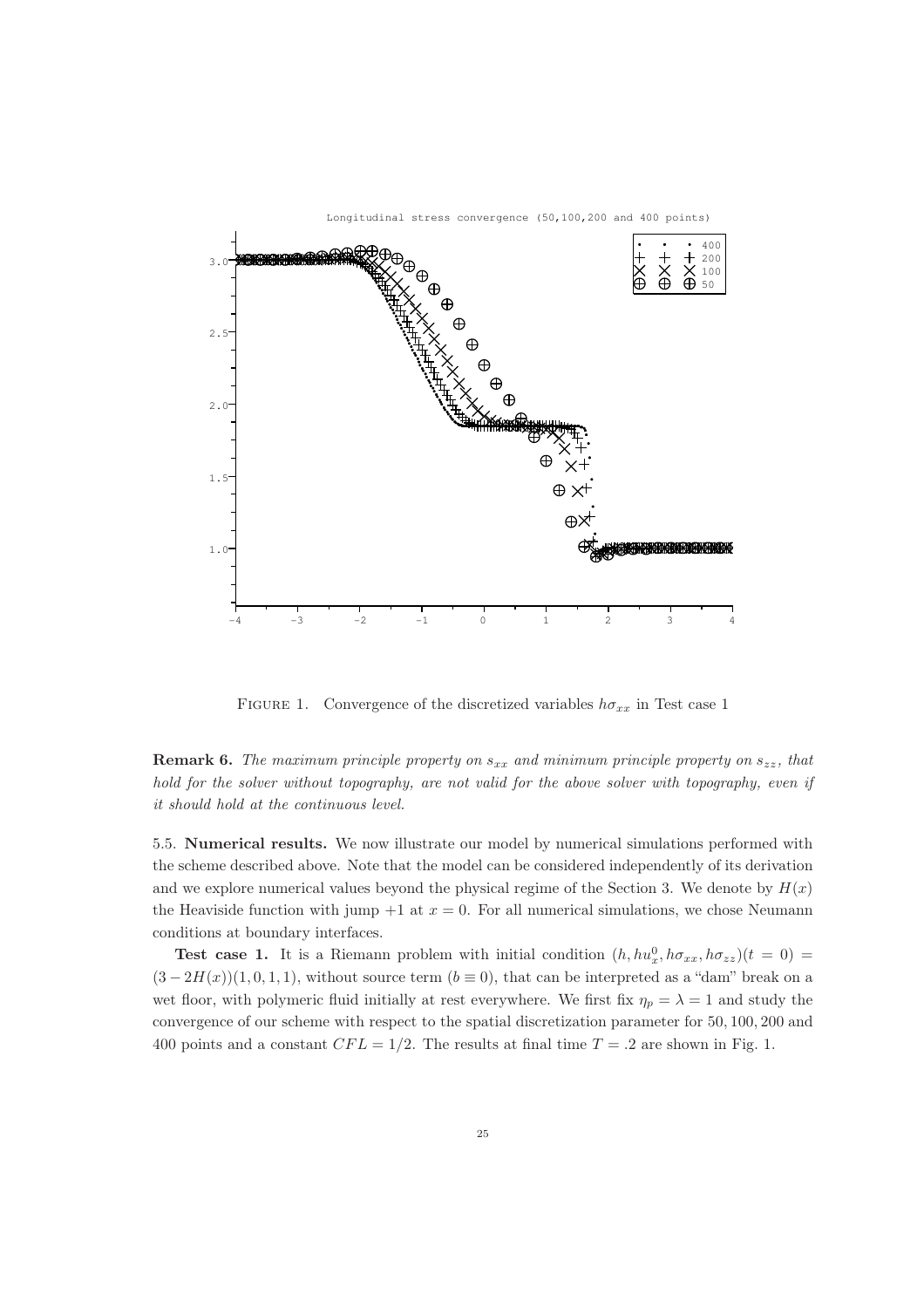Longitudinal stress convergence (50,100,200 and 400 points)

Figure 1. Convergence of the discretized variables $h\sigma_{xx}$ in Test case 1

**Remark 6.** *The maximum principle property on $s_{xx}$ and minimum principle property on $s_{zz}$, that hold for the solver without topography, are not valid for the above solver with topography, even if it should hold at the continuous level.*

5.5. **Numerical results.** We now illustrate our model by numerical simulations performed with the scheme described above. Note that the model can be considered independently of its derivation and we explore numerical values beyond the physical regime of the Section 3. We denote by $H(x)$ the Heaviside function with jump $+1$ at $x = 0$. For all numerical simulations, we chose Neumann conditions at boundary interfaces.

**Test case 1.** It is a Riemann problem with initial condition $(h, hu_x^0, h\sigma_{xx}, h\sigma_{zz})(t = 0) = (3 - 2H(x))(1, 0, 1, 1)$, without source term ($b \equiv 0$), that can be interpreted as a "dam" break on a wet floor, with polymeric fluid initially at rest everywhere. We first fix $\eta_p = \lambda = 1$ and study the convergence of our scheme with respect to the spatial discretization parameter for 50, 100, 200 and 400 points and a constant $CFL = 1/2$. The results at final time $T = .2$ are shown in Fig. 1.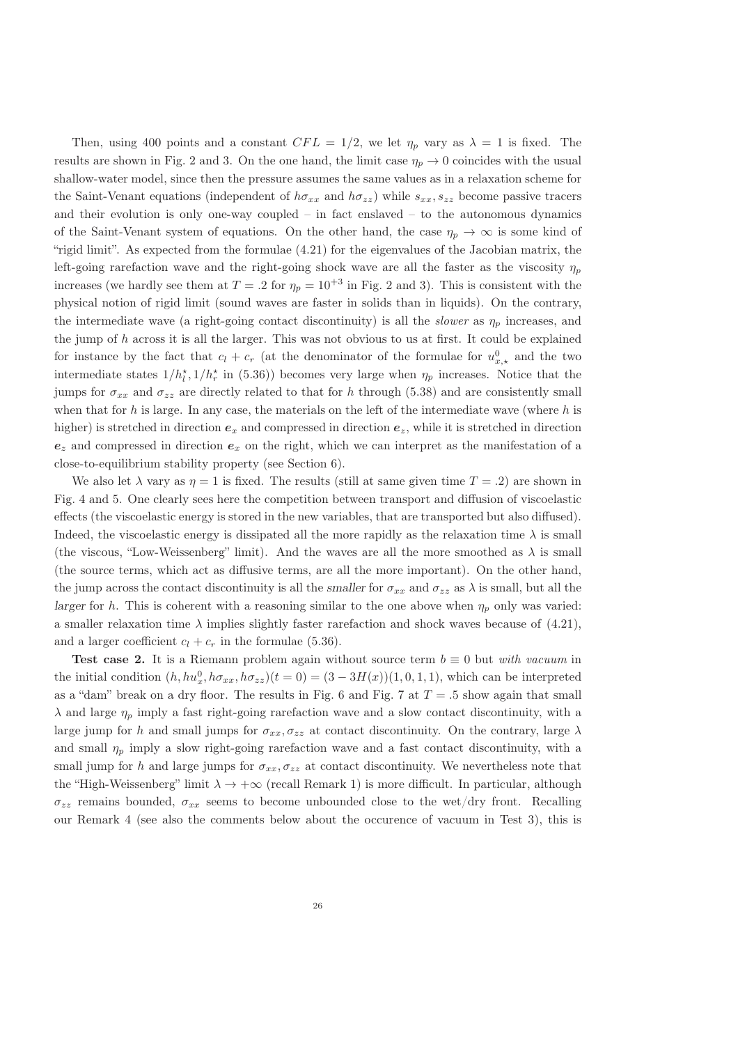Then, using 400 points and a constant $CFL = 1/2$, we let $\eta_p$ vary as $\lambda = 1$ is fixed. The results are shown in Fig. 2 and 3. On the one hand, the limit case $\eta_p \to 0$ coincides with the usual shallow-water model, since then the pressure assumes the same values as in a relaxation scheme for the Saint-Venant equations (independent of $h\sigma_{xx}$ and $h\sigma_{zz}$) while $s_{xx}, s_{zz}$ become passive tracers and their evolution is only one-way coupled – in fact enslaved – to the autonomous dynamics of the Saint-Venant system of equations. On the other hand, the case $\eta_p \to \infty$ is some kind of "rigid limit". As expected from the formulae (4.21) for the eigenvalues of the Jacobian matrix, the left-going rarefaction wave and the right-going shock wave are all the faster as the viscosity $\eta_p$ increases (we hardly see them at $T = .2$ for $\eta_p = 10^{+3}$ in Fig. 2 and 3). This is consistent with the physical notion of rigid limit (sound waves are faster in solids than in liquids). On the contrary, the intermediate wave (a right-going contact discontinuity) is all the *slower* as $\eta_p$ increases, and the jump of $h$ across it is all the larger. This was not obvious to us at first. It could be explained for instance by the fact that $c_l + c_r$ (at the denominator of the formulae for $u^0_{x,\star}$ and the two intermediate states $1/h^\star_l, 1/h^\star_r$ in (5.36)) becomes very large when $\eta_p$ increases. Notice that the jumps for $\sigma_{xx}$ and $\sigma_{zz}$ are directly related to that for $h$ through (5.38) and are consistently small when that for $h$ is large. In any case, the materials on the left of the intermediate wave (where $h$ is higher) is stretched in direction $\boldsymbol{e}_x$ and compressed in direction $\boldsymbol{e}_z$, while it is stretched in direction $\boldsymbol{e}_z$ and compressed in direction $\boldsymbol{e}_x$ on the right, which we can interpret as the manifestation of a close-to-equilibrium stability property (see Section 6).

We also let $\lambda$ vary as $\eta = 1$ is fixed. The results (still at same given time $T = .2$) are shown in Fig. 4 and 5. One clearly sees here the competition between transport and diffusion of viscoelastic effects (the viscoelastic energy is stored in the new variables, that are transported but also diffused). Indeed, the viscoelastic energy is dissipated all the more rapidly as the relaxation time $\lambda$ is small (the viscous, "Low-Weissenberg" limit). And the waves are all the more smoothed as $\lambda$ is small (the source terms, which act as diffusive terms, are all the more important). On the other hand, the jump across the contact discontinuity is all the *smaller* for $\sigma_{xx}$ and $\sigma_{zz}$ as $\lambda$ is small, but all the *larger* for $h$. This is coherent with a reasoning similar to the one above when $\eta_p$ only was varied: a smaller relaxation time $\lambda$ implies slightly faster rarefaction and shock waves because of (4.21), and a larger coefficient $c_l + c_r$ in the formulae (5.36).

**Test case 2.** It is a Riemann problem again without source term $b \equiv 0$ but *with vacuum* in the initial condition $(h, hu^0_x, h\sigma_{xx}, h\sigma_{zz})(t = 0) = (3 - 3H(x))(1, 0, 1, 1)$, which can be interpreted as a "dam" break on a dry floor. The results in Fig. 6 and Fig. 7 at $T = .5$ show again that small $\lambda$ and large $\eta_p$ imply a fast right-going rarefaction wave and a slow contact discontinuity, with a large jump for $h$ and small jumps for $\sigma_{xx}, \sigma_{zz}$ at contact discontinuity. On the contrary, large $\lambda$ and small $\eta_p$ imply a slow right-going rarefaction wave and a fast contact discontinuity, with a small jump for $h$ and large jumps for $\sigma_{xx}, \sigma_{zz}$ at contact discontinuity. We nevertheless note that the "High-Weissenberg" limit $\lambda \to +\infty$ (recall Remark 1) is more difficult. In particular, although $\sigma_{zz}$ remains bounded, $\sigma_{xx}$ seems to become unbounded close to the wet/dry front. Recalling our Remark 4 (see also the comments below about the occurence of vacuum in Test 3), this is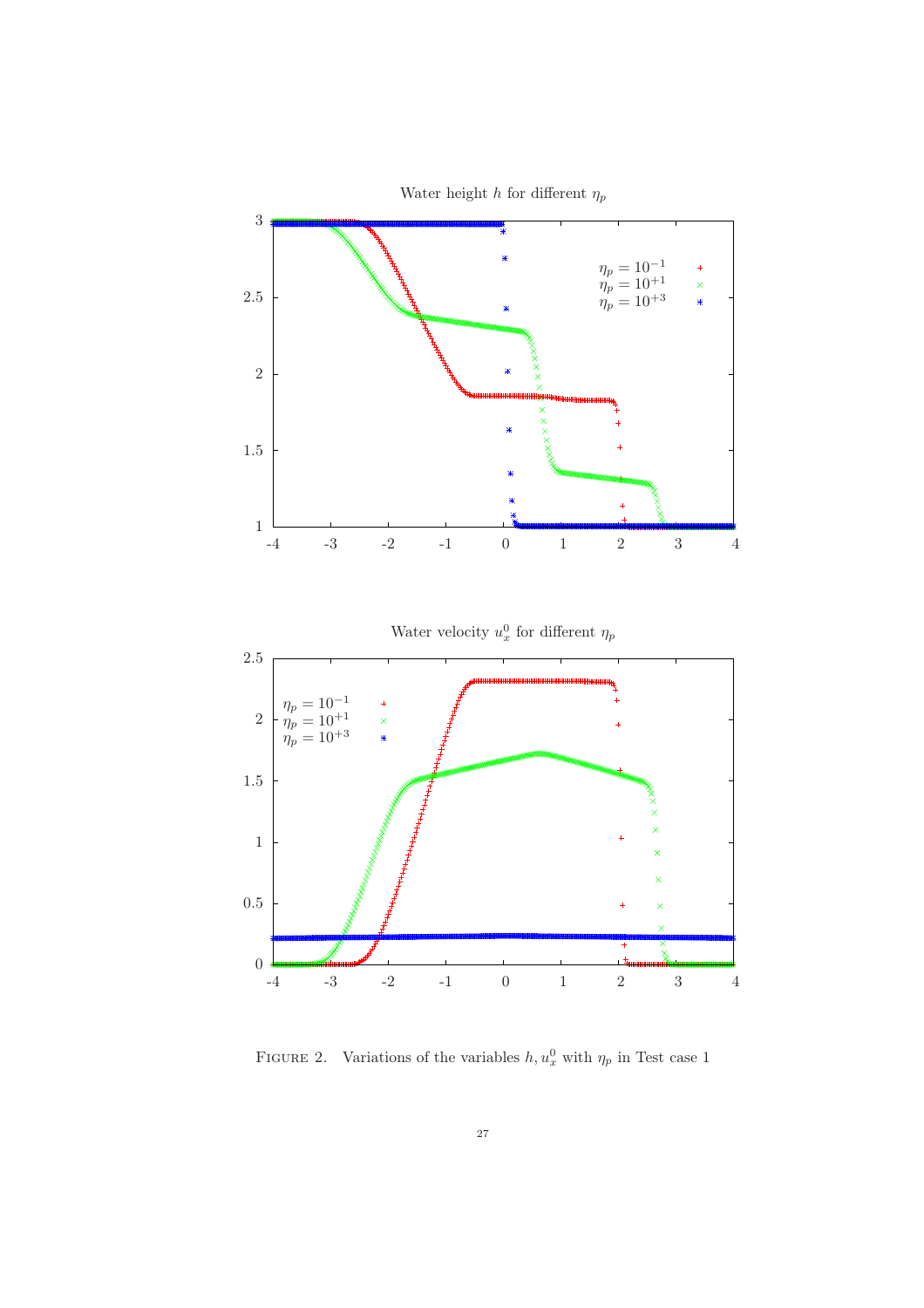Water height $h$ for different $\eta_p$

Water velocity $u_x^0$ for different $\eta_p$

Figure 2. Variations of the variables $h, u_x^0$ with $\eta_p$ in Test case 1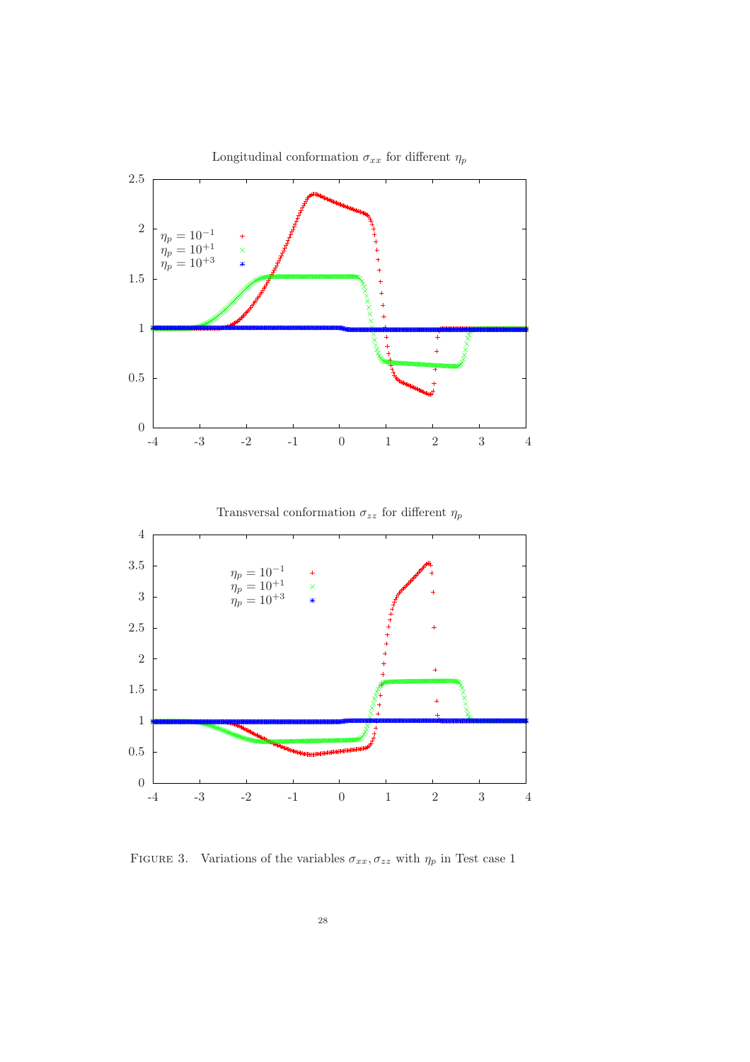Longitudinal conformation $\sigma_{xx}$ for different $\eta_p$

Transversal conformation $\sigma_{zz}$ for different $\eta_p$

FIGURE 3. Variations of the variables $\sigma_{xx}, \sigma_{zz}$ with $\eta_p$ in Test case 1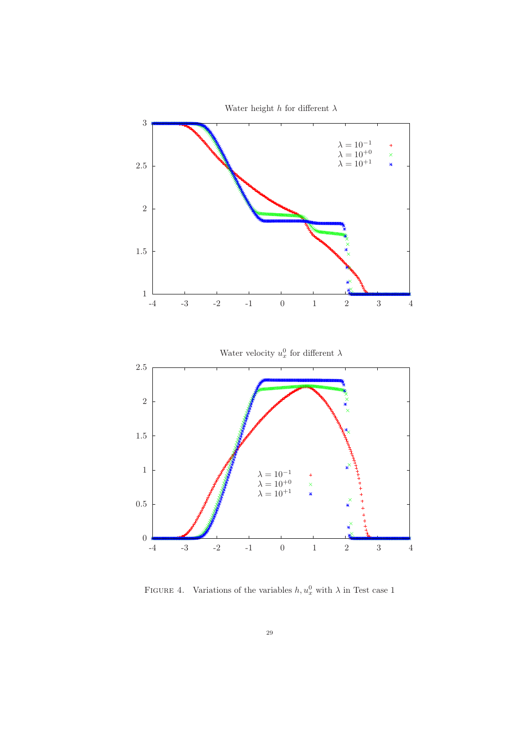Figure 4. Variations of the variables $h, u_x^0$ with $\lambda$ in Test case 1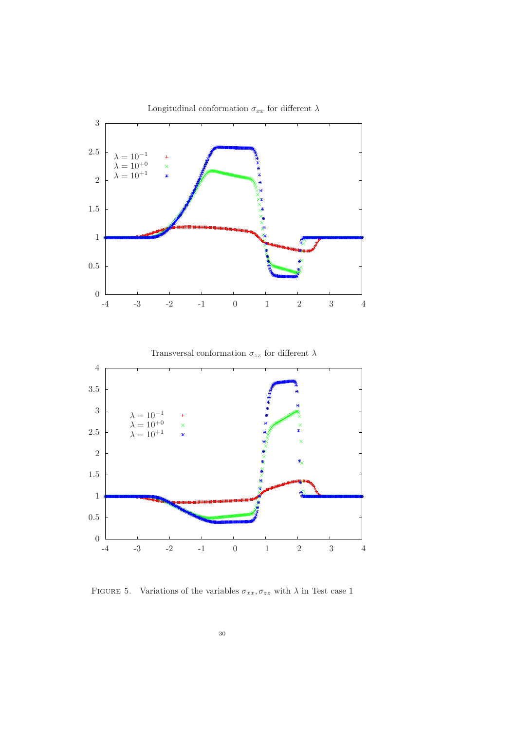Longitudinal conformation $\sigma_{xx}$ for different $\lambda$

Transversal conformation $\sigma_{zz}$ for different $\lambda$

Figure 5. Variations of the variables $\sigma_{xx}, \sigma_{zz}$ with $\lambda$ in Test case 1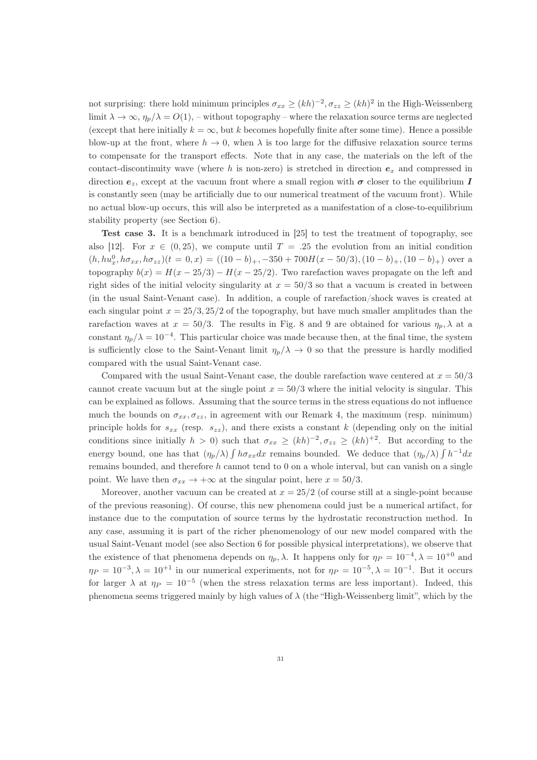not surprising: there hold minimum principles $\sigma_{xx} \geq (kh)^{-2}, \sigma_{zz} \geq (kh)^2$ in the High-Weissenberg limit $\lambda \to \infty$, $\eta_p/\lambda = O(1)$, – without topography – where the relaxation source terms are neglected (except that here initially $k = \infty$, but $k$ becomes hopefully finite after some time). Hence a possible blow-up at the front, where $h \to 0$, when $\lambda$ is too large for the diffusive relaxation source terms to compensate for the transport effects. Note that in any case, the materials on the left of the contact-discontinuity wave (where $h$ is non-zero) is stretched in direction $\boldsymbol{e}_x$ and compressed in direction $\boldsymbol{e}_z$, except at the vacuum front where a small region with $\boldsymbol{\sigma}$ closer to the equilibrium $\boldsymbol{I}$ is constantly seen (may be artificially due to our numerical treatment of the vacuum front). While no actual blow-up occurs, this will also be interpreted as a manifestation of a close-to-equilibrium stability property (see Section 6).

**Test case 3.** It is a benchmark introduced in [25] to test the treatment of topography, see also [12]. For $x \in (0, 25)$, we compute until $T = .25$ the evolution from an initial condition $(h, hu_x^0, h\sigma_{xx}, h\sigma_{zz})(t = 0, x) = ((10-b)_+, -350 + 700H(x - 50/3), (10-b)_+, (10-b)_+)$ over a topography $b(x) = H(x - 25/3) - H(x - 25/2)$. Two rarefaction waves propagate on the left and right sides of the initial velocity singularity at $x = 50/3$ so that a vacuum is created in between (in the usual Saint-Venant case). In addition, a couple of rarefaction/shock waves is created at each singular point $x = 25/3, 25/2$ of the topography, but have much smaller amplitudes than the rarefaction waves at $x = 50/3$. The results in Fig. 8 and 9 are obtained for various $\eta_p, \lambda$ at a constant $\eta_p/\lambda = 10^{-4}$. This particular choice was made because then, at the final time, the system is sufficiently close to the Saint-Venant limit $\eta_p/\lambda \to 0$ so that the pressure is hardly modified compared with the usual Saint-Venant case.

Compared with the usual Saint-Venant case, the double rarefaction wave centered at $x = 50/3$ cannot create vacuum but at the single point $x = 50/3$ where the initial velocity is singular. This can be explained as follows. Assuming that the source terms in the stress equations do not influence much the bounds on $\sigma_{xx}, \sigma_{zz}$, in agreement with our Remark 4, the maximum (resp. minimum) principle holds for $s_{xx}$ (resp. $s_{zz}$), and there exists a constant $k$ (depending only on the initial conditions since initially $h > 0$) such that $\sigma_{xx} \geq (kh)^{-2}, \sigma_{zz} \geq (kh)^{+2}$. But according to the energy bound, one has that $(\eta_p/\lambda) \int h\sigma_{xx} dx$ remains bounded. We deduce that $(\eta_p/\lambda) \int h^{-1} dx$ remains bounded, and therefore $h$ cannot tend to 0 on a whole interval, but can vanish on a single point. We have then $\sigma_{xx} \to +\infty$ at the singular point, here $x = 50/3$.

Moreover, another vacuum can be created at $x = 25/2$ (of course still at a single-point because of the previous reasoning). Of course, this new phenomena could just be a numerical artifact, for instance due to the computation of source terms by the hydrostatic reconstruction method. In any case, assuming it is part of the richer phenomenology of our new model compared with the usual Saint-Venant model (see also Section 6 for possible physical interpretations), we observe that the existence of that phenomena depends on $\eta_p, \lambda$. It happens only for $\eta_P = 10^{-4}, \lambda = 10^{+0}$ and $\eta_P = 10^{-3}, \lambda = 10^{+1}$ in our numerical experiments, not for $\eta_P = 10^{-5}, \lambda = 10^{-1}$. But it occurs for larger $\lambda$ at $\eta_P = 10^{-5}$ (when the stress relaxation terms are less important). Indeed, this phenomena seems triggered mainly by high values of $\lambda$ (the "High-Weissenberg limit", which by the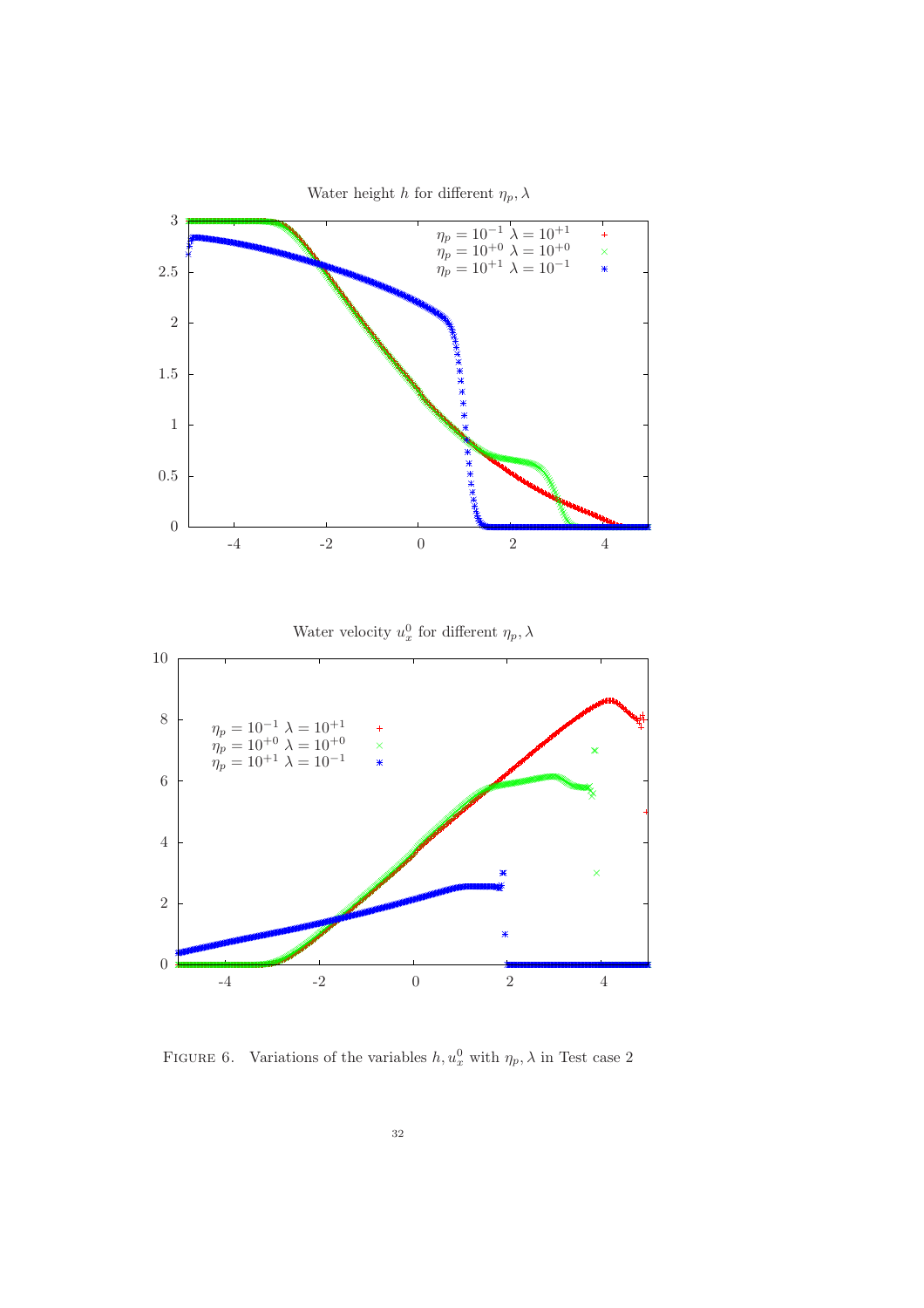Water height $h$ for different $\eta_p, \lambda$

Water velocity $u_x^0$ for different $\eta_p, \lambda$

FIGURE 6. Variations of the variables $h, u_x^0$ with $\eta_p, \lambda$ in Test case 2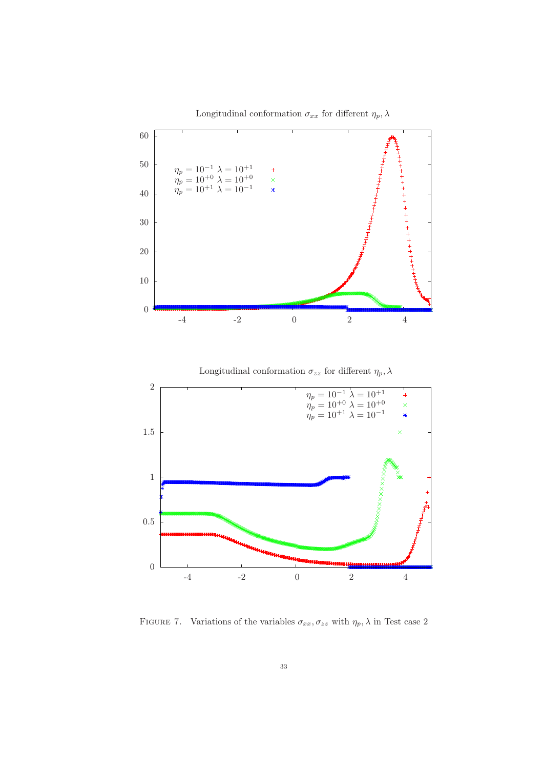Longitudinal conformation $\sigma_{xx}$ for different $\eta_p, \lambda$

Longitudinal conformation $\sigma_{zz}$ for different $\eta_p, \lambda$

Figure 7. Variations of the variables $\sigma_{xx}, \sigma_{zz}$ with $\eta_p, \lambda$ in Test case 2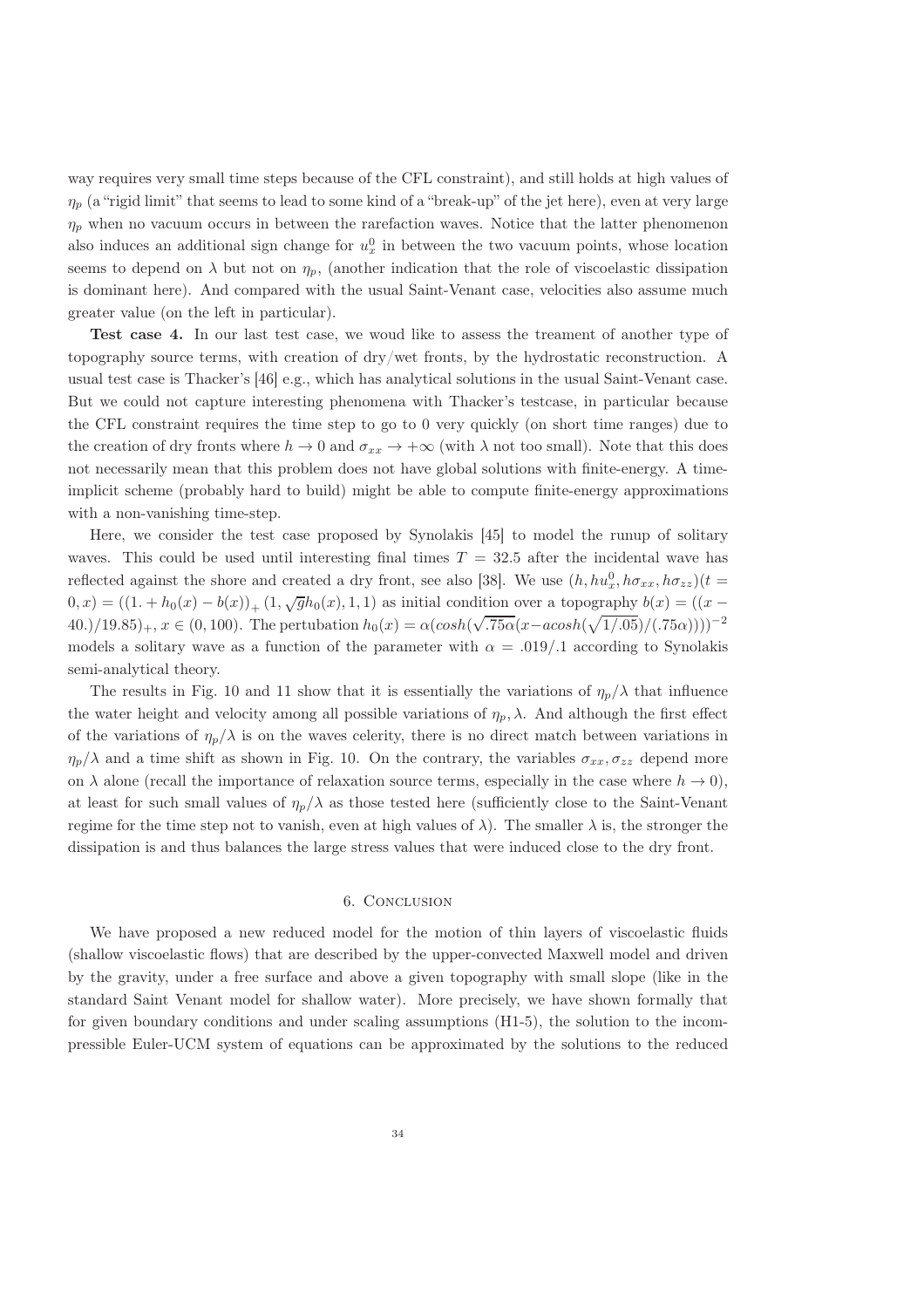way requires very small time steps because of the CFL constraint), and still holds at high values of $\eta_p$ (a "rigid limit" that seems to lead to some kind of a "break-up" of the jet here), even at very large $\eta_p$ when no vacuum occurs in between the rarefaction waves. Notice that the latter phenomenon also induces an additional sign change for $u_x^0$ in between the two vacuum points, whose location seems to depend on $\lambda$ but not on $\eta_p$, (another indication that the role of viscoelastic dissipation is dominant here). And compared with the usual Saint-Venant case, velocities also assume much greater value (on the left in particular).

**Test case 4.** In our last test case, we woud like to assess the treament of another type of topography source terms, with creation of dry/wet fronts, by the hydrostatic reconstruction. A usual test case is Thacker's [46] e.g., which has analytical solutions in the usual Saint-Venant case. But we could not capture interesting phenomena with Thacker's testcase, in particular because the CFL constraint requires the time step to go to 0 very quickly (on short time ranges) due to the creation of dry fronts where $h \to 0$ and $\sigma_{xx} \to +\infty$ (with $\lambda$ not too small). Note that this does not necessarily mean that this problem does not have global solutions with finite-energy. A time-implicit scheme (probably hard to build) might be able to compute finite-energy approximations with a non-vanishing time-step.

Here, we consider the test case proposed by Synolakis [45] to model the runup of solitary waves. This could be used until interesting final times $T = 32.5$ after the incidental wave has reflected against the shore and created a dry front, see also [38]. We use $(h, hu_x^0, h\sigma_{xx}, h\sigma_{zz})(t = 0, x) = ((1. + h_0(x) - b(x))_+ (1, \sqrt{g}h_0(x), 1, 1)$ as initial condition over a topography $b(x) = ((x - 40.)/19.85)_+$, $x \in (0, 100)$. The pertubation $h_0(x) = \alpha(cosh(\sqrt{.75\alpha}(x - acosh(\sqrt{1/.05})/(.75\alpha))))^{-2}$ models a solitary wave as a function of the parameter with $\alpha = .019/.1$ according to Synolakis semi-analytical theory.

The results in Fig. 10 and 11 show that it is essentially the variations of $\eta_p/\lambda$ that influence the water height and velocity among all possible variations of $\eta_p, \lambda$. And although the first effect of the variations of $\eta_p/\lambda$ is on the waves celerity, there is no direct match between variations in $\eta_p/\lambda$ and a time shift as shown in Fig. 10. On the contrary, the variables $\sigma_{xx}, \sigma_{zz}$ depend more on $\lambda$ alone (recall the importance of relaxation source terms, especially in the case where $h \to 0$), at least for such small values of $\eta_p/\lambda$ as those tested here (sufficiently close to the Saint-Venant regime for the time step not to vanish, even at high values of $\lambda$). The smaller $\lambda$ is, the stronger the dissipation is and thus balances the large stress values that were induced close to the dry front.

## 6. Conclusion

We have proposed a new reduced model for the motion of thin layers of viscoelastic fluids (shallow viscoelastic flows) that are described by the upper-convected Maxwell model and driven by the gravity, under a free surface and above a given topography with small slope (like in the standard Saint Venant model for shallow water). More precisely, we have shown formally that for given boundary conditions and under scaling assumptions (H1-5), the solution to the incompressible Euler-UCM system of equations can be approximated by the solutions to the reduced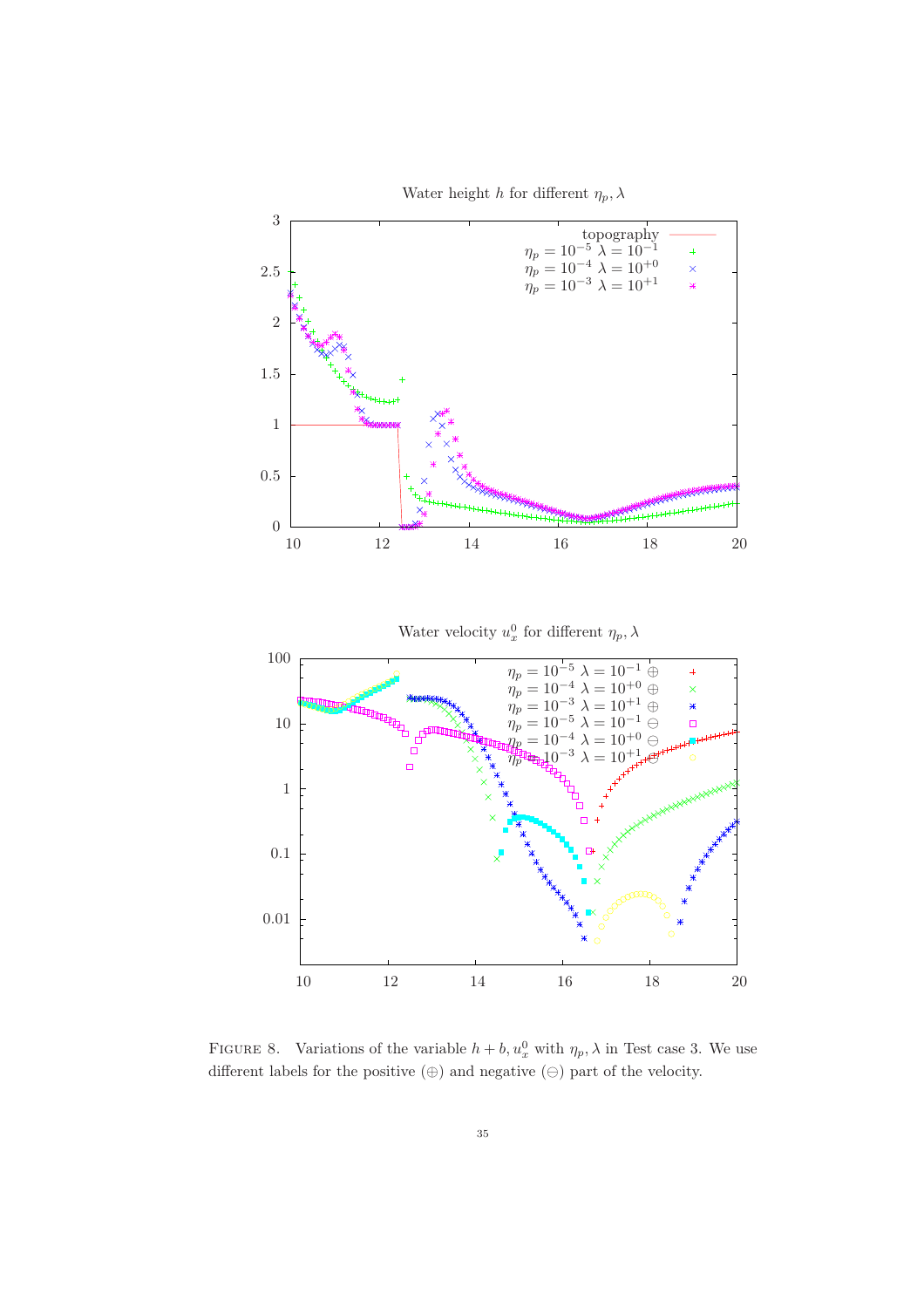Figure 8. Variations of the variable $h + b, u_x^0$ with $\eta_p, \lambda$ in Test case 3. We use different labels for the positive ($\oplus$) and negative ($\ominus$) part of the velocity.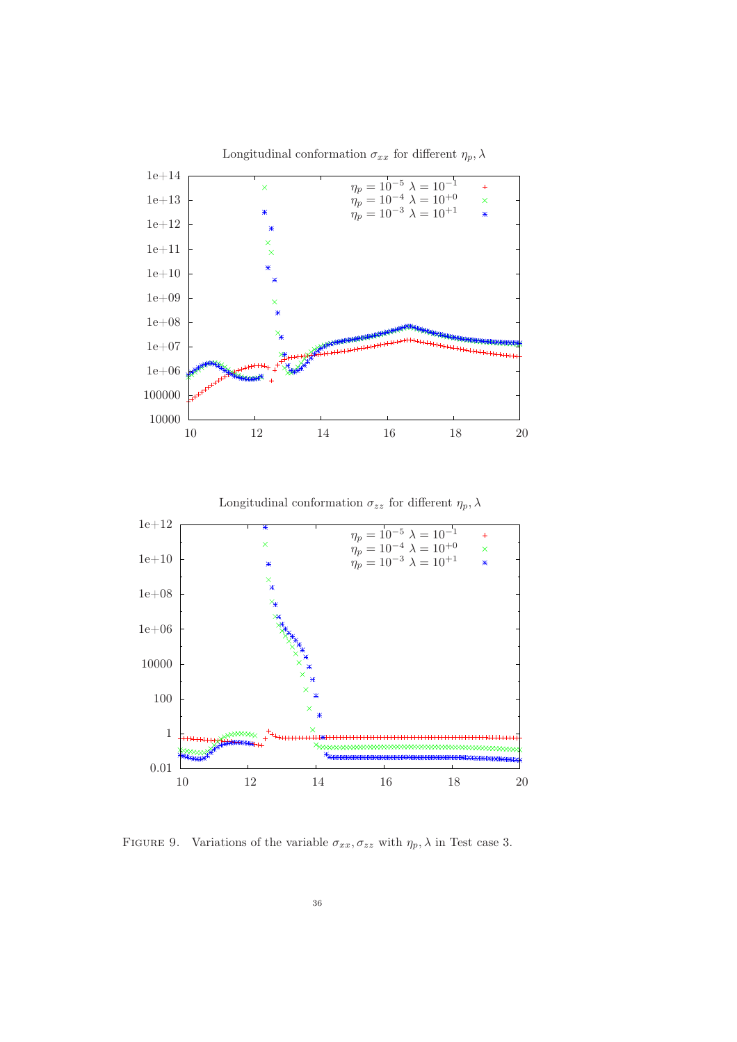Longitudinal conformation $\sigma_{xx}$ for different $\eta_p, \lambda$

Longitudinal conformation $\sigma_{zz}$ for different $\eta_p, \lambda$

FIGURE 9. Variations of the variable $\sigma_{xx}, \sigma_{zz}$ with $\eta_p, \lambda$ in Test case 3.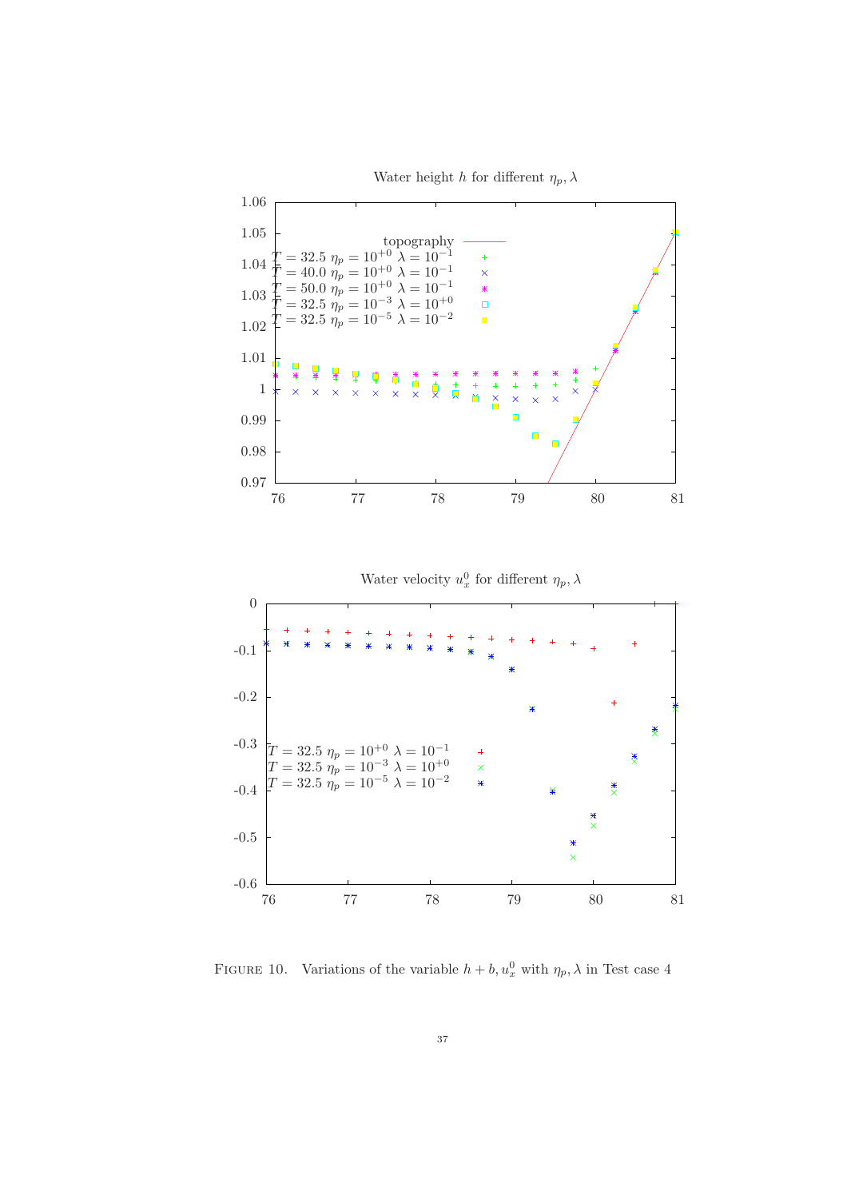Water height $h$ for different $\eta_p, \lambda$

topography
$T = 32.5$ $\eta_p = 10^{+0}$ $\lambda = 10^{-1}$
$T = 40.0$ $\eta_p = 10^{+0}$ $\lambda = 10^{-1}$
$T = 50.0$ $\eta_p = 10^{+0}$ $\lambda = 10^{-1}$
$T = 32.5$ $\eta_p = 10^{-3}$ $\lambda = 10^{+0}$
$T = 32.5$ $\eta_p = 10^{-5}$ $\lambda = 10^{-2}$

Water velocity $u_x^0$ for different $\eta_p, \lambda$

$T = 32.5$ $\eta_p = 10^{+0}$ $\lambda = 10^{-1}$
$T = 32.5$ $\eta_p = 10^{-3}$ $\lambda = 10^{+0}$
$T = 32.5$ $\eta_p = 10^{-5}$ $\lambda = 10^{-2}$

FIGURE 10. Variations of the variable $h + b, u_x^0$ with $\eta_p, \lambda$ in Test case 4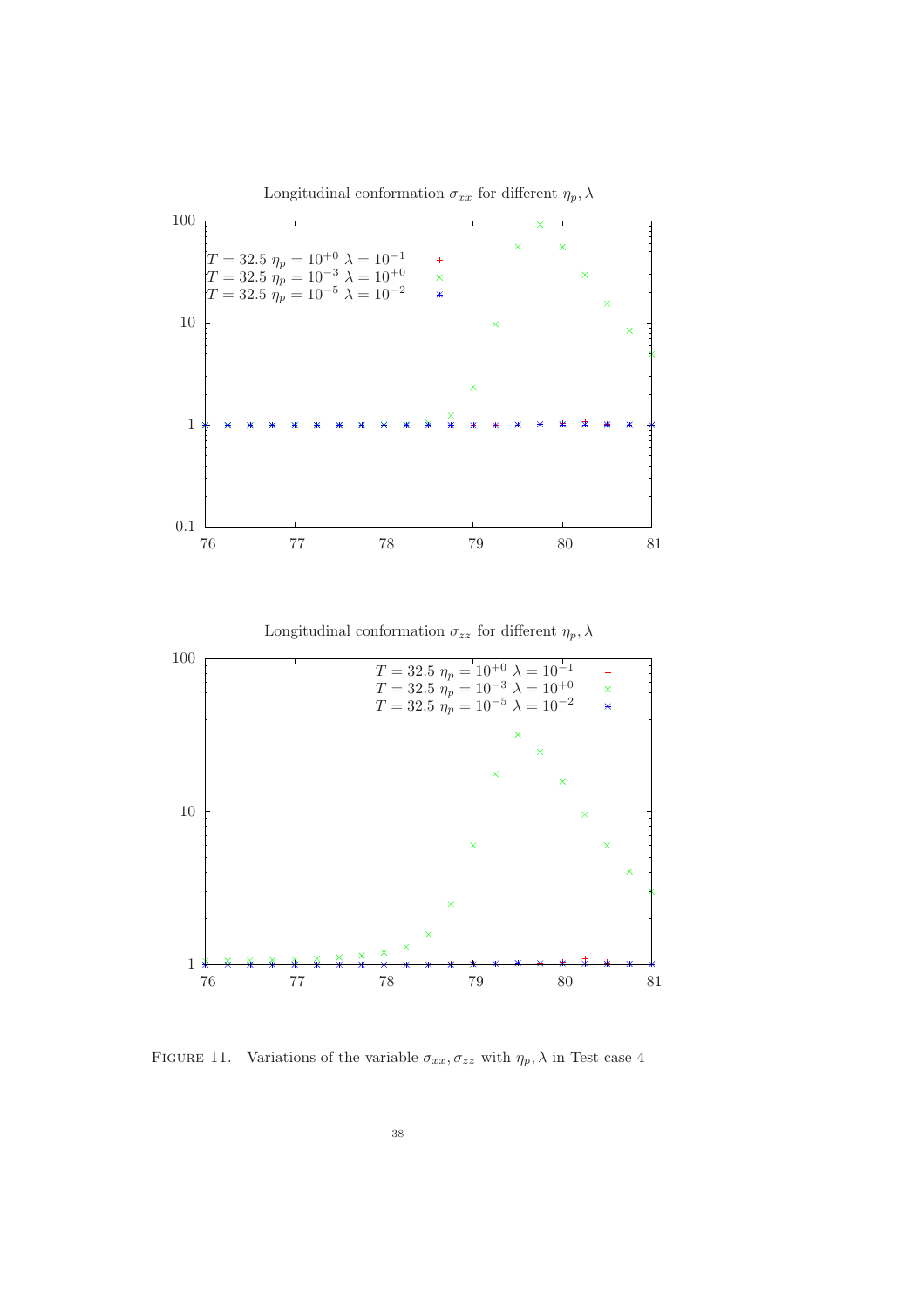Longitudinal conformation $\sigma_{xx}$ for different $\eta_p, \lambda$

$T = 32.5$ $\eta_p = 10^{+0}$ $\lambda = 10^{-1}$
$T = 32.5$ $\eta_p = 10^{-3}$ $\lambda = 10^{+0}$
$T = 32.5$ $\eta_p = 10^{-5}$ $\lambda = 10^{-2}$

Longitudinal conformation $\sigma_{zz}$ for different $\eta_p, \lambda$

$T = 32.5$ $\eta_p = 10^{+0}$ $\lambda = 10^{-1}$
$T = 32.5$ $\eta_p = 10^{-3}$ $\lambda = 10^{+0}$
$T = 32.5$ $\eta_p = 10^{-5}$ $\lambda = 10^{-2}$

FIGURE 11. Variations of the variable $\sigma_{xx}, \sigma_{zz}$ with $\eta_p, \lambda$ in Test case 4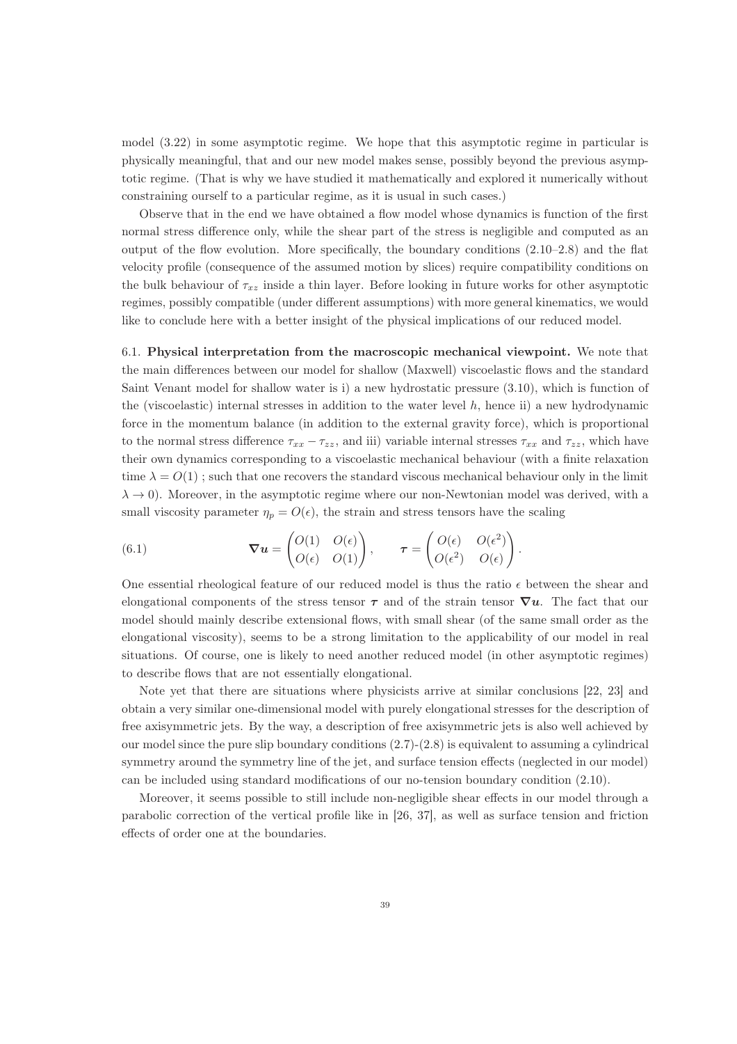model (3.22) in some asymptotic regime. We hope that this asymptotic regime in particular is physically meaningful, that and our new model makes sense, possibly beyond the previous asymptotic regime. (That is why we have studied it mathematically and explored it numerically without constraining ourself to a particular regime, as it is usual in such cases.)

Observe that in the end we have obtained a flow model whose dynamics is function of the first normal stress difference only, while the shear part of the stress is negligible and computed as an output of the flow evolution. More specifically, the boundary conditions (2.10–2.8) and the flat velocity profile (consequence of the assumed motion by slices) require compatibility conditions on the bulk behaviour of $\tau_{xz}$ inside a thin layer. Before looking in future works for other asymptotic regimes, possibly compatible (under different assumptions) with more general kinematics, we would like to conclude here with a better insight of the physical implications of our reduced model.

6.1. **Physical interpretation from the macroscopic mechanical viewpoint.** We note that the main differences between our model for shallow (Maxwell) viscoelastic flows and the standard Saint Venant model for shallow water is i) a new hydrostatic pressure (3.10), which is function of the (viscoelastic) internal stresses in addition to the water level $h$, hence ii) a new hydrodynamic force in the momentum balance (in addition to the external gravity force), which is proportional to the normal stress difference $\tau_{xx} - \tau_{zz}$, and iii) variable internal stresses $\tau_{xx}$ and $\tau_{zz}$, which have their own dynamics corresponding to a viscoelastic mechanical behaviour (with a finite relaxation time $\lambda = O(1)$ ; such that one recovers the standard viscous mechanical behaviour only in the limit $\lambda \to 0$). Moreover, in the asymptotic regime where our non-Newtonian model was derived, with a small viscosity parameter $\eta_p = O(\epsilon)$, the strain and stress tensors have the scaling

$$\boldsymbol{\nabla u} = \begin{pmatrix} O(1) & O(\epsilon) \\ O(\epsilon) & O(1) \end{pmatrix}, \qquad \boldsymbol{\tau} = \begin{pmatrix} O(\epsilon) & O(\epsilon^2) \\ O(\epsilon^2) & O(\epsilon) \end{pmatrix}. \tag{6.1}$$

One essential rheological feature of our reduced model is thus the ratio $\epsilon$ between the shear and elongational components of the stress tensor $\boldsymbol{\tau}$ and of the strain tensor $\boldsymbol{\nabla u}$. The fact that our model should mainly describe extensional flows, with small shear (of the same small order as the elongational viscosity), seems to be a strong limitation to the applicability of our model in real situations. Of course, one is likely to need another reduced model (in other asymptotic regimes) to describe flows that are not essentially elongational.

Note yet that there are situations where physicists arrive at similar conclusions [22, 23] and obtain a very similar one-dimensional model with purely elongational stresses for the description of free axisymmetric jets. By the way, a description of free axisymmetric jets is also well achieved by our model since the pure slip boundary conditions (2.7)-(2.8) is equivalent to assuming a cylindrical symmetry around the symmetry line of the jet, and surface tension effects (neglected in our model) can be included using standard modifications of our no-tension boundary condition (2.10).

Moreover, it seems possible to still include non-negligible shear effects in our model through a parabolic correction of the vertical profile like in [26, 37], as well as surface tension and friction effects of order one at the boundaries.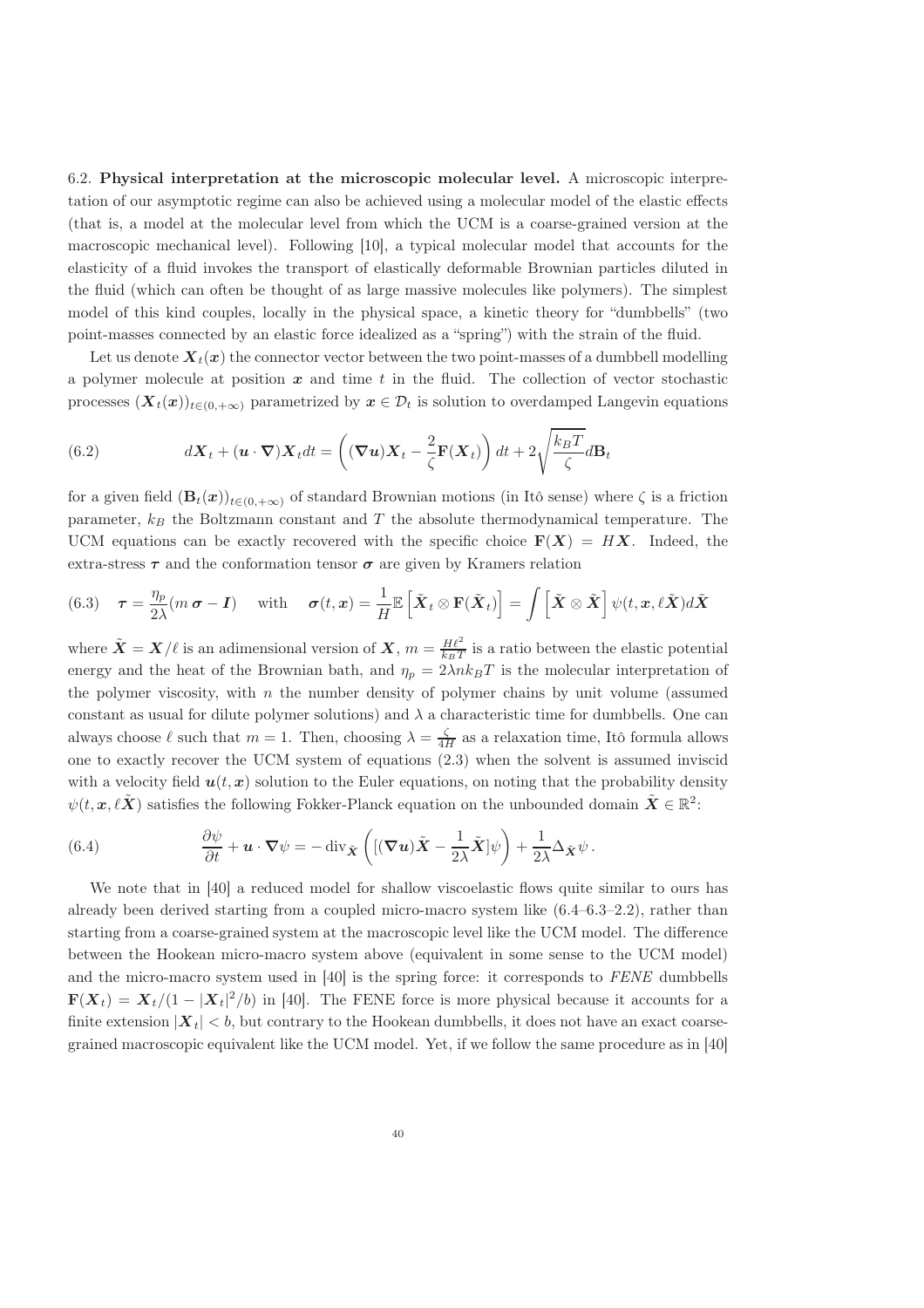6.2. **Physical interpretation at the microscopic molecular level.** A microscopic interpretation of our asymptotic regime can also be achieved using a molecular model of the elastic effects (that is, a model at the molecular level from which the UCM is a coarse-grained version at the macroscopic mechanical level). Following [10], a typical molecular model that accounts for the elasticity of a fluid invokes the transport of elastically deformable Brownian particles diluted in the fluid (which can often be thought of as large massive molecules like polymers). The simplest model of this kind couples, locally in the physical space, a kinetic theory for "dumbbells" (two point-masses connected by an elastic force idealized as a "spring") with the strain of the fluid.

Let us denote $\boldsymbol{X}_t(\boldsymbol{x})$ the connector vector between the two point-masses of a dumbbell modelling a polymer molecule at position $\boldsymbol{x}$ and time $t$ in the fluid. The collection of vector stochastic processes $(\boldsymbol{X}_t(\boldsymbol{x}))_{t\in(0,+\infty)}$ parametrized by $\boldsymbol{x} \in \mathcal{D}_t$ is solution to overdamped Langevin equations

$$
d\boldsymbol{X}_t + (\boldsymbol{u}\cdot\boldsymbol{\nabla})\boldsymbol{X}_t dt = \left( (\boldsymbol{\nabla}\boldsymbol{u})\boldsymbol{X}_t - \frac{2}{\zeta}\mathbf{F}(\boldsymbol{X}_t) \right) dt + 2\sqrt{\frac{k_B T}{\zeta}} d\mathbf{B}_t \tag{6.2}
$$

for a given field $(\mathbf{B}_t(\boldsymbol{x}))_{t\in(0,+\infty)}$ of standard Brownian motions (in Itô sense) where $\zeta$ is a friction parameter, $k_B$ the Boltzmann constant and $T$ the absolute thermodynamical temperature. The UCM equations can be exactly recovered with the specific choice $\mathbf{F}(\boldsymbol{X}) = H\boldsymbol{X}$. Indeed, the extra-stress $\boldsymbol{\tau}$ and the conformation tensor $\boldsymbol{\sigma}$ are given by Kramers relation

$$
\boldsymbol{\tau} = \frac{\eta_p}{2\lambda}(m\,\boldsymbol{\sigma} - \boldsymbol{I}) \quad \text{with} \quad \boldsymbol{\sigma}(t,\boldsymbol{x}) = \frac{1}{H}\mathbb{E}\left[\tilde{\boldsymbol{X}}_t \otimes \mathbf{F}(\tilde{\boldsymbol{X}}_t)\right] = \int \left[\tilde{\boldsymbol{X}} \otimes \tilde{\boldsymbol{X}}\right] \psi(t,\boldsymbol{x},\ell\tilde{\boldsymbol{X}}) d\tilde{\boldsymbol{X}} \tag{6.3}
$$

where $\tilde{\boldsymbol{X}} = \boldsymbol{X}/\ell$ is an adimensional version of $\boldsymbol{X}$, $m = \frac{H\ell^2}{k_B T}$ is a ratio between the elastic potential energy and the heat of the Brownian bath, and $\eta_p = 2\lambda n k_B T$ is the molecular interpretation of the polymer viscosity, with $n$ the number density of polymer chains by unit volume (assumed constant as usual for dilute polymer solutions) and $\lambda$ a characteristic time for dumbbells. One can always choose $\ell$ such that $m = 1$. Then, choosing $\lambda = \frac{\zeta}{4H}$ as a relaxation time, Itô formula allows one to exactly recover the UCM system of equations (2.3) when the solvent is assumed inviscid with a velocity field $\boldsymbol{u}(t,\boldsymbol{x})$ solution to the Euler equations, on noting that the probability density $\psi(t,\boldsymbol{x},\ell\tilde{\boldsymbol{X}})$ satisfies the following Fokker-Planck equation on the unbounded domain $\tilde{\boldsymbol{X}} \in \mathbb{R}^2$:

$$
\frac{\partial \psi}{\partial t} + \boldsymbol{u}\cdot\boldsymbol{\nabla}\psi = -\operatorname{div}_{\tilde{\boldsymbol{X}}}\left( [(\boldsymbol{\nabla}\boldsymbol{u})\tilde{\boldsymbol{X}} - \frac{1}{2\lambda}\tilde{\boldsymbol{X}}]\psi \right) + \frac{1}{2\lambda}\Delta_{\tilde{\boldsymbol{X}}}\psi\,. \tag{6.4}
$$

We note that in [40] a reduced model for shallow viscoelastic flows quite similar to ours has already been derived starting from a coupled micro-macro system like (6.4–6.3–2.2), rather than starting from a coarse-grained system at the macroscopic level like the UCM model. The difference between the Hookean micro-macro system above (equivalent in some sense to the UCM model) and the micro-macro system used in [40] is the spring force: it corresponds to *FENE* dumbbells $\mathbf{F}(\boldsymbol{X}_t) = \boldsymbol{X}_t/(1 - |\boldsymbol{X}_t|^2/b)$ in [40]. The FENE force is more physical because it accounts for a finite extension $|\boldsymbol{X}_t| < b$, but contrary to the Hookean dumbbells, it does not have an exact coarse-grained macroscopic equivalent like the UCM model. Yet, if we follow the same procedure as in [40]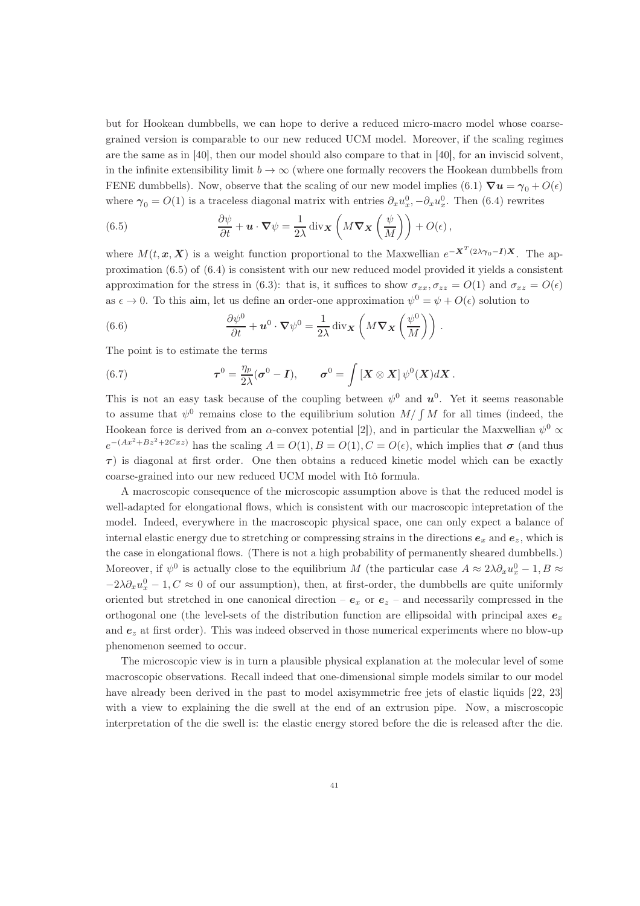but for Hookean dumbbells, we can hope to derive a reduced micro-macro model whose coarse-grained version is comparable to our new reduced UCM model. Moreover, if the scaling regimes are the same as in [40], then our model should also compare to that in [40], for an inviscid solvent, in the infinite extensibility limit $b \to \infty$ (where one formally recovers the Hookean dumbbells from FENE dumbbells). Now, observe that the scaling of our new model implies (6.1) $\boldsymbol{\nabla u} = \boldsymbol{\gamma}_0 + O(\epsilon)$ where $\boldsymbol{\gamma}_0 = O(1)$ is a traceless diagonal matrix with entries $\partial_x u_x^0, -\partial_x u_x^0$. Then (6.4) rewrites

$$\frac{\partial \psi}{\partial t} + \boldsymbol{u} \cdot \boldsymbol{\nabla} \psi = \frac{1}{2\lambda} \operatorname{div}_{\boldsymbol{X}} \left( M \boldsymbol{\nabla}_{\boldsymbol{X}} \left( \frac{\psi}{M} \right) \right) + O(\epsilon) \,, \tag{6.5}$$

where $M(t, \boldsymbol{x}, \boldsymbol{X})$ is a weight function proportional to the Maxwellian $e^{-\boldsymbol{X}^T(2\lambda\boldsymbol{\gamma}_0 - \boldsymbol{I})\boldsymbol{X}}$. The approximation (6.5) of (6.4) is consistent with our new reduced model provided it yields a consistent approximation for the stress in (6.3): that is, it suffices to show $\sigma_{xx}, \sigma_{zz} = O(1)$ and $\sigma_{xz} = O(\epsilon)$ as $\epsilon \to 0$. To this aim, let us define an order-one approximation $\psi^0 = \psi + O(\epsilon)$ solution to

$$\frac{\partial \psi^0}{\partial t} + \boldsymbol{u}^0 \cdot \boldsymbol{\nabla} \psi^0 = \frac{1}{2\lambda} \operatorname{div}_{\boldsymbol{X}} \left( M \boldsymbol{\nabla}_{\boldsymbol{X}} \left( \frac{\psi^0}{M} \right) \right) . \tag{6.6}$$

The point is to estimate the terms

$$\boldsymbol{\tau}^0 = \frac{\eta_p}{2\lambda}(\boldsymbol{\sigma}^0 - \boldsymbol{I}), \qquad \boldsymbol{\sigma}^0 = \int [\boldsymbol{X} \otimes \boldsymbol{X}] \, \psi^0(\boldsymbol{X}) d\boldsymbol{X} \,. \tag{6.7}$$

This is not an easy task because of the coupling between $\psi^0$ and $\boldsymbol{u}^0$. Yet it seems reasonable to assume that $\psi^0$ remains close to the equilibrium solution $M/\int M$ for all times (indeed, the Hookean force is derived from an $\alpha$-convex potential [2]), and in particular the Maxwellian $\psi^0 \propto e^{-(Ax^2+Bz^2+2Cxz)}$ has the scaling $A = O(1), B = O(1), C = O(\epsilon)$, which implies that $\boldsymbol{\sigma}$ (and thus $\boldsymbol{\tau}$) is diagonal at first order. One then obtains a reduced kinetic model which can be exactly coarse-grained into our new reduced UCM model with Itô formula.

A macroscopic consequence of the microscopic assumption above is that the reduced model is well-adapted for elongational flows, which is consistent with our macroscopic intepretation of the model. Indeed, everywhere in the macroscopic physical space, one can only expect a balance of internal elastic energy due to stretching or compressing strains in the directions $\boldsymbol{e}_x$ and $\boldsymbol{e}_z$, which is the case in elongational flows. (There is not a high probability of permanently sheared dumbbells.) Moreover, if $\psi^0$ is actually close to the equilibrium $M$ (the particular case $A \approx 2\lambda\partial_x u_x^0 - 1, B \approx -2\lambda\partial_x u_x^0 - 1, C \approx 0$ of our assumption), then, at first-order, the dumbbells are quite uniformly oriented but stretched in one canonical direction – $\boldsymbol{e}_x$ or $\boldsymbol{e}_z$ – and necessarily compressed in the orthogonal one (the level-sets of the distribution function are ellipsoidal with principal axes $\boldsymbol{e}_x$ and $\boldsymbol{e}_z$ at first order). This was indeed observed in those numerical experiments where no blow-up phenomenon seemed to occur.

The microscopic view is in turn a plausible physical explanation at the molecular level of some macroscopic observations. Recall indeed that one-dimensional simple models similar to our model have already been derived in the past to model axisymmetric free jets of elastic liquids [22, 23] with a view to explaining the die swell at the end of an extrusion pipe. Now, a miscroscopic interpretation of the die swell is: the elastic energy stored before the die is released after the die.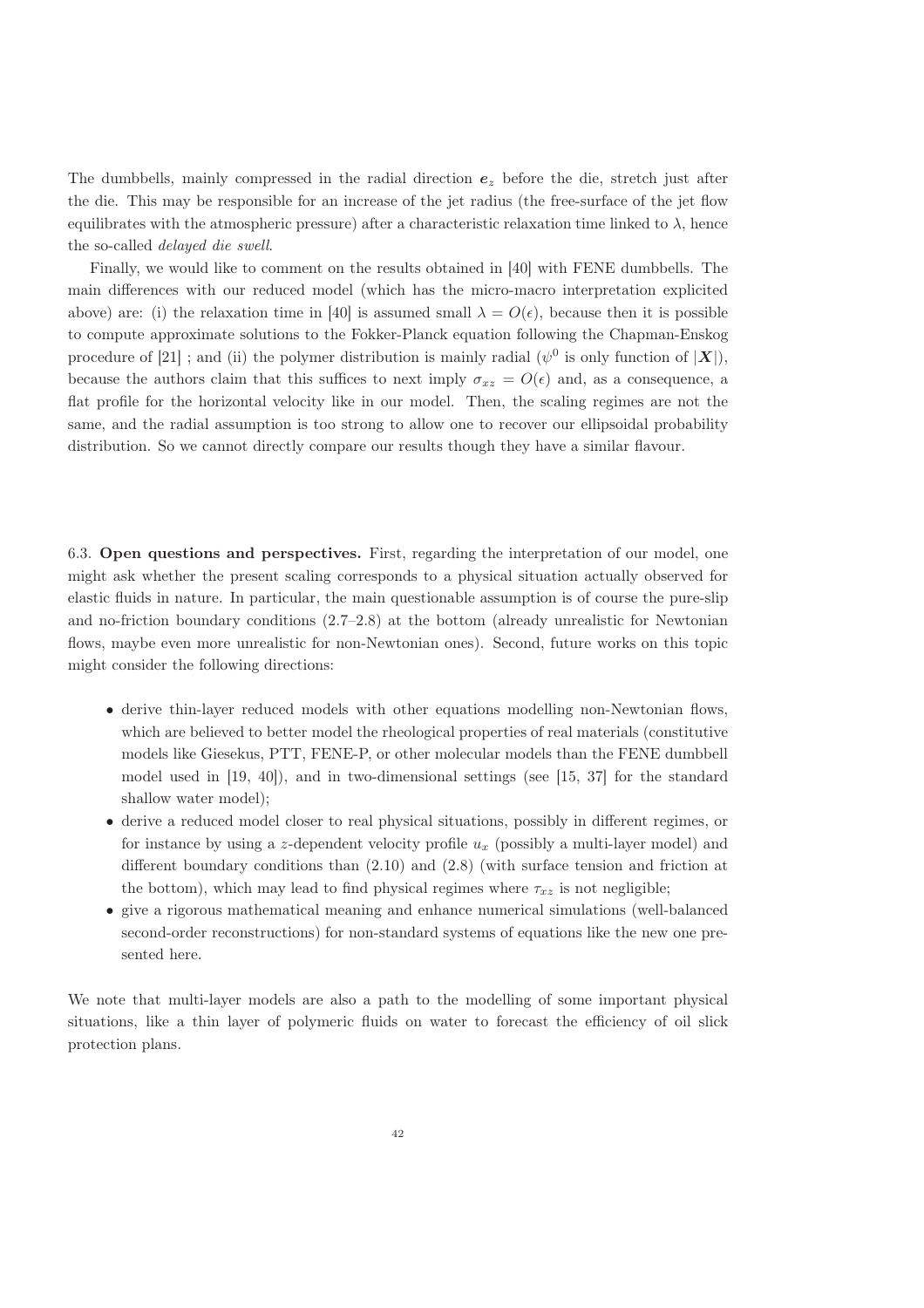The dumbbells, mainly compressed in the radial direction $\boldsymbol{e}_z$ before the die, stretch just after the die. This may be responsible for an increase of the jet radius (the free-surface of the jet flow equilibrates with the atmospheric pressure) after a characteristic relaxation time linked to $\lambda$, hence the so-called *delayed die swell*.

Finally, we would like to comment on the results obtained in [40] with FENE dumbbells. The main differences with our reduced model (which has the micro-macro interpretation explicited above) are: (i) the relaxation time in [40] is assumed small $\lambda = O(\epsilon)$, because then it is possible to compute approximate solutions to the Fokker-Planck equation following the Chapman-Enskog procedure of [21] ; and (ii) the polymer distribution is mainly radial ($\psi^0$ is only function of $|\boldsymbol{X}|$), because the authors claim that this suffices to next imply $\sigma_{xz} = O(\epsilon)$ and, as a consequence, a flat profile for the horizontal velocity like in our model. Then, the scaling regimes are not the same, and the radial assumption is too strong to allow one to recover our ellipsoidal probability distribution. So we cannot directly compare our results though they have a similar flavour.

6.3. **Open questions and perspectives.** First, regarding the interpretation of our model, one might ask whether the present scaling corresponds to a physical situation actually observed for elastic fluids in nature. In particular, the main questionable assumption is of course the pure-slip and no-friction boundary conditions (2.7–2.8) at the bottom (already unrealistic for Newtonian flows, maybe even more unrealistic for non-Newtonian ones). Second, future works on this topic might consider the following directions:

- derive thin-layer reduced models with other equations modelling non-Newtonian flows, which are believed to better model the rheological properties of real materials (constitutive models like Giesekus, PTT, FENE-P, or other molecular models than the FENE dumbbell model used in [19, 40]), and in two-dimensional settings (see [15, 37] for the standard shallow water model);
- derive a reduced model closer to real physical situations, possibly in different regimes, or for instance by using a $z$-dependent velocity profile $u_x$ (possibly a multi-layer model) and different boundary conditions than (2.10) and (2.8) (with surface tension and friction at the bottom), which may lead to find physical regimes where $\tau_{xz}$ is not negligible;
- give a rigorous mathematical meaning and enhance numerical simulations (well-balanced second-order reconstructions) for non-standard systems of equations like the new one presented here.

We note that multi-layer models are also a path to the modelling of some important physical situations, like a thin layer of polymeric fluids on water to forecast the efficiency of oil slick protection plans.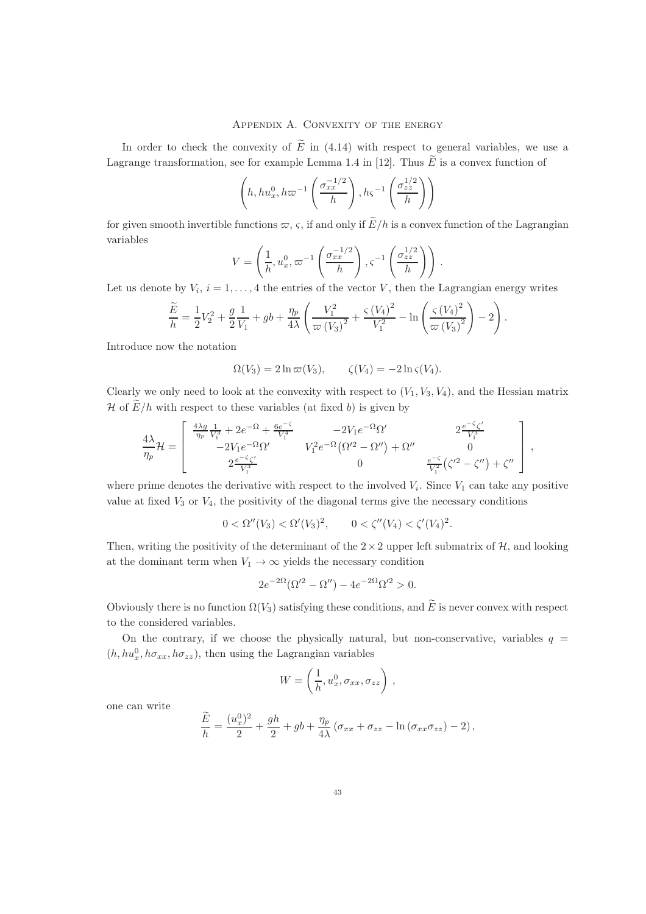## Appendix A. Convexity of the energy

In order to check the convexity of $\widetilde{E}$ in (4.14) with respect to general variables, we use a Lagrange transformation, see for example Lemma 1.4 in [12]. Thus $\widetilde{E}$ is a convex function of

$$\left(h, hu_x^0, h\varpi^{-1}\left(\frac{\sigma_{xx}^{-1/2}}{h}\right), h\varsigma^{-1}\left(\frac{\sigma_{zz}^{1/2}}{h}\right)\right)$$

for given smooth invertible functions $\varpi$, $\varsigma$, if and only if $\widetilde{E}/h$ is a convex function of the Lagrangian variables

$$V = \left(\frac{1}{h}, u_x^0, \varpi^{-1}\left(\frac{\sigma_{xx}^{-1/2}}{h}\right), \varsigma^{-1}\left(\frac{\sigma_{zz}^{1/2}}{h}\right)\right).$$

Let us denote by $V_i$, $i = 1, \ldots, 4$ the entries of the vector $V$, then the Lagrangian energy writes

$$\frac{\widetilde{E}}{h} = \frac{1}{2}V_2^2 + \frac{g}{2}\frac{1}{V_1} + gb + \frac{\eta_p}{4\lambda}\left(\frac{V_1^2}{\varpi(V_3)^2} + \frac{\varsigma(V_4)^2}{V_1^2} - \ln\left(\frac{\varsigma(V_4)^2}{\varpi(V_3)^2}\right) - 2\right).$$

Introduce now the notation

$$\Omega(V_3) = 2\ln\varpi(V_3), \qquad \zeta(V_4) = -2\ln\varsigma(V_4).$$

Clearly we only need to look at the convexity with respect to $(V_1, V_3, V_4)$, and the Hessian matrix $\mathcal{H}$ of $\widetilde{E}/h$ with respect to these variables (at fixed $b$) is given by

$$\frac{4\lambda}{\eta_p}\mathcal{H} = \begin{bmatrix} \frac{4\lambda g}{\eta_p}\frac{1}{V_1^3} + 2e^{-\Omega} + \frac{6e^{-\zeta}}{V_1^4} & -2V_1 e^{-\Omega}\Omega' & 2\frac{e^{-\zeta}\zeta'}{V_1^3} \\ -2V_1 e^{-\Omega}\Omega' & V_1^2 e^{-\Omega}\big(\Omega'^2 - \Omega''\big) + \Omega'' & 0 \\ 2\frac{e^{-\zeta}\zeta'}{V_1^3} & 0 & \frac{e^{-\zeta}}{V_1^2}\big(\zeta'^2 - \zeta''\big) + \zeta'' \end{bmatrix},$$

where prime denotes the derivative with respect to the involved $V_i$. Since $V_1$ can take any positive value at fixed $V_3$ or $V_4$, the positivity of the diagonal terms give the necessary conditions

$$0 < \Omega''(V_3) < \Omega'(V_3)^2, \qquad 0 < \zeta''(V_4) < \zeta'(V_4)^2.$$

Then, writing the positivity of the determinant of the $2\times 2$ upper left submatrix of $\mathcal{H}$, and looking at the dominant term when $V_1 \to \infty$ yields the necessary condition

$$2e^{-2\Omega}(\Omega'^2 - \Omega'') - 4e^{-2\Omega}\Omega'^2 > 0.$$

Obviously there is no function $\Omega(V_3)$ satisfying these conditions, and $\widetilde{E}$ is never convex with respect to the considered variables.

On the contrary, if we choose the physically natural, but non-conservative, variables $q = (h, hu_x^0, h\sigma_{xx}, h\sigma_{zz})$, then using the Lagrangian variables

$$W = \left(\frac{1}{h}, u_x^0, \sigma_{xx}, \sigma_{zz}\right),$$

one can write

$$\frac{\widetilde{E}}{h} = \frac{(u_x^0)^2}{2} + \frac{gh}{2} + gb + \frac{\eta_p}{4\lambda}\left(\sigma_{xx} + \sigma_{zz} - \ln(\sigma_{xx}\sigma_{zz}) - 2\right),$$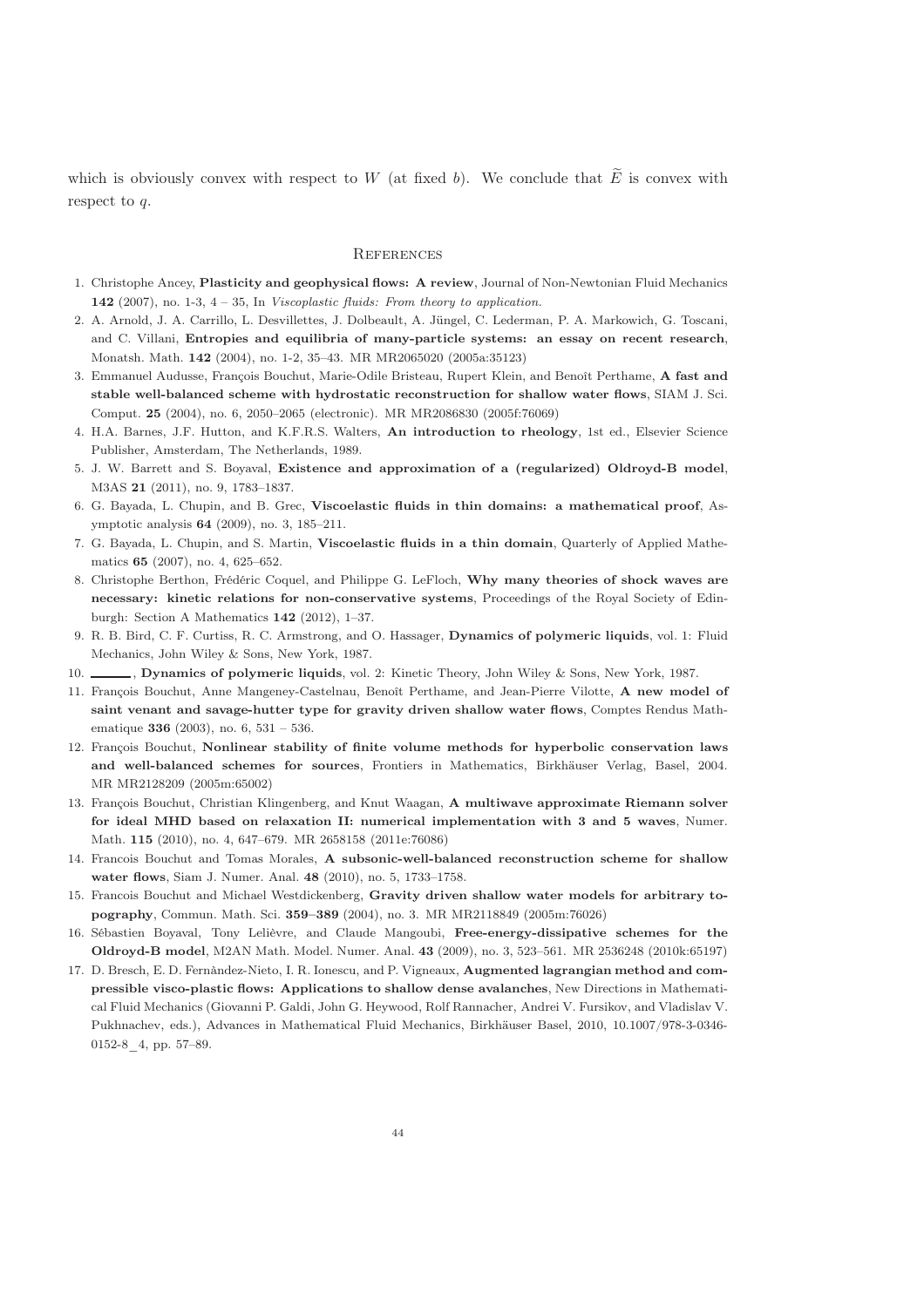which is obviously convex with respect to $W$ (at fixed $b$). We conclude that $\widetilde{E}$ is convex with respect to $q$.

## References

1. Christophe Ancey, **Plasticity and geophysical flows: A review**, Journal of Non-Newtonian Fluid Mechanics **142** (2007), no. 1-3, 4 – 35, In *Viscoplastic fluids: From theory to application*.
2. A. Arnold, J. A. Carrillo, L. Desvillettes, J. Dolbeault, A. Jüngel, C. Lederman, P. A. Markowich, G. Toscani, and C. Villani, **Entropies and equilibria of many-particle systems: an essay on recent research**, Monatsh. Math. **142** (2004), no. 1-2, 35–43. MR MR2065020 (2005a:35123)
3. Emmanuel Audusse, François Bouchut, Marie-Odile Bristeau, Rupert Klein, and Benoît Perthame, **A fast and stable well-balanced scheme with hydrostatic reconstruction for shallow water flows**, SIAM J. Sci. Comput. **25** (2004), no. 6, 2050–2065 (electronic). MR MR2086830 (2005f:76069)
4. H.A. Barnes, J.F. Hutton, and K.F.R.S. Walters, **An introduction to rheology**, 1st ed., Elsevier Science Publisher, Amsterdam, The Netherlands, 1989.
5. J. W. Barrett and S. Boyaval, **Existence and approximation of a (regularized) Oldroyd-B model**, M3AS **21** (2011), no. 9, 1783–1837.
6. G. Bayada, L. Chupin, and B. Grec, **Viscoelastic fluids in thin domains: a mathematical proof**, Asymptotic analysis **64** (2009), no. 3, 185–211.
7. G. Bayada, L. Chupin, and S. Martin, **Viscoelastic fluids in a thin domain**, Quarterly of Applied Mathematics **65** (2007), no. 4, 625–652.
8. Christophe Berthon, Frédéric Coquel, and Philippe G. LeFloch, **Why many theories of shock waves are necessary: kinetic relations for non-conservative systems**, Proceedings of the Royal Society of Edinburgh: Section A Mathematics **142** (2012), 1–37.
9. R. B. Bird, C. F. Curtiss, R. C. Armstrong, and O. Hassager, **Dynamics of polymeric liquids**, vol. 1: Fluid Mechanics, John Wiley & Sons, New York, 1987.
10. ______, **Dynamics of polymeric liquids**, vol. 2: Kinetic Theory, John Wiley & Sons, New York, 1987.
11. François Bouchut, Anne Mangeney-Castelnau, Benoît Perthame, and Jean-Pierre Vilotte, **A new model of saint venant and savage-hutter type for gravity driven shallow water flows**, Comptes Rendus Mathematique **336** (2003), no. 6, 531 – 536.
12. François Bouchut, **Nonlinear stability of finite volume methods for hyperbolic conservation laws and well-balanced schemes for sources**, Frontiers in Mathematics, Birkhäuser Verlag, Basel, 2004. MR MR2128209 (2005m:65002)
13. François Bouchut, Christian Klingenberg, and Knut Waagan, **A multiwave approximate Riemann solver for ideal MHD based on relaxation II: numerical implementation with 3 and 5 waves**, Numer. Math. **115** (2010), no. 4, 647–679. MR 2658158 (2011e:76086)
14. Francois Bouchut and Tomas Morales, **A subsonic-well-balanced reconstruction scheme for shallow water flows**, Siam J. Numer. Anal. **48** (2010), no. 5, 1733–1758.
15. Francois Bouchut and Michael Westdickenberg, **Gravity driven shallow water models for arbitrary topography**, Commun. Math. Sci. **359–389** (2004), no. 3. MR MR2118849 (2005m:76026)
16. Sébastien Boyaval, Tony Lelièvre, and Claude Mangoubi, **Free-energy-dissipative schemes for the Oldroyd-B model**, M2AN Math. Model. Numer. Anal. **43** (2009), no. 3, 523–561. MR 2536248 (2010k:65197)
17. D. Bresch, E. D. Fernàndez-Nieto, I. R. Ionescu, and P. Vigneaux, **Augmented lagrangian method and compressible visco-plastic flows: Applications to shallow dense avalanches**, New Directions in Mathematical Fluid Mechanics (Giovanni P. Galdi, John G. Heywood, Rolf Rannacher, Andrei V. Fursikov, and Vladislav V. Pukhnachev, eds.), Advances in Mathematical Fluid Mechanics, Birkhäuser Basel, 2010, 10.1007/978-3-0346-0152-8_4, pp. 57–89.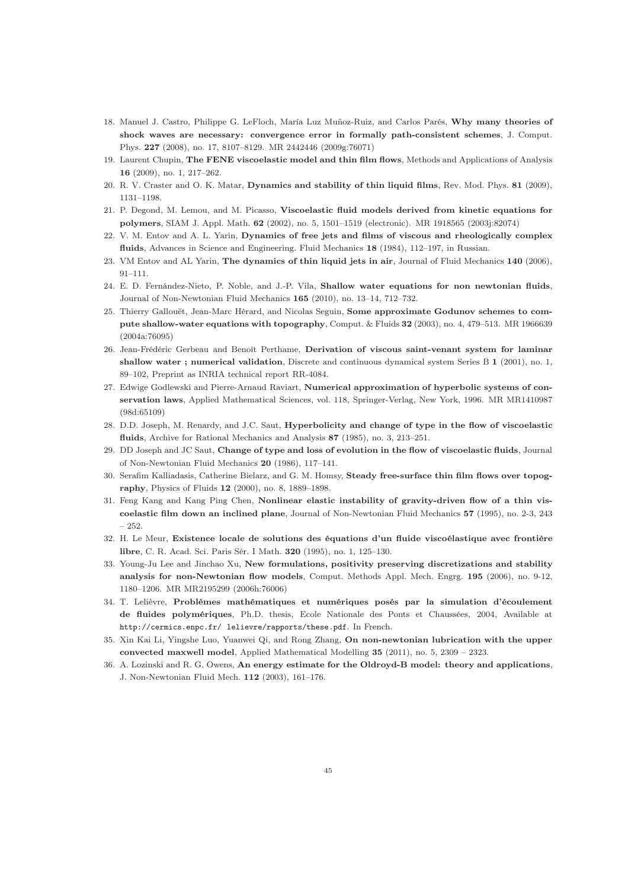18. Manuel J. Castro, Philippe G. LeFloch, María Luz Muñoz-Ruiz, and Carlos Parés, **Why many theories of shock waves are necessary: convergence error in formally path-consistent schemes**, J. Comput. Phys. **227** (2008), no. 17, 8107–8129. MR 2442446 (2009g:76071)
19. Laurent Chupin, **The FENE viscoelastic model and thin film flows**, Methods and Applications of Analysis **16** (2009), no. 1, 217–262.
20. R. V. Craster and O. K. Matar, **Dynamics and stability of thin liquid films**, Rev. Mod. Phys. **81** (2009), 1131–1198.
21. P. Degond, M. Lemou, and M. Picasso, **Viscoelastic fluid models derived from kinetic equations for polymers**, SIAM J. Appl. Math. **62** (2002), no. 5, 1501–1519 (electronic). MR 1918565 (2003j:82074)
22. V. M. Entov and A. L. Yarin, **Dynamics of free jets and films of viscous and rheologically complex fluids**, Advances in Science and Engineering. Fluid Mechanics **18** (1984), 112–197, in Russian.
23. VM Entov and AL Yarin, **The dynamics of thin liquid jets in air**, Journal of Fluid Mechanics **140** (2006), 91–111.
24. E. D. Fernández-Nieto, P. Noble, and J.-P. Vila, **Shallow water equations for non newtonian fluids**, Journal of Non-Newtonian Fluid Mechanics **165** (2010), no. 13–14, 712–732.
25. Thierry Gallouët, Jean-Marc Hérard, and Nicolas Seguin, **Some approximate Godunov schemes to compute shallow-water equations with topography**, Comput. & Fluids **32** (2003), no. 4, 479–513. MR 1966639 (2004a:76095)
26. Jean-Frédéric Gerbeau and Benoît Perthame, **Derivation of viscous saint-venant system for laminar shallow water ; numerical validation**, Discrete and continuous dynamical system Series B **1** (2001), no. 1, 89–102, Preprint as INRIA technical report RR-4084.
27. Edwige Godlewski and Pierre-Arnaud Raviart, **Numerical approximation of hyperbolic systems of conservation laws**, Applied Mathematical Sciences, vol. 118, Springer-Verlag, New York, 1996. MR MR1410987 (98d:65109)
28. D.D. Joseph, M. Renardy, and J.C. Saut, **Hyperbolicity and change of type in the flow of viscoelastic fluids**, Archive for Rational Mechanics and Analysis **87** (1985), no. 3, 213–251.
29. DD Joseph and JC Saut, **Change of type and loss of evolution in the flow of viscoelastic fluids**, Journal of Non-Newtonian Fluid Mechanics **20** (1986), 117–141.
30. Serafim Kalliadasis, Catherine Bielarz, and G. M. Homsy, **Steady free-surface thin film flows over topography**, Physics of Fluids **12** (2000), no. 8, 1889–1898.
31. Feng Kang and Kang Ping Chen, **Nonlinear elastic instability of gravity-driven flow of a thin viscoelastic film down an inclined plane**, Journal of Non-Newtonian Fluid Mechanics **57** (1995), no. 2-3, 243 – 252.
32. H. Le Meur, **Existence locale de solutions des équations d'un fluide viscoélastique avec frontière libre**, C. R. Acad. Sci. Paris Sér. I Math. **320** (1995), no. 1, 125–130.
33. Young-Ju Lee and Jinchao Xu, **New formulations, positivity preserving discretizations and stability analysis for non-Newtonian flow models**, Comput. Methods Appl. Mech. Engrg. **195** (2006), no. 9-12, 1180–1206. MR MR2195299 (2006h:76006)
34. T. Lelièvre, **Problèmes mathématiques et numériques posés par la simulation d'écoulement de fluides polymériques**, Ph.D. thesis, Ecole Nationale des Ponts et Chaussées, 2004, Available at `http://cermics.enpc.fr/ lelievre/rapports/these.pdf`. In French.
35. Xin Kai Li, Yingshe Luo, Yuanwei Qi, and Rong Zhang, **On non-newtonian lubrication with the upper convected maxwell model**, Applied Mathematical Modelling **35** (2011), no. 5, 2309 – 2323.
36. A. Lozinski and R. G. Owens, **An energy estimate for the Oldroyd-B model: theory and applications**, J. Non-Newtonian Fluid Mech. **112** (2003), 161–176.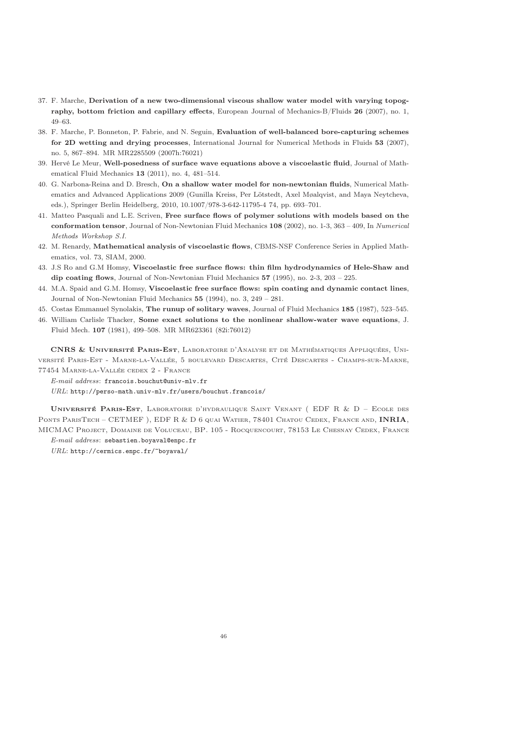37. F. Marche, **Derivation of a new two-dimensional viscous shallow water model with varying topography, bottom friction and capillary effects**, European Journal of Mechanics-B/Fluids **26** (2007), no. 1, 49–63.
38. F. Marche, P. Bonneton, P. Fabrie, and N. Seguin, **Evaluation of well-balanced bore-capturing schemes for 2D wetting and drying processes**, International Journal for Numerical Methods in Fluids **53** (2007), no. 5, 867–894. MR MR2285509 (2007h:76021)
39. Hervé Le Meur, **Well-posedness of surface wave equations above a viscoelastic fluid**, Journal of Mathematical Fluid Mechanics **13** (2011), no. 4, 481–514.
40. G. Narbona-Reina and D. Bresch, **On a shallow water model for non-newtonian fluids**, Numerical Mathematics and Advanced Applications 2009 (Gunilla Kreiss, Per Lötstedt, Axel Møalqvist, and Maya Neytcheva, eds.), Springer Berlin Heidelberg, 2010, 10.1007/978-3-642-11795-4 74, pp. 693–701.
41. Matteo Pasquali and L.E. Scriven, **Free surface flows of polymer solutions with models based on the conformation tensor**, Journal of Non-Newtonian Fluid Mechanics **108** (2002), no. 1-3, 363 – 409, In *Numerical Methods Workshop S.I.*
42. M. Renardy, **Mathematical analysis of viscoelastic flows**, CBMS-NSF Conference Series in Applied Mathematics, vol. 73, SIAM, 2000.
43. J.S Ro and G.M Homsy, **Viscoelastic free surface flows: thin film hydrodynamics of Hele-Shaw and dip coating flows**, Journal of Non-Newtonian Fluid Mechanics **57** (1995), no. 2-3, 203 – 225.
44. M.A. Spaid and G.M. Homsy, **Viscoelastic free surface flows: spin coating and dynamic contact lines**, Journal of Non-Newtonian Fluid Mechanics **55** (1994), no. 3, 249 – 281.
45. Costas Emmanuel Synolakis, **The runup of solitary waves**, Journal of Fluid Mechanics **185** (1987), 523–545.
46. William Carlisle Thacker, **Some exact solutions to the nonlinear shallow-water wave equations**, J. Fluid Mech. **107** (1981), 499–508. MR MR623361 (82i:76012)

**CNRS & Université Paris-Est**, Laboratoire d'Analyse et de Mathématiques Appliquées, Université Paris-Est - Marne-la-Vallée, 5 boulevard Descartes, Cité Descartes - Champs-sur-Marne, 77454 Marne-la-Vallée cedex 2 - France

*E-mail address*: francois.bouchut@univ-mlv.fr

*URL*: http://perso-math.univ-mlv.fr/users/bouchut.francois/

**Université Paris-Est**, Laboratoire d'hydraulique Saint Venant ( EDF R & D – Ecole des Ponts ParisTech – CETMEF ), EDF R & D 6 quai Watier, 78401 Chatou Cedex, France and, **INRIA**, MICMAC Project, Domaine de Voluceau, BP. 105 - Rocquencourt, 78153 Le Chesnay Cedex, France

*E-mail address*: sebastien.boyaval@enpc.fr

*URL*: http://cermics.enpc.fr/~boyaval/